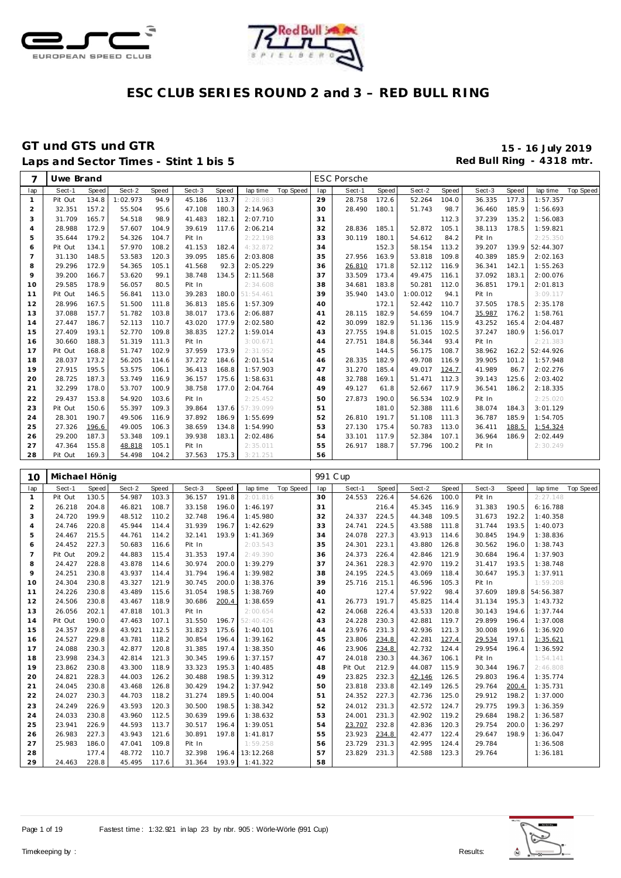# ESC CLUB SERIES ROUND 2 and 3 – RED BULL RING

## GT und GTS und GTR

**Laps and Sector Times - Stint 1 bis 5**

**15 - 16 July 2019**
**Red Bull Ring - 4318 mtr.**

| 7 | Uwe Brand | | | | | | | | | ESC Porsche | | | | | | | | | |
|---|---|---|---|---|---|---|---|---|---|---|---|---|---|---|---|---|---|---|---|
| lap | Sect-1 | Speed | Sect-2 | Speed | Sect-3 | Speed | lap time | Top Speed | lap | Sect-1 | Speed | Sect-2 | Speed | Sect-3 | Speed | lap time | Top Speed |
| 1 | Pit Out | 134.8 | 1:02.973 | 94.9 | 45.186 | 113.7 | 2:28.983 | | 29 | 28.758 | 172.6 | 52.264 | 104.0 | 36.335 | 177.3 | 1:57.357 | |
| 2 | 32.351 | 157.2 | 55.504 | 95.6 | 47.108 | 180.3 | 2:14.963 | | 30 | 28.490 | 180.1 | 51.743 | 98.7 | 36.460 | 185.9 | 1:56.693 | |
| 3 | 31.709 | 165.7 | 54.518 | 98.9 | 41.483 | 182.1 | 2:07.710 | | 31 | | | | 112.3 | 37.239 | 135.2 | 1:56.083 | |
| 4 | 28.988 | 172.9 | 57.607 | 104.9 | 39.619 | 117.6 | 2:06.214 | | 32 | 28.836 | 185.1 | 52.872 | 105.1 | 38.113 | 178.5 | 1:59.821 | |
| 5 | 35.644 | 179.2 | 54.326 | 104.7 | Pit In | | 2:22.198 | | 33 | 30.119 | 180.1 | 54.612 | 84.2 | Pit In | | 2:25.350 | |
| 6 | Pit Out | 134.1 | 57.970 | 108.2 | 41.153 | 182.4 | 4:32.872 | | 34 | | 152.3 | 58.154 | 113.2 | 39.207 | 139.9 | 52:44.307 | |
| 7 | 31.130 | 148.5 | 53.583 | 120.3 | 39.095 | 185.6 | 2:03.808 | | 35 | 27.956 | 163.9 | 53.818 | 109.8 | 40.389 | 185.9 | 2:02.163 | |
| 8 | 29.296 | 172.9 | 54.365 | 105.1 | 41.568 | 92.3 | 2:05.229 | | 36 | 26.810 | 171.8 | 52.112 | 116.9 | 36.341 | 142.1 | 1:55.263 | |
| 9 | 39.200 | 166.7 | 53.620 | 99.1 | 38.748 | 134.5 | 2:11.568 | | 37 | 33.509 | 173.4 | 49.475 | 116.1 | 37.092 | 183.1 | 2:00.076 | |
| 10 | 29.585 | 178.9 | 56.057 | 80.5 | Pit In | | 2:34.608 | | 38 | 34.681 | 183.8 | 50.281 | 112.0 | 36.851 | 179.1 | 2:01.813 | |
| 11 | Pit Out | 146.5 | 56.841 | 113.0 | 39.283 | 180.0 | 51:54.461 | | 39 | 35.940 | 143.0 | 1:00.012 | 94.1 | Pit In | | 3:09.117 | |
| 12 | 28.996 | 167.5 | 51.500 | 111.8 | 36.813 | 185.6 | 1:57.309 | | 40 | | 172.1 | 52.442 | 110.7 | 37.505 | 178.5 | 2:35.178 | |
| 13 | 37.088 | 157.7 | 51.782 | 103.8 | 38.017 | 173.6 | 2:06.887 | | 41 | 28.115 | 182.9 | 54.659 | 104.7 | 35.987 | 176.2 | 1:58.761 | |
| 14 | 27.447 | 186.7 | 52.113 | 110.7 | 43.020 | 177.9 | 2:02.580 | | 42 | 30.099 | 182.9 | 51.136 | 115.9 | 43.252 | 165.4 | 2:04.487 | |
| 15 | 27.409 | 193.1 | 52.770 | 109.8 | 38.835 | 127.2 | 1:59.014 | | 43 | 27.755 | 194.8 | 51.015 | 102.5 | 37.247 | 180.9 | 1:56.017 | |
| 16 | 30.660 | 188.3 | 51.319 | 111.3 | Pit In | | 3:00.671 | | 44 | 27.751 | 184.8 | 56.344 | 93.4 | Pit In | | 2:21.383 | |
| 17 | Pit Out | 168.8 | 51.747 | 102.9 | 37.959 | 173.9 | 2:31.952 | | 45 | | 144.5 | 56.175 | 108.7 | 38.962 | 162.2 | 52:44.926 | |
| 18 | 28.037 | 173.2 | 56.205 | 114.6 | 37.272 | 184.6 | 2:01.514 | | 46 | 28.335 | 182.9 | 49.708 | 116.9 | 39.905 | 101.2 | 1:57.948 | |
| 19 | 27.915 | 195.5 | 53.575 | 106.1 | 36.413 | 168.8 | 1:57.903 | | 47 | 31.270 | 185.4 | 49.017 | 124.7 | 41.989 | 86.7 | 2:02.276 | |
| 20 | 28.725 | 187.3 | 53.749 | 116.9 | 36.157 | 175.6 | 1:58.631 | | 48 | 32.788 | 169.1 | 51.471 | 112.3 | 39.143 | 125.6 | 2:03.402 | |
| 21 | 32.299 | 178.0 | 53.707 | 100.9 | 38.758 | 177.0 | 2:04.764 | | 49 | 49.127 | 61.8 | 52.667 | 117.9 | 36.541 | 186.2 | 2:18.335 | |
| 22 | 29.437 | 153.8 | 54.920 | 103.6 | Pit In | | 2:25.452 | | 50 | 27.873 | 190.0 | 56.534 | 102.9 | Pit In | | 2:25.020 | |
| 23 | Pit Out | 150.6 | 55.397 | 109.3 | 39.864 | 137.6 | 57:39.099 | | 51 | | 181.0 | 52.388 | 111.6 | 38.074 | 184.3 | 3:01.129 | |
| 24 | 28.301 | 190.7 | 49.506 | 116.9 | 37.892 | 186.9 | 1:55.699 | | 52 | 26.810 | 191.7 | 51.108 | 111.3 | 36.787 | 185.9 | 1:54.705 | |
| 25 | 27.326 | 196.6 | 49.005 | 106.3 | 38.659 | 134.8 | 1:54.990 | | 53 | 27.130 | 175.4 | 50.783 | 113.0 | 36.411 | 188.5 | 1:54.324 | |
| 26 | 29.200 | 187.3 | 53.348 | 109.1 | 39.938 | 183.1 | 2:02.486 | | 54 | 33.101 | 117.9 | 52.384 | 107.1 | 36.964 | 186.9 | 2:02.449 | |
| 27 | 47.364 | 155.8 | 48.818 | 105.1 | Pit In | | 2:35.011 | | 55 | 26.917 | 188.7 | 57.796 | 100.2 | Pit In | | 2:30.249 | |
| 28 | Pit Out | 169.3 | 54.498 | 104.2 | 37.563 | 175.3 | 3:21.251 | | 56 | | | | | | | | |

| 10 | Michael Hönig | | | | | | | | | 991 Cup | | | | | | | | | |
|---|---|---|---|---|---|---|---|---|---|---|---|---|---|---|---|---|---|---|---|
| lap | Sect-1 | Speed | Sect-2 | Speed | Sect-3 | Speed | lap time | Top Speed | lap | Sect-1 | Speed | Sect-2 | Speed | Sect-3 | Speed | lap time | Top Speed |
| 1 | Pit Out | 130.5 | 54.987 | 103.3 | 36.157 | 191.8 | 2:01.816 | | 30 | 24.553 | 226.4 | 54.626 | 100.0 | Pit In | | 2:27.148 | |
| 2 | 26.218 | 204.8 | 46.821 | 108.7 | 33.158 | 196.0 | 1:46.197 | | 31 | | 216.4 | 45.345 | 116.9 | 31.383 | 190.5 | 6:16.788 | |
| 3 | 24.720 | 199.9 | 48.512 | 110.2 | 32.748 | 196.4 | 1:45.980 | | 32 | 24.337 | 224.5 | 44.348 | 109.5 | 31.673 | 192.2 | 1:40.358 | |
| 4 | 24.746 | 220.8 | 45.944 | 114.4 | 31.939 | 196.7 | 1:42.629 | | 33 | 24.741 | 224.5 | 43.588 | 111.8 | 31.744 | 193.5 | 1:40.073 | |
| 5 | 24.467 | 215.5 | 44.761 | 114.2 | 32.141 | 193.9 | 1:41.369 | | 34 | 24.078 | 227.3 | 43.913 | 114.6 | 30.845 | 194.9 | 1:38.836 | |
| 6 | 24.452 | 227.3 | 50.683 | 116.6 | Pit In | | 2:03.543 | | 35 | 24.301 | 223.1 | 43.880 | 126.8 | 30.562 | 196.0 | 1:38.743 | |
| 7 | Pit Out | 209.2 | 44.883 | 115.4 | 31.353 | 197.4 | 2:49.390 | | 36 | 24.373 | 226.4 | 42.846 | 121.9 | 30.684 | 196.4 | 1:37.903 | |
| 8 | 24.427 | 228.8 | 43.878 | 114.6 | 30.974 | 200.0 | 1:39.279 | | 37 | 24.361 | 228.3 | 42.970 | 119.2 | 31.417 | 193.5 | 1:38.748 | |
| 9 | 24.251 | 230.8 | 43.937 | 114.4 | 31.794 | 196.4 | 1:39.982 | | 38 | 24.195 | 224.5 | 43.069 | 118.4 | 30.647 | 195.3 | 1:37.911 | |
| 10 | 24.304 | 230.8 | 43.327 | 121.9 | 30.745 | 200.0 | 1:38.376 | | 39 | 25.716 | 215.1 | 46.596 | 105.3 | Pit In | | 1:59.208 | |
| 11 | 24.226 | 230.8 | 43.489 | 115.6 | 31.054 | 198.5 | 1:38.769 | | 40 | | 127.4 | 57.922 | 98.4 | 37.609 | 189.8 | 54:56.387 | |
| 12 | 24.506 | 230.8 | 43.467 | 118.9 | 30.686 | 200.4 | 1:38.659 | | 41 | 26.773 | 191.7 | 45.825 | 114.4 | 31.134 | 195.3 | 1:43.732 | |
| 13 | 26.056 | 202.1 | 47.818 | 101.3 | Pit In | | 2:00.654 | | 42 | 24.068 | 226.4 | 43.533 | 120.8 | 30.143 | 194.6 | 1:37.744 | |
| 14 | Pit Out | 190.0 | 47.463 | 107.1 | 31.550 | 196.7 | 52:40.426 | | 43 | 24.228 | 230.3 | 42.881 | 119.7 | 29.899 | 196.4 | 1:37.008 | |
| 15 | 24.357 | 229.8 | 43.921 | 112.5 | 31.823 | 175.6 | 1:40.101 | | 44 | 23.976 | 231.3 | 42.936 | 121.3 | 30.008 | 196.6 | 1:36.920 | |
| 16 | 24.527 | 229.8 | 43.781 | 118.2 | 30.854 | 196.4 | 1:39.162 | | 45 | 23.806 | 234.8 | 42.281 | 127.4 | 29.534 | 197.1 | 1:35.621 | |
| 17 | 24.088 | 230.3 | 42.877 | 120.8 | 31.385 | 197.4 | 1:38.350 | | 46 | 23.906 | 234.8 | 42.732 | 124.4 | 29.954 | 196.4 | 1:36.592 | |
| 18 | 23.998 | 234.3 | 42.814 | 121.3 | 30.345 | 199.6 | 1:37.157 | | 47 | 24.018 | 230.3 | 44.367 | 106.1 | Pit In | | 1:54.141 | |
| 19 | 23.862 | 230.8 | 43.300 | 118.9 | 33.323 | 195.3 | 1:40.485 | | 48 | Pit Out | 212.9 | 44.087 | 115.9 | 30.344 | 196.7 | 2:46.808 | |
| 20 | 24.821 | 228.3 | 44.003 | 126.2 | 30.488 | 198.5 | 1:39.312 | | 49 | 23.825 | 232.3 | 42.146 | 126.5 | 29.803 | 196.4 | 1:35.774 | |
| 21 | 24.045 | 230.8 | 43.468 | 126.8 | 30.429 | 194.2 | 1:37.942 | | 50 | 23.818 | 233.8 | 42.149 | 126.5 | 29.764 | 200.4 | 1:35.731 | |
| 22 | 24.027 | 230.3 | 44.703 | 118.2 | 31.274 | 189.5 | 1:40.004 | | 51 | 24.352 | 227.3 | 42.736 | 125.0 | 29.912 | 198.2 | 1:37.000 | |
| 23 | 24.249 | 226.9 | 43.593 | 120.3 | 30.500 | 198.5 | 1:38.342 | | 52 | 24.012 | 231.3 | 42.572 | 124.7 | 29.775 | 199.3 | 1:36.359 | |
| 24 | 24.033 | 230.8 | 43.960 | 112.5 | 30.639 | 199.6 | 1:38.632 | | 53 | 24.001 | 231.3 | 42.902 | 119.2 | 29.684 | 198.2 | 1:36.587 | |
| 25 | 23.941 | 226.9 | 44.593 | 113.7 | 30.517 | 196.4 | 1:39.051 | | 54 | 23.707 | 232.8 | 42.836 | 120.3 | 29.754 | 200.0 | 1:36.297 | |
| 26 | 26.983 | 227.3 | 43.943 | 121.6 | 30.891 | 197.8 | 1:41.817 | | 55 | 23.923 | 234.8 | 42.477 | 122.4 | 29.647 | 198.9 | 1:36.047 | |
| 27 | 25.983 | 186.0 | 47.041 | 109.8 | Pit In | | 1:59.258 | | 56 | 23.729 | 231.3 | 42.995 | 124.4 | 29.784 | | 1:36.508 | |
| 28 | | 177.4 | 48.772 | 110.7 | 32.398 | 196.4 | 13:12.268 | | 57 | 23.829 | 231.3 | 42.588 | 123.3 | 29.764 | | 1:36.181 | |
| 29 | 24.463 | 228.8 | 45.495 | 117.6 | 31.364 | 193.9 | 1:41.322 | | 58 | | | | | | | | |

Fastest time : 1:32.921 in lap 23 by nbr. 905 : Wörle-Wörle (991 Cup)

Timekeeping by : Results: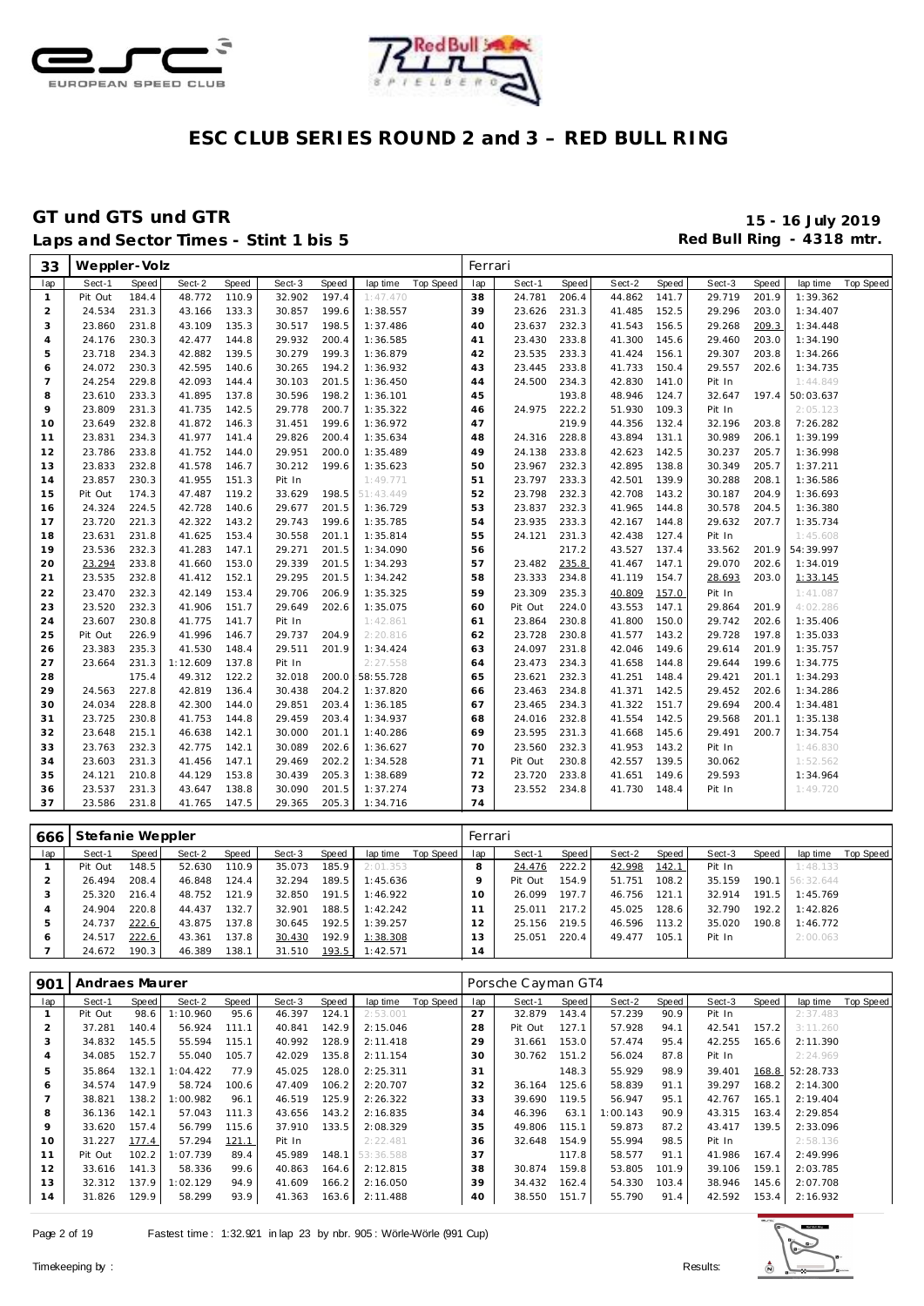# ESC CLUB SERIES ROUND 2 and 3 – RED BULL RING

## GT und GTS und GTR

**15 - 16 July 2019**

### Laps and Sector Times - Stint 1 bis 5

**Red Bull Ring - 4318 mtr.**

| 33 | Weppler-Volz | | | | | | | | Ferrari | | | | | | | | |
|---|---|---|---|---|---|---|---|---|---|---|---|---|---|---|---|---|---|
| lap | Sect-1 | Speed | Sect-2 | Speed | Sect-3 | Speed | lap time | Top Speed | lap | Sect-1 | Speed | Sect-2 | Speed | Sect-3 | Speed | lap time | Top Speed |
| 1 | Pit Out | 184.4 | 48.772 | 110.9 | 32.902 | 197.4 | 1:47.470 | | 38 | 24.781 | 206.4 | 44.862 | 141.7 | 29.719 | 201.9 | 1:39.362 | |
| 2 | 24.534 | 231.3 | 43.166 | 133.3 | 30.857 | 199.6 | 1:38.557 | | 39 | 23.626 | 231.3 | 41.485 | 152.5 | 29.296 | 203.0 | 1:34.407 | |
| 3 | 23.860 | 231.8 | 43.109 | 135.3 | 30.517 | 198.5 | 1:37.486 | | 40 | 23.637 | 232.3 | 41.543 | 156.5 | 29.268 | 209.3 | 1:34.448 | |
| 4 | 24.176 | 230.3 | 42.477 | 144.8 | 29.932 | 200.4 | 1:36.585 | | 41 | 23.430 | 233.8 | 41.300 | 145.6 | 29.460 | 203.0 | 1:34.190 | |
| 5 | 23.718 | 234.3 | 42.882 | 139.5 | 30.279 | 199.3 | 1:36.879 | | 42 | 23.535 | 233.3 | 41.424 | 156.1 | 29.307 | 203.8 | 1:34.266 | |
| 6 | 24.072 | 230.3 | 42.595 | 140.6 | 30.265 | 194.2 | 1:36.932 | | 43 | 23.445 | 233.8 | 41.733 | 150.4 | 29.557 | 202.6 | 1:34.735 | |
| 7 | 24.254 | 229.8 | 42.093 | 144.4 | 30.103 | 201.5 | 1:36.450 | | 44 | 24.500 | 234.3 | 42.830 | 141.0 | Pit In | | 1:44.849 | |
| 8 | 23.610 | 233.3 | 41.895 | 137.8 | 30.596 | 198.2 | 1:36.101 | | 45 | | 193.8 | 48.946 | 124.7 | 32.647 | 197.4 | 50:03.637 | |
| 9 | 23.809 | 231.3 | 41.735 | 142.5 | 29.778 | 200.7 | 1:35.322 | | 46 | 24.975 | 222.2 | 51.930 | 109.3 | Pit In | | 2:05.123 | |
| 10 | 23.649 | 232.8 | 41.872 | 146.3 | 31.451 | 199.6 | 1:36.972 | | 47 | | 219.9 | 44.356 | 132.4 | 32.196 | 203.8 | 7:26.282 | |
| 11 | 23.831 | 234.3 | 41.977 | 141.4 | 29.826 | 200.4 | 1:35.634 | | 48 | 24.316 | 228.8 | 43.894 | 131.1 | 30.989 | 206.1 | 1:39.199 | |
| 12 | 23.786 | 233.8 | 41.752 | 144.0 | 29.951 | 200.0 | 1:35.489 | | 49 | 24.138 | 233.8 | 42.623 | 142.5 | 30.237 | 205.7 | 1:36.998 | |
| 13 | 23.833 | 232.8 | 41.578 | 146.7 | 30.212 | 199.6 | 1:35.623 | | 50 | 23.967 | 232.3 | 42.895 | 138.8 | 30.349 | 205.7 | 1:37.211 | |
| 14 | 23.857 | 230.3 | 41.955 | 151.3 | Pit In | | 1:49.771 | | 51 | 23.797 | 233.3 | 42.501 | 139.9 | 30.288 | 208.1 | 1:36.586 | |
| 15 | Pit Out | 174.3 | 47.487 | 119.2 | 33.629 | 198.5 | 51:43.449 | | 52 | 23.798 | 232.3 | 42.708 | 143.2 | 30.187 | 204.9 | 1:36.693 | |
| 16 | 24.324 | 224.5 | 42.728 | 140.6 | 29.677 | 201.5 | 1:36.729 | | 53 | 23.837 | 232.3 | 41.965 | 144.8 | 30.578 | 204.5 | 1:36.380 | |
| 17 | 23.720 | 221.3 | 42.322 | 143.2 | 29.743 | 199.6 | 1:35.785 | | 54 | 23.935 | 233.3 | 42.167 | 144.8 | 29.632 | 207.7 | 1:35.734 | |
| 18 | 23.631 | 231.8 | 41.625 | 153.4 | 30.558 | 201.1 | 1:35.814 | | 55 | 24.121 | 231.3 | 42.438 | 127.4 | Pit In | | 1:45.608 | |
| 19 | 23.536 | 232.3 | 41.283 | 147.1 | 29.271 | 201.5 | 1:34.090 | | 56 | | 217.2 | 43.527 | 137.4 | 33.562 | 201.9 | 54:39.997 | |
| 20 | 23.294 | 233.8 | 41.660 | 153.0 | 29.339 | 201.5 | 1:34.293 | | 57 | 23.482 | 235.8 | 41.467 | 147.1 | 29.070 | 202.6 | 1:34.019 | |
| 21 | 23.535 | 232.8 | 41.412 | 152.1 | 29.295 | 201.5 | 1:34.242 | | 58 | 23.333 | 234.8 | 41.119 | 154.7 | 28.693 | 203.0 | 1:33.145 | |
| 22 | 23.470 | 232.3 | 42.149 | 153.4 | 29.706 | 206.9 | 1:35.325 | | 59 | 23.309 | 235.3 | 40.809 | 157.0 | Pit In | | 1:41.087 | |
| 23 | 23.520 | 232.3 | 41.906 | 151.7 | 29.649 | 202.6 | 1:35.075 | | 60 | Pit Out | 224.0 | 43.553 | 147.1 | 29.864 | 201.9 | 4:02.286 | |
| 24 | 23.607 | 230.8 | 41.775 | 141.7 | Pit In | | 1:42.861 | | 61 | 23.864 | 230.8 | 41.800 | 150.0 | 29.742 | 202.6 | 1:35.406 | |
| 25 | Pit Out | 226.9 | 41.996 | 146.7 | 29.737 | 204.9 | 2:20.816 | | 62 | 23.728 | 233.8 | 41.577 | 143.2 | 29.728 | 197.8 | 1:35.033 | |
| 26 | 23.383 | 235.3 | 41.530 | 148.4 | 29.511 | 201.9 | 1:34.424 | | 63 | 24.097 | 231.8 | 42.046 | 149.6 | 29.614 | 201.9 | 1:35.757 | |
| 27 | 23.664 | 231.3 | 1:12.609 | 137.8 | Pit In | | 2:27.558 | | 64 | 23.473 | 234.3 | 41.658 | 144.8 | 29.644 | 199.6 | 1:34.775 | |
| 28 | | 175.4 | 49.312 | 122.2 | 32.018 | 200.0 | 58:55.728 | | 65 | 23.621 | 232.3 | 41.251 | 148.4 | 29.421 | 201.1 | 1:34.293 | |
| 29 | 24.563 | 227.8 | 42.819 | 136.4 | 30.438 | 204.2 | 1:37.820 | | 66 | 23.463 | 234.8 | 41.371 | 142.5 | 29.452 | 202.6 | 1:34.286 | |
| 30 | 24.034 | 228.8 | 42.300 | 144.0 | 29.851 | 203.4 | 1:36.185 | | 67 | 23.465 | 234.3 | 41.322 | 151.7 | 29.694 | 200.4 | 1:34.481 | |
| 31 | 23.725 | 230.8 | 41.753 | 144.8 | 29.459 | 203.4 | 1:34.937 | | 68 | 24.016 | 232.8 | 41.554 | 142.5 | 29.568 | 201.1 | 1:35.138 | |
| 32 | 23.648 | 215.1 | 46.638 | 142.1 | 30.000 | 201.1 | 1:40.286 | | 69 | 23.595 | 231.3 | 41.668 | 145.6 | 29.491 | 200.7 | 1:34.754 | |
| 33 | 23.763 | 232.3 | 42.775 | 142.1 | 30.089 | 202.6 | 1:36.627 | | 70 | 23.560 | 232.3 | 41.953 | 143.2 | Pit In | | 1:46.830 | |
| 34 | 23.603 | 231.3 | 41.456 | 147.1 | 29.469 | 202.2 | 1:34.528 | | 71 | Pit Out | 230.8 | 42.557 | 139.5 | 30.062 | | 1:52.562 | |
| 35 | 24.121 | 210.8 | 44.129 | 153.8 | 30.439 | 205.3 | 1:38.689 | | 72 | 23.720 | 233.8 | 41.651 | 149.6 | 29.593 | | 1:34.964 | |
| 36 | 23.537 | 231.3 | 43.647 | 138.8 | 30.090 | 201.5 | 1:37.274 | | 73 | 23.552 | 234.8 | 41.730 | 148.4 | Pit In | | 1:49.720 | |
| 37 | 23.586 | 231.8 | 41.765 | 147.5 | 29.365 | 205.3 | 1:34.716 | | 74 | | | | | | | | |

| 666 | Stefanie Weppler | | | | | | | | Ferrari | | | | | | | | |
|---|---|---|---|---|---|---|---|---|---|---|---|---|---|---|---|---|---|
| lap | Sect-1 | Speed | Sect-2 | Speed | Sect-3 | Speed | lap time | Top Speed | lap | Sect-1 | Speed | Sect-2 | Speed | Sect-3 | Speed | lap time | Top Speed |
| 1 | Pit Out | 148.5 | 52.630 | 110.9 | 35.073 | 185.9 | 2:01.353 | | 8 | 24.476 | 222.2 | 42.998 | 142.1 | Pit In | | 1:48.133 | |
| 2 | 26.494 | 208.4 | 46.848 | 124.4 | 32.294 | 189.5 | 1:45.636 | | 9 | Pit Out | 154.9 | 51.751 | 108.2 | 35.159 | 190.1 | 56:32.644 | |
| 3 | 25.320 | 216.4 | 48.752 | 121.9 | 32.850 | 191.5 | 1:46.922 | | 10 | 26.099 | 197.7 | 46.756 | 121.1 | 32.914 | 191.5 | 1:45.769 | |
| 4 | 24.904 | 220.8 | 44.437 | 132.7 | 32.901 | 188.5 | 1:42.242 | | 11 | 25.011 | 217.2 | 45.025 | 128.6 | 32.790 | 192.2 | 1:42.826 | |
| 5 | 24.737 | 222.6 | 43.875 | 137.8 | 30.645 | 192.5 | 1:39.257 | | 12 | 25.156 | 219.5 | 46.596 | 113.2 | 35.020 | 190.8 | 1:46.772 | |
| 6 | 24.517 | 222.6 | 43.361 | 137.8 | 30.430 | 192.9 | 1:38.308 | | 13 | 25.051 | 220.4 | 49.477 | 105.1 | Pit In | | 2:00.063 | |
| 7 | 24.672 | 190.3 | 46.389 | 138.1 | 31.510 | 193.5 | 1:42.571 | | 14 | | | | | | | | |

| 901 | Andraes Maurer | | | | | | | | Porsche Cayman GT4 | | | | | | | | |
|---|---|---|---|---|---|---|---|---|---|---|---|---|---|---|---|---|---|
| lap | Sect-1 | Speed | Sect-2 | Speed | Sect-3 | Speed | lap time | Top Speed | lap | Sect-1 | Speed | Sect-2 | Speed | Sect-3 | Speed | lap time | Top Speed |
| 1 | Pit Out | 98.6 | 1:10.960 | 95.6 | 46.397 | 124.1 | 2:53.001 | | 27 | 32.879 | 143.4 | 57.239 | 90.9 | Pit In | | 2:37.483 | |
| 2 | 37.281 | 140.4 | 56.924 | 111.1 | 40.841 | 142.9 | 2:15.046 | | 28 | Pit Out | 127.1 | 57.928 | 94.1 | 42.541 | 157.2 | 3:11.260 | |
| 3 | 34.832 | 145.5 | 55.594 | 115.1 | 40.992 | 128.9 | 2:11.418 | | 29 | 31.661 | 153.0 | 57.474 | 95.4 | 42.255 | 165.6 | 2:11.390 | |
| 4 | 34.085 | 152.7 | 55.040 | 105.7 | 42.029 | 135.8 | 2:11.154 | | 30 | 30.762 | 151.2 | 56.024 | 87.8 | Pit In | | 2:24.969 | |
| 5 | 35.864 | 132.1 | 1:04.422 | 77.9 | 45.025 | 128.0 | 2:25.311 | | 31 | | 148.3 | 55.929 | 98.9 | 39.401 | 168.8 | 52:28.733 | |
| 6 | 34.574 | 147.9 | 58.724 | 100.6 | 47.409 | 106.2 | 2:20.707 | | 32 | 36.164 | 125.6 | 58.839 | 91.1 | 39.297 | 168.2 | 2:14.300 | |
| 7 | 38.821 | 138.2 | 1:00.982 | 96.1 | 46.519 | 125.9 | 2:26.322 | | 33 | 39.690 | 119.5 | 56.947 | 95.1 | 42.767 | 165.1 | 2:19.404 | |
| 8 | 36.136 | 142.1 | 57.043 | 111.3 | 43.656 | 143.2 | 2:16.835 | | 34 | 46.396 | 63.1 | 1:00.143 | 90.9 | 43.315 | 163.4 | 2:29.854 | |
| 9 | 33.620 | 157.4 | 56.799 | 115.6 | 37.910 | 133.5 | 2:08.329 | | 35 | 49.806 | 115.1 | 59.873 | 87.2 | 43.417 | 139.5 | 2:33.096 | |
| 10 | 31.227 | 177.4 | 57.294 | 121.1 | Pit In | | 2:22.481 | | 36 | 32.648 | 154.9 | 55.994 | 98.5 | Pit In | | 2:58.136 | |
| 11 | Pit Out | 102.2 | 1:07.739 | 89.4 | 45.989 | 148.1 | 53:36.588 | | 37 | | 117.8 | 58.577 | 91.1 | 41.986 | 167.4 | 2:49.996 | |
| 12 | 33.616 | 141.3 | 58.336 | 99.6 | 40.863 | 164.6 | 2:12.815 | | 38 | 30.874 | 159.8 | 53.805 | 101.9 | 39.106 | 159.1 | 2:03.785 | |
| 13 | 32.312 | 137.9 | 1:02.129 | 94.9 | 41.609 | 166.2 | 2:16.050 | | 39 | 34.432 | 162.4 | 54.330 | 103.4 | 38.946 | 145.6 | 2:07.708 | |
| 14 | 31.826 | 129.9 | 58.299 | 93.9 | 41.363 | 163.6 | 2:11.488 | | 40 | 38.550 | 151.7 | 55.790 | 91.4 | 42.592 | 153.4 | 2:16.932 | |

Fastest time : 1:32.921 in lap 23 by nbr. 905 : Wörle-Wörle (991 Cup)

Timekeeping by : Results: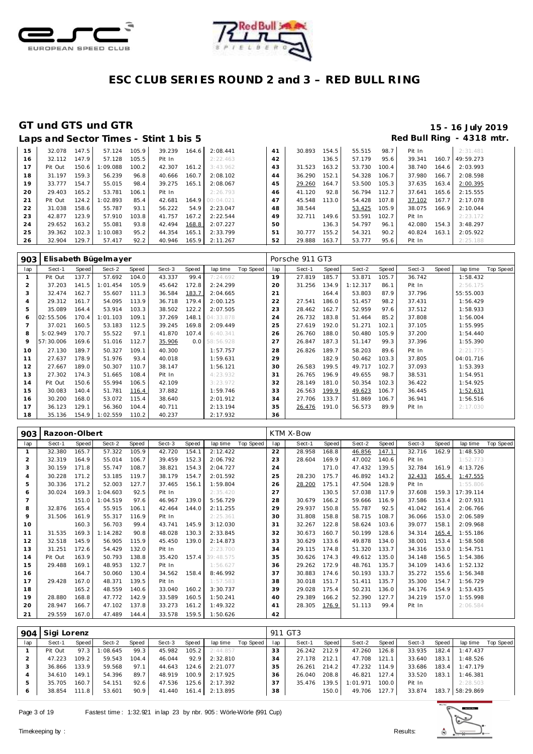# ESC CLUB SERIES ROUND 2 and 3 – RED BULL RING

## GT und GTS und GTR

**15 - 16 July 2019**

**Laps and Sector Times - Stint 1 bis 5**

**Red Bull Ring - 4318 mtr.**

| lap | Sect-1 | Speed | Sect-2 | Speed | Sect-3 | Speed | lap time | Top Speed | lap | Sect-1 | Speed | Sect-2 | Speed | Sect-3 | Speed | lap time | Top Speed |
|---|---|---|---|---|---|---|---|---|---|---|---|---|---|---|---|---|---|
| 15 | 32.078 | 147.5 | 57.124 | 105.9 | 39.239 | 164.6 | 2:08.441 | | 41 | 30.893 | 154.5 | 55.515 | 98.7 | Pit In | | 2:31.481 | |
| 16 | 32.112 | 147.9 | 57.128 | 105.5 | Pit In | | 2:22.463 | | 42 | | 136.5 | 57.179 | 95.6 | 39.341 | 160.7 | 49:59.273 | |
| 17 | Pit Out | 150.6 | 1:09.088 | 100.2 | 42.307 | 161.2 | 3:43.962 | | 43 | 31.523 | 163.2 | 53.730 | 100.4 | 38.740 | 164.6 | 2:03.993 | |
| 18 | 31.197 | 159.3 | 56.239 | 96.8 | 40.666 | 160.7 | 2:08.102 | | 44 | 36.290 | 152.1 | 54.328 | 106.7 | 37.980 | 166.7 | 2:08.598 | |
| 19 | 33.777 | 154.7 | 55.015 | 98.4 | 39.275 | 165.1 | 2:08.067 | | 45 | 29.260 | 164.7 | 53.500 | 105.3 | 37.635 | 163.4 | 2:00.395 | |
| 20 | 29.403 | 165.2 | 53.781 | 106.1 | Pit In | | 2:26.793 | | 46 | 41.120 | 92.8 | 56.794 | 112.7 | 37.641 | 165.6 | 2:15.555 | |
| 21 | Pit Out | 124.2 | 1:02.893 | 85.4 | 42.681 | 164.9 | 00:04.021 | | 47 | 45.548 | 113.0 | 54.428 | 107.8 | 37.102 | 167.7 | 2:17.078 | |
| 22 | 31.038 | 158.6 | 55.787 | 93.1 | 56.222 | 54.9 | 2:23.047 | | 48 | 38.544 | | 53.425 | 105.9 | 38.075 | 166.9 | 2:10.044 | |
| 23 | 42.877 | 123.9 | 57.910 | 103.8 | 41.757 | 167.2 | 2:22.544 | | 49 | 32.711 | 149.6 | 53.591 | 102.7 | Pit In | | 2:23.172 | |
| 24 | 29.652 | 163.2 | 55.081 | 93.8 | 42.494 | 168.8 | 2:07.227 | | 50 | | 136.3 | 54.797 | 96.1 | 42.080 | 154.3 | 3:48.297 | |
| 25 | 39.362 | 102.3 | 1:10.083 | 95.2 | 44.354 | 165.1 | 2:33.799 | | 51 | 30.777 | 155.2 | 54.321 | 90.2 | 40.824 | 163.1 | 2:05.922 | |
| 26 | 32.904 | 129.7 | 57.417 | 92.2 | 40.946 | 165.9 | 2:11.267 | | 52 | 29.888 | 163.7 | 53.777 | 95.6 | Pit In | | 2:25.188 | |

### 903 Elisabeth Bügelmayer — Porsche 911 GT3

| lap | Sect-1 | Speed | Sect-2 | Speed | Sect-3 | Speed | lap time | Top Speed | lap | Sect-1 | Speed | Sect-2 | Speed | Sect-3 | Speed | lap time | Top Speed |
|---|---|---|---|---|---|---|---|---|---|---|---|---|---|---|---|---|---|
| 1 | Pit Out | 137.7 | 57.692 | 104.0 | 43.337 | 99.4 | 7:24.692 | | 19 | 27.819 | 185.7 | 53.871 | 105.7 | 36.742 | | 1:58.432 | |
| 2 | 37.203 | 141.5 | 1:01.454 | 105.9 | 45.642 | 172.8 | 2:24.299 | | 20 | 31.256 | 134.9 | 1:12.317 | 86.1 | Pit In | | 2:56.175 | |
| 3 | 32.474 | 162.7 | 55.607 | 111.3 | 36.584 | 183.7 | 2:04.665 | | 21 | | 164.4 | 53.803 | 87.9 | 37.796 | | 55:55.003 | |
| 4 | 29.312 | 161.7 | 54.095 | 113.9 | 36.718 | 179.4 | 2:00.125 | | 22 | 27.541 | 186.0 | 51.457 | 98.2 | 37.431 | | 1:56.429 | |
| 5 | 35.089 | 164.4 | 53.914 | 103.3 | 38.502 | 122.2 | 2:07.505 | | 23 | 28.462 | 162.7 | 52.959 | 97.6 | 37.512 | | 1:58.933 | |
| 6 | 02:55.506 | 170.4 | 1:01.103 | 109.1 | 37.269 | 148.1 | 04:33.878 | | 24 | 26.732 | 183.8 | 51.464 | 85.2 | 37.808 | | 1:56.004 | |
| 7 | 37.021 | 160.5 | 53.183 | 112.5 | 39.245 | 169.8 | 2:09.449 | | 25 | 27.619 | 192.0 | 51.271 | 102.1 | 37.105 | | 1:55.995 | |
| 8 | 5:02.949 | 170.7 | 55.522 | 97.1 | 41.870 | 107.4 | 6:40.341 | | 26 | 26.760 | 188.0 | 50.480 | 105.9 | 37.200 | | 1:54.440 | |
| 9 | 57:30.006 | 169.6 | 51.016 | 112.7 | 35.906 | 0.0 | 58:56.928 | | 27 | 26.847 | 187.3 | 51.147 | 99.3 | 37.396 | | 1:55.390 | |
| 10 | 27.130 | 189.7 | 50.327 | 109.1 | 40.300 | | 1:57.757 | | 28 | 26.826 | 189.7 | 58.203 | 89.6 | Pit In | | 2:21.775 | |
| 11 | 27.637 | 178.9 | 51.976 | 93.4 | 40.018 | | 1:59.631 | | 29 | | 182.9 | 50.462 | 103.3 | 37.805 | | 04:01.716 | |
| 12 | 27.667 | 189.0 | 50.307 | 110.7 | 38.147 | | 1:56.121 | | 30 | 26.583 | 199.5 | 49.717 | 102.7 | 37.093 | | 1:53.393 | |
| 13 | 27.302 | 174.3 | 51.665 | 108.4 | Pit In | | 4:23.932 | | 31 | 26.765 | 196.9 | 49.655 | 98.7 | 38.531 | | 1:54.951 | |
| 14 | Pit Out | 150.6 | 55.994 | 106.5 | 42.109 | | 3:23.972 | | 32 | 28.149 | 181.0 | 50.354 | 102.3 | 36.422 | | 1:54.925 | |
| 15 | 30.083 | 140.4 | 51.781 | 116.4 | 37.882 | | 1:59.746 | | 33 | 26.563 | 199.9 | 49.623 | 106.7 | 36.445 | | 1:52.631 | |
| 16 | 30.200 | 168.0 | 53.072 | 115.4 | 38.640 | | 2:01.912 | | 34 | 27.706 | 133.7 | 51.869 | 106.7 | 36.941 | | 1:56.516 | |
| 17 | 36.123 | 129.1 | 56.360 | 104.4 | 40.711 | | 2:13.194 | | 35 | 26.476 | 191.0 | 56.573 | 89.9 | Pit In | | 2:17.030 | |
| 18 | 35.136 | 154.9 | 1:02.559 | 110.2 | 40.237 | | 2:17.932 | | 36 | | | | | | | | |

### 903 Razoon-Olbert — KTM X-Bow

| lap | Sect-1 | Speed | Sect-2 | Speed | Sect-3 | Speed | lap time | Top Speed | lap | Sect-1 | Speed | Sect-2 | Speed | Sect-3 | Speed | lap time | Top Speed |
|---|---|---|---|---|---|---|---|---|---|---|---|---|---|---|---|---|---|
| 1 | 32.380 | 165.7 | 57.322 | 105.9 | 42.720 | 154.1 | 2:12.422 | | 22 | 28.958 | 168.8 | 46.856 | 147.1 | 32.716 | 162.9 | 1:48.530 | |
| 2 | 32.319 | 164.9 | 55.014 | 106.7 | 39.459 | 152.3 | 2:06.792 | | 23 | 28.604 | 169.9 | 47.002 | 140.6 | Pit In | | 1:52.773 | |
| 3 | 30.159 | 171.8 | 55.747 | 108.7 | 38.821 | 154.3 | 2:04.727 | | 24 | | 171.0 | 47.432 | 139.5 | 32.784 | 161.9 | 4:13.726 | |
| 4 | 30.228 | 171.2 | 53.185 | 119.7 | 38.179 | 154.7 | 2:01.592 | | 25 | 28.230 | 175.7 | 46.892 | 143.2 | 32.433 | 165.4 | 1:47.555 | |
| 5 | 30.336 | 171.2 | 52.003 | 127.7 | 37.465 | 156.1 | 1:59.804 | | 26 | 28.200 | 175.1 | 47.504 | 128.9 | Pit In | | 1:55.806 | |
| 6 | 30.024 | 169.3 | 1:04.603 | 92.5 | Pit In | | 2:35.420 | | 27 | | 130.5 | 57.038 | 117.9 | 37.608 | 159.3 | 17:39.114 | |
| 7 | | 151.0 | 1:04.519 | 97.6 | 46.967 | 139.0 | 5:56.729 | | 28 | 30.679 | 166.2 | 59.666 | 116.9 | 37.586 | 153.4 | 2:07.931 | |
| 8 | 32.876 | 165.4 | 55.915 | 106.1 | 42.464 | 144.0 | 2:11.255 | | 29 | 29.937 | 150.8 | 55.787 | 92.5 | 41.042 | 161.4 | 2:06.766 | |
| 9 | 31.506 | 161.9 | 55.317 | 116.9 | Pit In | | 2:25.361 | | 30 | 31.808 | 158.8 | 58.715 | 108.7 | 36.066 | 153.0 | 2:06.589 | |
| 10 | | 160.3 | 56.703 | 99.4 | 43.741 | 145.9 | 3:12.030 | | 31 | 32.267 | 122.8 | 58.624 | 103.6 | 39.077 | 158.1 | 2:09.968 | |
| 11 | 31.535 | 169.3 | 1:14.282 | 90.8 | 48.028 | 130.3 | 2:33.845 | | 32 | 30.673 | 160.7 | 50.199 | 128.6 | 34.314 | 165.4 | 1:55.186 | |
| 12 | 32.518 | 145.9 | 56.905 | 115.9 | 45.450 | 139.0 | 2:14.873 | | 33 | 30.629 | 133.6 | 49.878 | 134.0 | 38.001 | 153.4 | 1:58.508 | |
| 13 | 31.251 | 172.6 | 54.429 | 132.0 | Pit In | | 2:23.700 | | 34 | 29.115 | 174.8 | 51.320 | 133.7 | 34.316 | 153.0 | 1:54.751 | |
| 14 | Pit Out | 163.9 | 50.793 | 138.8 | 35.420 | 157.4 | 39:48.575 | | 35 | 30.626 | 174.3 | 49.612 | 135.0 | 34.148 | 156.5 | 1:54.386 | |
| 15 | 29.488 | 169.1 | 48.953 | 132.7 | Pit In | | 1:56.627 | | 36 | 29.262 | 172.9 | 48.761 | 135.7 | 34.109 | 143.6 | 1:52.132 | |
| 16 | | 164.7 | 50.060 | 130.4 | 34.562 | 158.4 | 8:46.992 | | 37 | 30.883 | 174.6 | 50.193 | 133.7 | 35.272 | 155.6 | 1:56.348 | |
| 17 | 29.428 | 167.0 | 48.371 | 139.5 | Pit In | | 1:57.583 | | 38 | 30.018 | 151.7 | 51.411 | 135.7 | 35.300 | 154.7 | 1:56.729 | |
| 18 | | 165.2 | 48.559 | 140.6 | 33.040 | 160.2 | 3:30.737 | | 39 | 29.028 | 175.4 | 50.231 | 136.0 | 34.176 | 154.9 | 1:53.435 | |
| 19 | 28.880 | 168.8 | 47.772 | 142.9 | 33.589 | 160.5 | 1:50.241 | | 40 | 29.389 | 166.2 | 52.390 | 127.7 | 34.219 | 157.0 | 1:55.998 | |
| 20 | 28.947 | 166.7 | 47.102 | 137.8 | 33.273 | 161.2 | 1:49.322 | | 41 | 28.305 | 176.9 | 51.113 | 99.4 | Pit In | | 2:06.584 | |
| 21 | 29.559 | 167.0 | 47.489 | 144.4 | 33.578 | 159.5 | 1:50.626 | | 42 | | | | | | | | |

### 904 Sigi Lorenz — 911 GT3

| lap | Sect-1 | Speed | Sect-2 | Speed | Sect-3 | Speed | lap time | Top Speed | lap | Sect-1 | Speed | Sect-2 | Speed | Sect-3 | Speed | lap time | Top Speed |
|---|---|---|---|---|---|---|---|---|---|---|---|---|---|---|---|---|---|
| 1 | Pit Out | 97.3 | 1:08.645 | 99.3 | 45.982 | 105.2 | 2:44.857 | | 33 | 26.242 | 212.9 | 47.260 | 126.8 | 33.935 | 182.4 | 1:47.437 | |
| 2 | 47.223 | 109.2 | 59.543 | 104.4 | 46.044 | 92.9 | 2:32.810 | | 34 | 27.178 | 212.1 | 47.708 | 121.1 | 33.640 | 183.1 | 1:48.526 | |
| 3 | 36.866 | 133.9 | 59.568 | 97.1 | 44.643 | 124.6 | 2:21.077 | | 35 | 26.261 | 214.2 | 47.232 | 114.9 | 33.686 | 183.4 | 1:47.179 | |
| 4 | 34.610 | 149.1 | 54.396 | 89.7 | 48.919 | 100.9 | 2:17.925 | | 36 | 26.040 | 208.8 | 46.821 | 127.4 | 33.520 | 183.1 | 1:46.381 | |
| 5 | 35.705 | 160.7 | 54.151 | 92.6 | 47.536 | 125.6 | 2:17.392 | | 37 | 35.476 | 139.5 | 1:01.971 | 100.0 | Pit In | | 2:28.503 | |
| 6 | 38.854 | 111.8 | 53.601 | 90.9 | 41.440 | 161.4 | 2:13.895 | | 38 | | 150.0 | 49.706 | 127.7 | 33.874 | 183.7 | 58:29.869 | |

Fastest time : 1:32.921 in lap 23 by nbr. 905 : Wörle-Wörle (991 Cup)

Timekeeping by : Results: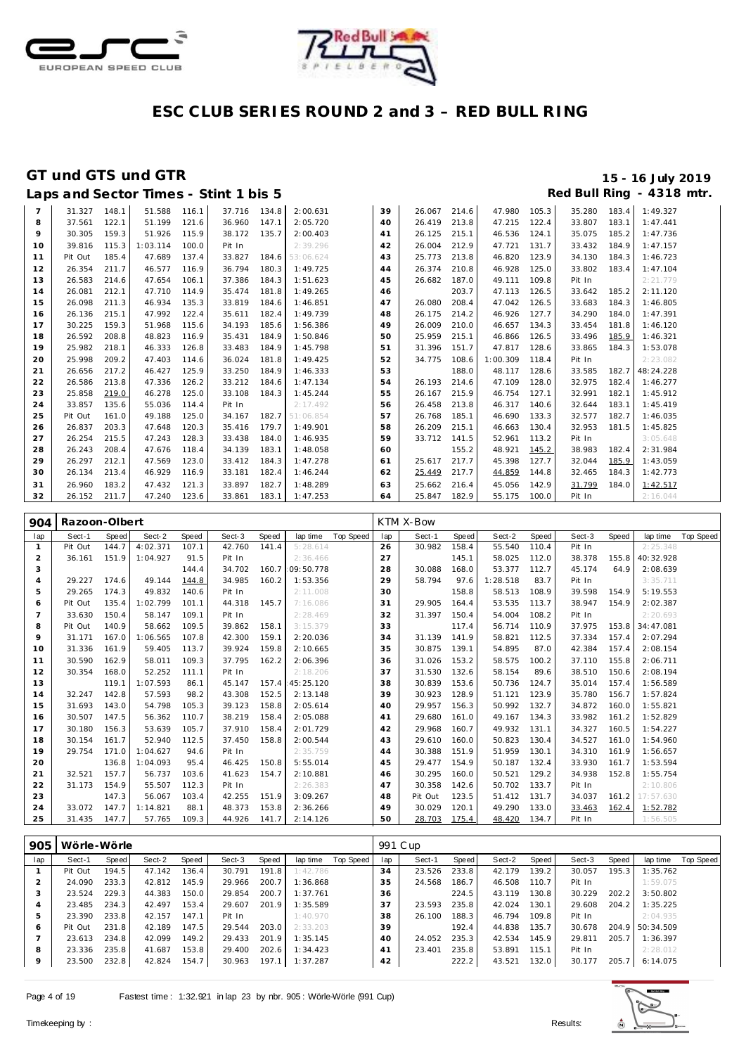# ESC CLUB SERIES ROUND 2 and 3 – RED BULL RING

## GT und GTS und GTR

**15 - 16 July 2019**

### Laps and Sector Times - Stint 1 bis 5

**Red Bull Ring - 4318 mtr.**

| lap | Sect-1 | Speed | Sect-2 | Speed | Sect-3 | Speed | lap time | Top Speed | lap | Sect-1 | Speed | Sect-2 | Speed | Sect-3 | Speed | lap time | Top Speed |
|---|---|---|---|---|---|---|---|---|---|---|---|---|---|---|---|---|---|
| 7 | 31.327 | 148.1 | 51.588 | 116.1 | 37.716 | 134.8 | 2:00.631 | | 39 | 26.067 | 214.6 | 47.980 | 105.3 | 35.280 | 183.4 | 1:49.327 | |
| 8 | 37.561 | 122.1 | 51.199 | 121.6 | 36.960 | 147.1 | 2:05.720 | | 40 | 26.419 | 213.8 | 47.215 | 122.4 | 33.807 | 183.1 | 1:47.441 | |
| 9 | 30.305 | 159.3 | 51.926 | 115.9 | 38.172 | 135.7 | 2:00.403 | | 41 | 26.125 | 215.1 | 46.536 | 124.1 | 35.075 | 185.2 | 1:47.736 | |
| 10 | 39.816 | 115.3 | 1:03.114 | 100.0 | Pit In | | 2:39.296 | | 42 | 26.004 | 212.9 | 47.721 | 131.7 | 33.432 | 184.9 | 1:47.157 | |
| 11 | Pit Out | 185.4 | 47.689 | 137.4 | 33.827 | 184.6 | 53:06.624 | | 43 | 25.773 | 213.8 | 46.820 | 123.9 | 34.130 | 184.3 | 1:46.723 | |
| 12 | 26.354 | 211.7 | 46.577 | 116.9 | 36.794 | 180.3 | 1:49.725 | | 44 | 26.374 | 210.8 | 46.928 | 125.0 | 33.802 | 183.4 | 1:47.104 | |
| 13 | 26.583 | 214.6 | 47.654 | 106.1 | 37.386 | 184.3 | 1:51.623 | | 45 | 26.682 | 187.0 | 49.111 | 109.8 | Pit In | | 2:21.779 | |
| 14 | 26.081 | 212.1 | 47.710 | 114.9 | 35.474 | 181.8 | 1:49.265 | | 46 | | 203.7 | 47.113 | 126.5 | 33.642 | 185.2 | 2:11.120 | |
| 15 | 26.098 | 211.3 | 46.934 | 135.3 | 33.819 | 184.6 | 1:46.851 | | 47 | 26.080 | 208.4 | 47.042 | 126.5 | 33.683 | 184.3 | 1:46.805 | |
| 16 | 26.136 | 215.1 | 47.992 | 122.4 | 35.611 | 182.4 | 1:49.739 | | 48 | 26.175 | 214.2 | 46.926 | 127.7 | 34.290 | 184.0 | 1:47.391 | |
| 17 | 30.225 | 159.3 | 51.968 | 115.6 | 34.193 | 185.6 | 1:56.386 | | 49 | 26.009 | 210.0 | 46.657 | 134.3 | 33.454 | 181.8 | 1:46.120 | |
| 18 | 26.592 | 208.8 | 48.823 | 116.9 | 35.431 | 184.9 | 1:50.846 | | 50 | 25.959 | 215.1 | 46.866 | 126.5 | 33.496 | 185.9 | 1:46.321 | |
| 19 | 25.982 | 218.1 | 46.333 | 126.8 | 33.483 | 184.9 | 1:45.798 | | 51 | 31.396 | 151.7 | 47.817 | 128.6 | 33.865 | 184.3 | 1:53.078 | |
| 20 | 25.998 | 209.2 | 47.403 | 114.6 | 36.024 | 181.8 | 1:49.425 | | 52 | 34.775 | 108.6 | 1:00.309 | 118.4 | Pit In | | 2:23.082 | |
| 21 | 26.656 | 217.2 | 46.427 | 125.9 | 33.250 | 184.9 | 1:46.333 | | 53 | | 188.0 | 48.117 | 128.6 | 33.585 | 182.7 | 48:24.228 | |
| 22 | 26.586 | 213.8 | 47.336 | 126.2 | 33.212 | 184.6 | 1:47.134 | | 54 | 26.193 | 214.6 | 47.109 | 128.0 | 32.975 | 182.4 | 1:46.277 | |
| 23 | 25.858 | 219.0 | 46.278 | 125.0 | 33.108 | 184.3 | 1:45.244 | | 55 | 26.167 | 215.9 | 46.754 | 127.1 | 32.991 | 182.1 | 1:45.912 | |
| 24 | 33.857 | 135.6 | 55.036 | 114.4 | Pit In | | 2:17.492 | | 56 | 26.458 | 213.8 | 46.317 | 140.6 | 32.644 | 183.1 | 1:45.419 | |
| 25 | Pit Out | 161.0 | 49.188 | 125.0 | 34.167 | 182.7 | 51:06.854 | | 57 | 26.768 | 185.1 | 46.690 | 133.3 | 32.577 | 182.7 | 1:46.035 | |
| 26 | 26.837 | 203.3 | 47.648 | 120.3 | 35.416 | 179.7 | 1:49.901 | | 58 | 26.209 | 215.1 | 46.663 | 130.4 | 32.953 | 181.5 | 1:45.825 | |
| 27 | 26.254 | 215.5 | 47.243 | 128.3 | 33.438 | 184.0 | 1:46.935 | | 59 | 33.712 | 141.5 | 52.961 | 113.2 | Pit In | | 3:05.648 | |
| 28 | 26.243 | 208.4 | 47.676 | 118.4 | 34.139 | 183.1 | 1:48.058 | | 60 | | 155.2 | 48.921 | 145.2 | 38.983 | 182.4 | 2:31.984 | |
| 29 | 26.297 | 212.1 | 47.569 | 123.0 | 33.412 | 184.3 | 1:47.278 | | 61 | 25.617 | 217.7 | 45.398 | 127.7 | 32.044 | 185.9 | 1:43.059 | |
| 30 | 26.134 | 213.4 | 46.929 | 116.9 | 33.181 | 182.4 | 1:46.244 | | 62 | 25.449 | 217.7 | 44.859 | 144.8 | 32.465 | 184.3 | 1:42.773 | |
| 31 | 26.960 | 183.2 | 47.432 | 121.3 | 33.897 | 182.7 | 1:48.289 | | 63 | 25.662 | 216.4 | 45.056 | 142.9 | 31.799 | 184.0 | 1:42.517 | |
| 32 | 26.152 | 211.7 | 47.240 | 123.6 | 33.861 | 183.1 | 1:47.253 | | 64 | 25.847 | 182.9 | 55.175 | 100.0 | Pit In | | 2:16.044 | |

**904 Razoon-Olbert** — KTM X-Bow

| lap | Sect-1 | Speed | Sect-2 | Speed | Sect-3 | Speed | lap time | Top Speed | lap | Sect-1 | Speed | Sect-2 | Speed | Sect-3 | Speed | lap time | Top Speed |
|---|---|---|---|---|---|---|---|---|---|---|---|---|---|---|---|---|---|
| 1 | Pit Out | 144.7 | 4:02.371 | 107.1 | 42.760 | 141.4 | 5:28.614 | | 26 | 30.982 | 158.4 | 55.540 | 110.4 | Pit In | | 2:25.348 | |
| 2 | 36.161 | 151.9 | 1:04.927 | 91.5 | Pit In | | 2:36.466 | | 27 | | 145.1 | 58.025 | 112.0 | 38.378 | 155.8 | 40:32.928 | |
| 3 | | | | 144.4 | 34.702 | 160.7 | 09:50.778 | | 28 | 30.088 | 168.0 | 53.377 | 112.7 | 45.174 | 64.9 | 2:08.639 | |
| 4 | 29.227 | 174.6 | 49.144 | 144.8 | 34.985 | 160.2 | 1:53.356 | | 29 | 58.794 | 97.6 | 1:28.518 | 83.7 | Pit In | | 3:35.711 | |
| 5 | 29.265 | 174.3 | 49.832 | 140.6 | Pit In | | 2:11.008 | | 30 | | 158.8 | 58.513 | 108.9 | 39.598 | 154.9 | 5:19.553 | |
| 6 | Pit Out | 135.4 | 1:02.799 | 101.1 | 44.318 | 145.7 | 7:16.086 | | 31 | 29.905 | 164.4 | 53.535 | 113.7 | 38.947 | 154.9 | 2:02.387 | |
| 7 | 33.630 | 150.4 | 58.147 | 109.1 | Pit In | | 2:28.469 | | 32 | 31.397 | 150.4 | 54.004 | 108.2 | Pit In | | 2:20.693 | |
| 8 | Pit Out | 140.9 | 58.662 | 109.5 | 39.862 | 158.1 | 3:15.379 | | 33 | | 117.4 | 56.714 | 110.9 | 37.975 | 153.8 | 34:47.081 | |
| 9 | 31.171 | 167.0 | 1:06.565 | 107.8 | 42.300 | 159.1 | 2:20.036 | | 34 | 31.139 | 141.9 | 58.821 | 112.5 | 37.334 | 157.4 | 2:07.294 | |
| 10 | 31.336 | 161.9 | 59.405 | 113.7 | 39.924 | 159.8 | 2:10.665 | | 35 | 30.875 | 139.1 | 54.895 | 87.0 | 42.384 | 157.4 | 2:08.154 | |
| 11 | 30.590 | 162.9 | 58.011 | 109.3 | 37.795 | 162.2 | 2:06.396 | | 36 | 31.026 | 153.2 | 58.575 | 100.2 | 37.110 | 155.8 | 2:06.711 | |
| 12 | 30.354 | 168.0 | 52.252 | 111.1 | Pit In | | 2:18.206 | | 37 | 31.530 | 132.6 | 58.154 | 89.6 | 38.510 | 150.6 | 2:08.194 | |
| 13 | | 119.1 | 1:07.593 | 86.1 | 45.147 | 157.4 | 45:25.120 | | 38 | 30.839 | 153.6 | 50.736 | 124.7 | 35.014 | 157.4 | 1:56.589 | |
| 14 | 32.247 | 142.8 | 57.593 | 98.2 | 43.308 | 152.5 | 2:13.148 | | 39 | 30.923 | 128.9 | 51.121 | 123.9 | 35.780 | 156.7 | 1:57.824 | |
| 15 | 31.693 | 143.0 | 54.798 | 105.3 | 39.123 | 158.8 | 2:05.614 | | 40 | 29.957 | 156.3 | 50.992 | 132.7 | 34.872 | 160.0 | 1:55.821 | |
| 16 | 30.507 | 147.5 | 56.362 | 110.7 | 38.219 | 158.4 | 2:05.088 | | 41 | 29.680 | 161.0 | 49.167 | 134.3 | 33.982 | 161.2 | 1:52.829 | |
| 17 | 30.180 | 156.3 | 53.639 | 105.7 | 37.910 | 158.4 | 2:01.729 | | 42 | 29.968 | 160.7 | 49.932 | 131.1 | 34.327 | 160.5 | 1:54.227 | |
| 18 | 30.154 | 161.7 | 52.940 | 112.5 | 37.450 | 158.8 | 2:00.544 | | 43 | 29.610 | 160.0 | 50.823 | 130.4 | 34.527 | 161.0 | 1:54.960 | |
| 19 | 29.754 | 171.0 | 1:04.627 | 94.6 | Pit In | | 2:35.759 | | 44 | 30.388 | 151.9 | 51.959 | 130.1 | 34.310 | 161.9 | 1:56.657 | |
| 20 | | 136.8 | 1:04.093 | 95.4 | 46.425 | 150.8 | 5:55.014 | | 45 | 29.477 | 154.9 | 50.187 | 132.4 | 33.930 | 161.7 | 1:53.594 | |
| 21 | 32.521 | 157.7 | 56.737 | 103.6 | 41.623 | 154.7 | 2:10.881 | | 46 | 30.295 | 160.0 | 50.521 | 129.2 | 34.938 | 152.8 | 1:55.754 | |
| 22 | 31.173 | 154.9 | 55.507 | 112.3 | Pit In | | 2:26.383 | | 47 | 30.358 | 142.6 | 50.702 | 133.7 | Pit In | | 2:10.806 | |
| 23 | | 147.3 | 56.067 | 103.4 | 42.255 | 151.9 | 3:09.267 | | 48 | Pit Out | 123.5 | 51.412 | 131.7 | 34.037 | 161.2 | 17:57.630 | |
| 24 | 33.072 | 147.7 | 1:14.821 | 88.1 | 48.373 | 153.8 | 2:36.266 | | 49 | 30.029 | 120.1 | 49.290 | 133.0 | 33.463 | 162.4 | 1:52.782 | |
| 25 | 31.435 | 147.7 | 57.765 | 109.3 | 44.926 | 141.7 | 2:14.126 | | 50 | 28.703 | 175.4 | 48.420 | 134.7 | Pit In | | 1:56.505 | |

**905 Wörle-Wörle** — 991 Cup

| lap | Sect-1 | Speed | Sect-2 | Speed | Sect-3 | Speed | lap time | Top Speed | lap | Sect-1 | Speed | Sect-2 | Speed | Sect-3 | Speed | lap time | Top Speed |
|---|---|---|---|---|---|---|---|---|---|---|---|---|---|---|---|---|---|
| 1 | Pit Out | 194.5 | 47.142 | 136.4 | 30.791 | 191.8 | 1:42.786 | | 34 | 23.526 | 233.8 | 42.179 | 139.2 | 30.057 | 195.3 | 1:35.762 | |
| 2 | 24.090 | 233.3 | 42.812 | 145.9 | 29.966 | 200.7 | 1:36.868 | | 35 | 24.568 | 186.7 | 46.508 | 110.7 | Pit In | | 1:59.075 | |
| 3 | 23.524 | 229.3 | 44.383 | 150.0 | 29.854 | 200.7 | 1:37.761 | | 36 | | 224.5 | 43.119 | 130.8 | 30.229 | 202.2 | 3:50.802 | |
| 4 | 23.485 | 234.3 | 42.497 | 153.4 | 29.607 | 201.9 | 1:35.589 | | 37 | 23.593 | 235.8 | 42.024 | 130.1 | 29.608 | 204.2 | 1:35.225 | |
| 5 | 23.390 | 233.8 | 42.157 | 147.1 | Pit In | | 1:40.970 | | 38 | 26.100 | 188.3 | 46.794 | 109.8 | Pit In | | 2:04.935 | |
| 6 | Pit Out | 231.8 | 42.189 | 147.5 | 29.544 | 203.0 | 2:33.203 | | 39 | | 192.4 | 44.838 | 135.7 | 30.678 | 204.9 | 50:34.509 | |
| 7 | 23.613 | 234.8 | 42.099 | 149.2 | 29.433 | 201.9 | 1:35.145 | | 40 | 24.052 | 235.3 | 42.534 | 145.9 | 29.811 | 205.7 | 1:36.397 | |
| 8 | 23.336 | 235.8 | 41.687 | 153.8 | 29.400 | 202.6 | 1:34.423 | | 41 | 23.401 | 235.8 | 53.891 | 115.1 | Pit In | | 2:28.012 | |
| 9 | 23.500 | 232.8 | 42.824 | 154.7 | 30.963 | 197.1 | 1:37.287 | | 42 | | 222.2 | 43.521 | 132.0 | 30.177 | 205.7 | 6:14.075 | |

Fastest time : 1:32.921 in lap 23 by nbr. 905 : Wörle-Wörle (991 Cup)

Timekeeping by : Results: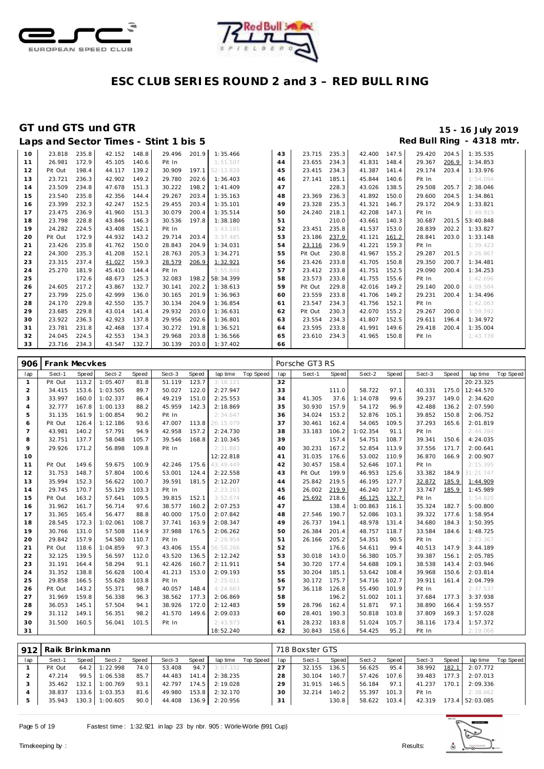# ESC CLUB SERIES ROUND 2 and 3 – RED BULL RING

## GT und GTS und GTR

15 - 16 July 2019

### Laps and Sector Times - Stint 1 bis 5

Red Bull Ring - 4318 mtr.

| lap | Sect-1 | Speed | Sect-2 | Speed | Sect-3 | Speed | lap time | Top Speed | lap | Sect-1 | Speed | Sect-2 | Speed | Sect-3 | Speed | lap time | Top Speed |
|---|---|---|---|---|---|---|---|---|---|---|---|---|---|---|---|---|---|
| 10 | 23.818 | 235.8 | 42.152 | 148.8 | 29.496 | 201.9 | 1:35.466 | | 43 | 23.715 | 235.3 | 42.400 | 147.5 | 29.420 | 204.5 | 1:35.535 | |
| 11 | 26.981 | 172.9 | 45.105 | 140.6 | Pit In | | 1:51.507 | | 44 | 23.655 | 234.3 | 41.831 | 148.4 | 29.367 | 206.9 | 1:34.853 | |
| 12 | Pit Out | 198.4 | 44.117 | 139.2 | 30.909 | 197.1 | 52:13.828 | | 45 | 23.415 | 234.3 | 41.387 | 141.4 | 29.174 | 203.4 | 1:33.976 | |
| 13 | 23.721 | 236.3 | 42.902 | 149.2 | 29.780 | 202.6 | 1:36.403 | | 46 | 27.141 | 185.1 | 45.844 | 140.6 | Pit In | | 1:54.094 | |
| 14 | 23.509 | 234.8 | 47.678 | 151.3 | 30.222 | 198.2 | 1:41.409 | | 47 | | 228.3 | 43.026 | 138.5 | 29.508 | 205.7 | 2:38.046 | |
| 15 | 23.540 | 235.8 | 42.356 | 144.4 | 29.267 | 203.4 | 1:35.163 | | 48 | 23.369 | 236.3 | 41.892 | 150.0 | 29.600 | 204.5 | 1:34.861 | |
| 16 | 23.399 | 232.3 | 42.247 | 152.5 | 29.455 | 203.4 | 1:35.101 | | 49 | 23.328 | 235.3 | 41.321 | 146.7 | 29.172 | 204.9 | 1:33.821 | |
| 17 | 23.475 | 236.9 | 41.960 | 151.3 | 30.079 | 200.4 | 1:35.514 | | 50 | 24.240 | 218.1 | 42.208 | 147.1 | Pit In | | 1:49.919 | |
| 18 | 23.798 | 228.8 | 43.846 | 146.3 | 30.536 | 197.8 | 1:38.180 | | 51 | | 210.0 | 43.661 | 140.3 | 30.687 | 201.5 | 53:40.848 | |
| 19 | 24.282 | 224.5 | 43.408 | 152.1 | Pit In | | 1:43.185 | | 52 | 23.451 | 235.8 | 41.537 | 153.0 | 28.839 | 202.2 | 1:33.827 | |
| 20 | Pit Out | 172.9 | 44.932 | 143.2 | 29.714 | 203.4 | 3:37.485 | | 53 | 23.186 | 237.9 | 41.121 | 161.2 | 28.841 | 203.0 | 1:33.148 | |
| 21 | 23.426 | 235.8 | 41.762 | 150.0 | 28.843 | 204.9 | 1:34.031 | | 54 | 23.116 | 236.9 | 41.221 | 159.3 | Pit In | | 1:39.423 | |
| 22 | 24.300 | 235.3 | 41.208 | 152.1 | 28.763 | 205.3 | 1:34.271 | | 55 | Pit Out | 230.8 | 41.967 | 155.2 | 29.287 | 201.5 | 3:26.867 | |
| 23 | 23.315 | 237.4 | 41.027 | 159.3 | 28.579 | 206.9 | 1:32.921 | | 56 | 23.426 | 233.8 | 41.705 | 150.8 | 29.350 | 200.7 | 1:34.481 | |
| 24 | 25.270 | 181.9 | 45.410 | 144.4 | Pit In | | 1:55.848 | | 57 | 23.412 | 233.8 | 41.751 | 152.5 | 29.090 | 200.4 | 1:34.253 | |
| 25 | | 172.6 | 48.673 | 125.3 | 32.083 | 198.2 | 58:34.399 | | 58 | 23.573 | 233.8 | 41.755 | 155.6 | Pit In | | 1:42.696 | |
| 26 | 24.605 | 217.2 | 43.867 | 132.7 | 30.141 | 202.2 | 1:38.613 | | 59 | Pit Out | 229.8 | 42.016 | 149.2 | 29.140 | 200.0 | 4:09.584 | |
| 27 | 23.799 | 225.0 | 42.999 | 136.0 | 30.165 | 201.9 | 1:36.963 | | 60 | 23.559 | 233.8 | 41.706 | 149.2 | 29.231 | 200.4 | 1:34.496 | |
| 28 | 24.170 | 229.8 | 42.550 | 135.7 | 30.134 | 204.9 | 1:36.854 | | 61 | 23.547 | 234.3 | 41.756 | 152.1 | Pit In | | 1:42.063 | |
| 29 | 23.685 | 229.8 | 43.014 | 141.4 | 29.932 | 203.0 | 1:36.631 | | 62 | Pit Out | 230.3 | 42.070 | 155.2 | 29.267 | 200.0 | 3:59.592 | |
| 30 | 23.922 | 236.3 | 42.923 | 137.8 | 29.956 | 202.6 | 1:36.801 | | 63 | 23.554 | 234.3 | 41.807 | 152.5 | 29.611 | 196.4 | 1:34.972 | |
| 31 | 23.781 | 231.8 | 42.468 | 137.4 | 30.272 | 191.8 | 1:36.521 | | 64 | 23.595 | 233.8 | 41.991 | 149.6 | 29.418 | 200.4 | 1:35.004 | |
| 32 | 24.045 | 224.5 | 42.553 | 134.3 | 29.968 | 203.8 | 1:36.566 | | 65 | 23.610 | 234.3 | 41.965 | 150.8 | Pit In | | 1:43.739 | |
| 33 | 23.716 | 234.3 | 43.547 | 132.7 | 30.139 | 203.0 | 1:37.402 | | 66 | | | | | | | | |

| 906 | Frank Mecvkes | | | | | | | | Porsche GT3 RS | | | | | | | | |
|---|---|---|---|---|---|---|---|---|---|---|---|---|---|---|---|---|---|
| lap | Sect-1 | Speed | Sect-2 | Speed | Sect-3 | Speed | lap time | Top Speed | lap | Sect-1 | Speed | Sect-2 | Speed | Sect-3 | Speed | lap time | Top Speed |
| 1 | Pit Out | 113.2 | 1:05.407 | 81.8 | 51.119 | 123.7 | 3:18.121 | | 32 | | | | | | | 20:23.325 | |
| 2 | 34.415 | 153.6 | 1:03.505 | 89.7 | 50.027 | 122.0 | 2:27.947 | | 33 | | 111.0 | 58.722 | 97.1 | 40.331 | 175.0 | 12:44.570 | |
| 3 | 33.997 | 160.0 | 1:02.337 | 86.4 | 49.219 | 151.0 | 2:25.553 | | 34 | 41.305 | 37.6 | 1:14.078 | 99.6 | 39.237 | 149.0 | 2:34.620 | |
| 4 | 32.777 | 167.8 | 1:00.133 | 88.2 | 45.959 | 142.3 | 2:18.869 | | 35 | 30.930 | 157.9 | 54.172 | 96.9 | 42.488 | 136.2 | 2:07.590 | |
| 5 | 31.135 | 161.9 | 1:00.854 | 90.2 | Pit In | | 2:34.647 | | 36 | 34.024 | 153.2 | 52.876 | 105.1 | 39.852 | 150.8 | 2:06.752 | |
| 6 | Pit Out | 126.4 | 1:12.186 | 93.6 | 47.007 | 113.8 | 26:15.079 | | 37 | 30.461 | 162.4 | 54.065 | 109.5 | 37.293 | 165.6 | 2:01.819 | |
| 7 | 43.981 | 140.2 | 57.791 | 94.9 | 42.958 | 157.2 | 2:24.730 | | 38 | 33.183 | 106.2 | 1:02.354 | 91.1 | Pit In | | 2:44.784 | |
| 8 | 32.751 | 137.7 | 58.048 | 105.7 | 39.546 | 168.8 | 2:10.345 | | 39 | | 157.4 | 54.751 | 108.7 | 39.341 | 150.6 | 4:24.035 | |
| 9 | 29.926 | 171.2 | 56.898 | 109.8 | Pit In | | 2:31.883 | | 40 | 30.231 | 167.2 | 52.854 | 113.9 | 37.556 | 171.7 | 2:00.641 | |
| 10 | | | | | | | 12:22.818 | | 41 | 31.035 | 176.6 | 53.002 | 110.9 | 36.870 | 166.9 | 2:00.907 | |
| 11 | Pit Out | 149.6 | 59.675 | 100.9 | 42.246 | 175.6 | 43:49.449 | | 42 | 30.457 | 158.4 | 52.646 | 107.1 | Pit In | | 2:15.395 | |
| 12 | 31.753 | 148.7 | 57.804 | 100.6 | 53.001 | 124.4 | 2:22.558 | | 43 | Pit Out | 199.9 | 46.953 | 125.6 | 33.382 | 184.9 | 31:21.747 | |
| 13 | 35.994 | 152.3 | 56.622 | 100.7 | 39.591 | 181.5 | 2:12.207 | | 44 | 25.842 | 219.5 | 46.195 | 127.7 | 32.872 | 185.9 | 1:44.909 | |
| 14 | 29.745 | 170.7 | 55.129 | 103.3 | Pit In | | 2:23.203 | | 45 | 26.002 | 219.9 | 46.240 | 127.7 | 33.747 | 185.9 | 1:45.989 | |
| 15 | Pit Out | 163.2 | 57.641 | 109.5 | 39.815 | 152.1 | 3:52.674 | | 46 | 25.692 | 218.6 | 46.125 | 132.7 | Pit In | | 1:54.820 | |
| 16 | 31.962 | 161.7 | 56.714 | 97.6 | 38.577 | 160.2 | 2:07.253 | | 47 | | 138.4 | 1:00.863 | 116.1 | 35.324 | 182.7 | 5:00.800 | |
| 17 | 31.365 | 165.4 | 56.477 | 88.8 | 40.000 | 175.0 | 2:07.842 | | 48 | 27.546 | 190.7 | 52.086 | 103.1 | 39.322 | 177.6 | 1:58.954 | |
| 18 | 28.545 | 172.3 | 1:02.061 | 108.7 | 37.741 | 163.9 | 2:08.347 | | 49 | 26.737 | 194.1 | 48.978 | 131.4 | 34.680 | 184.3 | 1:50.395 | |
| 19 | 30.766 | 131.0 | 57.508 | 114.9 | 37.988 | 176.5 | 2:06.262 | | 50 | 26.384 | 201.4 | 48.757 | 118.7 | 33.584 | 184.6 | 1:48.725 | |
| 20 | 29.842 | 157.9 | 54.580 | 110.7 | Pit In | | 2:29.954 | | 51 | 26.166 | 205.2 | 54.351 | 90.5 | Pit In | | 2:23.367 | |
| 21 | Pit Out | 118.6 | 1:04.859 | 97.3 | 43.406 | 155.4 | 56:50.266 | | 52 | | 176.6 | 54.611 | 99.4 | 40.513 | 147.9 | 3:44.189 | |
| 22 | 32.125 | 139.5 | 56.597 | 112.0 | 43.520 | 136.5 | 2:12.242 | | 53 | 30.018 | 143.0 | 56.380 | 105.7 | 39.387 | 156.1 | 2:05.785 | |
| 23 | 31.191 | 164.4 | 58.294 | 91.1 | 42.426 | 160.7 | 2:11.911 | | 54 | 30.720 | 177.4 | 54.688 | 109.1 | 38.538 | 143.4 | 2:03.946 | |
| 24 | 31.352 | 138.8 | 56.628 | 100.4 | 41.213 | 153.0 | 2:09.193 | | 55 | 30.204 | 185.1 | 53.642 | 108.4 | 39.968 | 150.6 | 2:03.814 | |
| 25 | 29.858 | 166.5 | 55.628 | 103.8 | Pit In | | 2:25.011 | | 56 | 30.172 | 175.7 | 54.716 | 102.7 | 39.911 | 161.4 | 2:04.799 | |
| 26 | Pit Out | 143.2 | 55.371 | 98.7 | 40.057 | 148.4 | 4:24.663 | | 57 | 36.118 | 126.8 | 55.490 | 101.9 | Pit In | | 2:37.537 | |
| 27 | 31.969 | 159.8 | 56.338 | 96.3 | 38.562 | 177.3 | 2:06.869 | | 58 | | 196.2 | 51.002 | 101.1 | 37.684 | 177.3 | 3:37.938 | |
| 28 | 36.053 | 145.1 | 57.504 | 94.1 | 38.926 | 172.0 | 2:12.483 | | 59 | 28.796 | 162.4 | 51.871 | 97.1 | 38.890 | 166.4 | 1:59.557 | |
| 29 | 31.112 | 149.1 | 56.351 | 98.2 | 41.570 | 149.6 | 2:09.033 | | 60 | 28.401 | 190.3 | 50.818 | 103.8 | 37.809 | 169.3 | 1:57.028 | |
| 30 | 31.500 | 160.5 | 56.041 | 101.5 | Pit In | | 2:43.973 | | 61 | 28.232 | 183.8 | 51.024 | 105.7 | 38.116 | 173.4 | 1:57.372 | |
| 31 | | | | | | | 18:52.240 | | 62 | 30.843 | 158.6 | 54.425 | 95.2 | Pit In | | 2:19.066 | |

| 912 | Raik Brinkmann | | | | | | | | 718 Boxster GTS | | | | | | | | |
|---|---|---|---|---|---|---|---|---|---|---|---|---|---|---|---|---|---|
| lap | Sect-1 | Speed | Sect-2 | Speed | Sect-3 | Speed | lap time | Top Speed | lap | Sect-1 | Speed | Sect-2 | Speed | Sect-3 | Speed | lap time | Top Speed |
| 1 | Pit Out | 64.2 | 1:22.998 | 74.0 | 53.408 | 94.7 | 3:07.332 | | 27 | 32.155 | 136.5 | 56.625 | 95.4 | 38.992 | 182.1 | 2:07.772 | |
| 2 | 47.214 | 99.5 | 1:06.538 | 85.7 | 44.483 | 141.4 | 2:38.235 | | 28 | 30.104 | 140.7 | 57.426 | 107.6 | 39.483 | 177.3 | 2:07.013 | |
| 3 | 35.462 | 132.1 | 1:00.769 | 93.1 | 42.797 | 174.5 | 2:19.028 | | 29 | 31.915 | 146.5 | 56.184 | 97.1 | 41.237 | 170.1 | 2:09.336 | |
| 4 | 38.837 | 133.6 | 1:03.353 | 81.6 | 49.980 | 153.8 | 2:32.170 | | 30 | 32.214 | 140.2 | 55.397 | 101.3 | Pit In | | 2:38.662 | |
| 5 | 35.943 | 130.3 | 1:00.605 | 90.0 | 44.408 | 136.9 | 2:20.956 | | 31 | | 130.8 | 58.622 | 103.4 | 42.319 | 173.4 | 52:03.085 | |

Fastest time : 1:32.921 in lap 23 by nbr. 905 : Wörle-Wörle (991 Cup)

Timekeeping by : Results: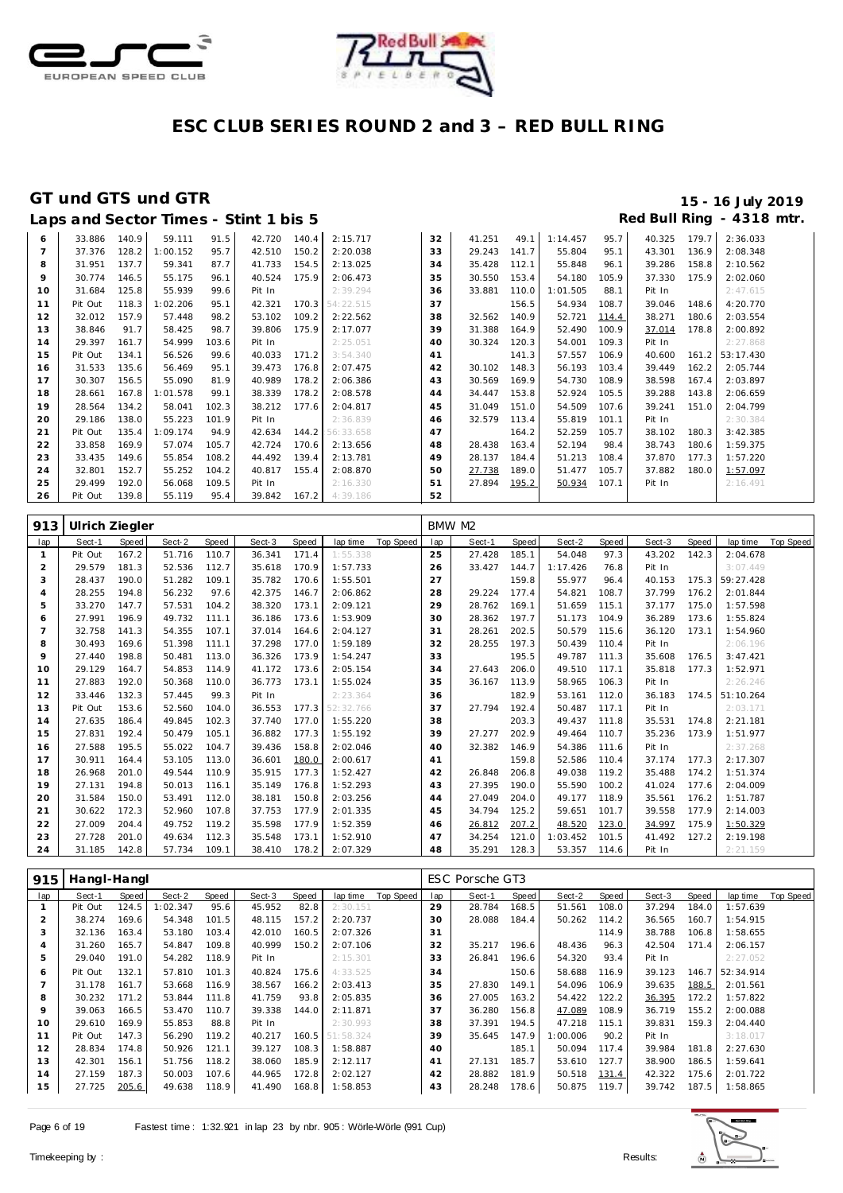# ESC CLUB SERIES ROUND 2 and 3 – RED BULL RING

## GT und GTS und GTR

15 - 16 July 2019

### Laps and Sector Times - Stint 1 bis 5

Red Bull Ring - 4318 mtr.

| lap | Sect-1 | Speed | Sect-2 | Speed | Sect-3 | Speed | lap time | Top Speed | lap | Sect-1 | Speed | Sect-2 | Speed | Sect-3 | Speed | lap time | Top Speed |
|---|---|---|---|---|---|---|---|---|---|---|---|---|---|---|---|---|---|
| 6 | 33.886 | 140.9 | 59.111 | 91.5 | 42.720 | 140.4 | 2:15.717 | | 32 | 41.251 | 49.1 | 1:14.457 | 95.7 | 40.325 | 179.7 | 2:36.033 | |
| 7 | 37.376 | 128.2 | 1:00.152 | 95.7 | 42.510 | 150.2 | 2:20.038 | | 33 | 29.243 | 141.7 | 55.804 | 95.1 | 43.301 | 136.9 | 2:08.348 | |
| 8 | 31.951 | 137.7 | 59.341 | 87.7 | 41.733 | 154.5 | 2:13.025 | | 34 | 35.428 | 112.1 | 55.848 | 96.1 | 39.286 | 158.8 | 2:10.562 | |
| 9 | 30.774 | 146.5 | 55.175 | 96.1 | 40.524 | 175.9 | 2:06.473 | | 35 | 30.550 | 153.4 | 54.180 | 105.9 | 37.330 | 175.9 | 2:02.060 | |
| 10 | 31.684 | 125.8 | 55.939 | 99.6 | Pit In | | 2:39.294 | | 36 | 33.881 | 110.0 | 1:01.505 | 88.1 | Pit In | | 2:47.615 | |
| 11 | Pit Out | 118.3 | 1:02.206 | 95.1 | 42.321 | 170.3 | 54:22.515 | | 37 | | 156.5 | 54.934 | 108.7 | 39.046 | 148.6 | 4:20.770 | |
| 12 | 32.012 | 157.9 | 57.448 | 98.2 | 53.102 | 109.2 | 2:22.562 | | 38 | 32.562 | 140.9 | 52.721 | 114.4 | 38.271 | 180.6 | 2:03.554 | |
| 13 | 38.846 | 91.7 | 58.425 | 98.7 | 39.806 | 175.9 | 2:17.077 | | 39 | 31.388 | 164.9 | 52.490 | 100.9 | 37.014 | 178.8 | 2:00.892 | |
| 14 | 29.397 | 161.7 | 54.999 | 103.6 | Pit In | | 2:25.051 | | 40 | 30.324 | 120.3 | 54.001 | 109.3 | Pit In | | 2:27.868 | |
| 15 | Pit Out | 134.1 | 56.526 | 99.6 | 40.033 | 171.2 | 3:54.340 | | 41 | | 141.3 | 57.557 | 106.9 | 40.600 | 161.2 | 53:17.430 | |
| 16 | 31.533 | 135.6 | 56.469 | 95.1 | 39.473 | 176.8 | 2:07.475 | | 42 | 30.102 | 148.3 | 56.193 | 103.4 | 39.449 | 162.2 | 2:05.744 | |
| 17 | 30.307 | 156.5 | 55.090 | 81.9 | 40.989 | 178.2 | 2:06.386 | | 43 | 30.569 | 169.9 | 54.730 | 108.9 | 38.598 | 167.4 | 2:03.897 | |
| 18 | 28.661 | 167.8 | 1:01.578 | 99.1 | 38.339 | 178.2 | 2:08.578 | | 44 | 34.447 | 153.8 | 52.924 | 105.5 | 39.288 | 143.8 | 2:06.659 | |
| 19 | 28.564 | 134.2 | 58.041 | 102.3 | 38.212 | 177.6 | 2:04.817 | | 45 | 31.049 | 151.0 | 54.509 | 107.6 | 39.241 | 151.0 | 2:04.799 | |
| 20 | 29.186 | 138.0 | 55.223 | 101.9 | Pit In | | 2:36.839 | | 46 | 32.579 | 113.4 | 55.819 | 101.1 | Pit In | | 2:30.384 | |
| 21 | Pit Out | 135.4 | 1:09.174 | 94.9 | 42.634 | 144.2 | 56:33.658 | | 47 | | 164.2 | 52.259 | 105.7 | 38.102 | 180.3 | 3:42.385 | |
| 22 | 33.858 | 169.9 | 57.074 | 105.7 | 42.724 | 170.6 | 2:13.656 | | 48 | 28.438 | 163.4 | 52.194 | 98.4 | 38.743 | 180.6 | 1:59.375 | |
| 23 | 33.435 | 149.6 | 55.854 | 108.2 | 44.492 | 139.4 | 2:13.781 | | 49 | 28.137 | 184.4 | 51.213 | 108.4 | 37.870 | 177.3 | 1:57.220 | |
| 24 | 32.801 | 152.7 | 55.252 | 104.2 | 40.817 | 155.4 | 2:08.870 | | 50 | 27.738 | 189.0 | 51.477 | 105.7 | 37.882 | 180.0 | 1:57.097 | |
| 25 | 29.499 | 192.0 | 56.068 | 109.5 | Pit In | | 2:16.330 | | 51 | 27.894 | 195.2 | 50.934 | 107.1 | Pit In | | 2:16.491 | |
| 26 | Pit Out | 139.8 | 55.119 | 95.4 | 39.842 | 167.2 | 4:39.186 | | 52 | | | | | | | | |

**913 Ulrich Ziegler** — BMW M2

| lap | Sect-1 | Speed | Sect-2 | Speed | Sect-3 | Speed | lap time | Top Speed | lap | Sect-1 | Speed | Sect-2 | Speed | Sect-3 | Speed | lap time | Top Speed |
|---|---|---|---|---|---|---|---|---|---|---|---|---|---|---|---|---|---|
| 1 | Pit Out | 167.2 | 51.716 | 110.7 | 36.341 | 171.4 | 1:55.338 | | 25 | 27.428 | 185.1 | 54.048 | 97.3 | 43.202 | 142.3 | 2:04.678 | |
| 2 | 29.579 | 181.3 | 52.536 | 112.7 | 35.618 | 170.9 | 1:57.733 | | 26 | 33.427 | 144.7 | 1:17.426 | 76.8 | Pit In | | 3:07.449 | |
| 3 | 28.437 | 190.0 | 51.282 | 109.1 | 35.782 | 170.6 | 1:55.501 | | 27 | | 159.8 | 55.977 | 96.4 | 40.153 | 175.3 | 59:27.428 | |
| 4 | 28.255 | 194.8 | 56.232 | 97.6 | 42.375 | 146.7 | 2:06.862 | | 28 | 29.224 | 177.4 | 54.821 | 108.7 | 37.799 | 176.2 | 2:01.844 | |
| 5 | 33.270 | 147.7 | 57.531 | 104.2 | 38.320 | 173.1 | 2:09.121 | | 29 | 28.762 | 169.1 | 51.659 | 115.1 | 37.177 | 175.0 | 1:57.598 | |
| 6 | 27.991 | 196.9 | 49.732 | 111.1 | 36.186 | 173.6 | 1:53.909 | | 30 | 28.362 | 197.7 | 51.173 | 104.9 | 36.289 | 173.6 | 1:55.824 | |
| 7 | 32.758 | 141.3 | 54.355 | 107.1 | 37.014 | 164.6 | 2:04.127 | | 31 | 28.261 | 202.5 | 50.579 | 115.6 | 36.120 | 173.1 | 1:54.960 | |
| 8 | 30.493 | 169.6 | 51.398 | 111.1 | 37.298 | 177.0 | 1:59.189 | | 32 | 28.255 | 197.3 | 50.439 | 110.4 | Pit In | | 2:06.196 | |
| 9 | 27.440 | 198.8 | 50.481 | 113.0 | 36.326 | 173.9 | 1:54.247 | | 33 | | 195.5 | 49.787 | 111.3 | 35.608 | 176.5 | 3:47.421 | |
| 10 | 29.129 | 164.7 | 54.853 | 114.9 | 41.172 | 173.6 | 2:05.154 | | 34 | 27.643 | 206.0 | 49.510 | 117.1 | 35.818 | 177.3 | 1:52.971 | |
| 11 | 27.883 | 192.0 | 50.368 | 110.0 | 36.773 | 173.1 | 1:55.024 | | 35 | 36.167 | 113.9 | 58.965 | 106.3 | Pit In | | 2:26.246 | |
| 12 | 33.446 | 132.3 | 57.445 | 99.3 | Pit In | | 2:23.364 | | 36 | | 182.9 | 53.161 | 112.0 | 36.183 | 174.5 | 51:10.264 | |
| 13 | Pit Out | 153.6 | 52.560 | 104.0 | 36.553 | 177.3 | 52:32.766 | | 37 | 27.794 | 192.4 | 50.487 | 117.1 | Pit In | | 2:03.171 | |
| 14 | 27.635 | 186.4 | 49.845 | 102.3 | 37.740 | 177.0 | 1:55.220 | | 38 | | 203.3 | 49.437 | 111.8 | 35.531 | 174.8 | 2:21.181 | |
| 15 | 27.831 | 192.4 | 50.479 | 105.1 | 36.882 | 177.3 | 1:55.192 | | 39 | 27.277 | 202.9 | 49.464 | 110.7 | 35.236 | 173.9 | 1:51.977 | |
| 16 | 27.588 | 195.5 | 55.022 | 104.7 | 39.436 | 158.8 | 2:02.046 | | 40 | 32.382 | 146.9 | 54.386 | 111.6 | Pit In | | 2:37.268 | |
| 17 | 30.911 | 164.4 | 53.105 | 113.0 | 36.601 | 180.0 | 2:00.617 | | 41 | | 159.8 | 52.586 | 110.4 | 37.174 | 177.3 | 2:17.307 | |
| 18 | 26.968 | 201.0 | 49.544 | 110.9 | 35.915 | 177.3 | 1:52.427 | | 42 | 26.848 | 206.8 | 49.038 | 119.2 | 35.488 | 174.2 | 1:51.374 | |
| 19 | 27.131 | 194.8 | 50.013 | 116.1 | 35.149 | 176.8 | 1:52.293 | | 43 | 27.395 | 190.0 | 55.590 | 100.2 | 41.024 | 177.6 | 2:04.009 | |
| 20 | 31.584 | 150.0 | 53.491 | 112.0 | 38.181 | 150.8 | 2:03.256 | | 44 | 27.049 | 204.0 | 49.177 | 118.9 | 35.561 | 176.2 | 1:51.787 | |
| 21 | 30.622 | 172.3 | 52.960 | 107.8 | 37.753 | 177.9 | 2:01.335 | | 45 | 34.794 | 125.2 | 59.651 | 101.7 | 39.558 | 177.9 | 2:14.003 | |
| 22 | 27.009 | 204.4 | 49.752 | 119.2 | 35.598 | 177.9 | 1:52.359 | | 46 | 26.812 | 207.2 | 48.520 | 123.0 | 34.997 | 175.9 | 1:50.329 | |
| 23 | 27.728 | 201.0 | 49.634 | 112.3 | 35.548 | 173.1 | 1:52.910 | | 47 | 34.254 | 121.0 | 1:03.452 | 101.5 | 41.492 | 127.2 | 2:19.198 | |
| 24 | 31.185 | 142.8 | 57.734 | 109.1 | 38.410 | 178.2 | 2:07.329 | | 48 | 35.291 | 128.3 | 53.357 | 114.6 | Pit In | | 2:21.159 | |

**915 Hangl-Hangl** — ESC Porsche GT3

| lap | Sect-1 | Speed | Sect-2 | Speed | Sect-3 | Speed | lap time | Top Speed | lap | Sect-1 | Speed | Sect-2 | Speed | Sect-3 | Speed | lap time | Top Speed |
|---|---|---|---|---|---|---|---|---|---|---|---|---|---|---|---|---|---|
| 1 | Pit Out | 124.5 | 1:02.347 | 95.6 | 45.952 | 82.8 | 2:30.151 | | 29 | 28.784 | 168.5 | 51.561 | 108.0 | 37.294 | 184.0 | 1:57.639 | |
| 2 | 38.274 | 169.6 | 54.348 | 101.5 | 48.115 | 157.2 | 2:20.737 | | 30 | 28.088 | 184.4 | 50.262 | 114.2 | 36.565 | 160.7 | 1:54.915 | |
| 3 | 32.136 | 163.4 | 53.180 | 103.4 | 42.010 | 160.5 | 2:07.326 | | 31 | | | | 114.9 | 38.788 | 106.8 | 1:58.655 | |
| 4 | 31.260 | 165.7 | 54.847 | 109.8 | 40.999 | 150.2 | 2:07.106 | | 32 | 35.217 | 196.6 | 48.436 | 96.3 | 42.504 | 171.4 | 2:06.157 | |
| 5 | 29.040 | 191.0 | 54.282 | 118.9 | Pit In | | 2:15.301 | | 33 | 26.841 | 196.6 | 54.320 | 93.4 | Pit In | | 2:27.052 | |
| 6 | Pit Out | 132.1 | 57.810 | 101.3 | 40.824 | 175.6 | 4:33.525 | | 34 | | 150.6 | 58.688 | 116.9 | 39.123 | 146.7 | 52:34.914 | |
| 7 | 31.178 | 161.7 | 53.668 | 116.9 | 38.567 | 166.2 | 2:03.413 | | 35 | 27.830 | 149.1 | 54.096 | 106.9 | 39.635 | 188.5 | 2:01.561 | |
| 8 | 30.232 | 171.2 | 53.844 | 111.8 | 41.759 | 93.8 | 2:05.835 | | 36 | 27.005 | 163.2 | 54.422 | 122.2 | 36.395 | 172.2 | 1:57.822 | |
| 9 | 39.063 | 166.5 | 53.470 | 110.7 | 39.338 | 144.0 | 2:11.871 | | 37 | 36.280 | 156.8 | 47.089 | 108.9 | 36.719 | 155.2 | 2:00.088 | |
| 10 | 29.610 | 169.9 | 55.853 | 88.8 | Pit In | | 2:30.993 | | 38 | 37.391 | 194.5 | 47.218 | 115.1 | 39.831 | 159.3 | 2:04.440 | |
| 11 | Pit Out | 147.3 | 56.290 | 119.2 | 40.217 | 160.5 | 51:58.324 | | 39 | 35.645 | 147.9 | 1:00.006 | 90.2 | Pit In | | 3:18.017 | |
| 12 | 28.834 | 174.8 | 50.926 | 121.1 | 39.127 | 108.3 | 1:58.887 | | 40 | | 185.1 | 50.094 | 117.4 | 39.984 | 181.8 | 2:27.630 | |
| 13 | 42.301 | 156.1 | 51.756 | 118.2 | 38.060 | 185.9 | 2:12.117 | | 41 | 27.131 | 185.7 | 53.610 | 127.7 | 38.900 | 186.5 | 1:59.641 | |
| 14 | 27.159 | 187.3 | 50.003 | 107.6 | 44.965 | 172.8 | 2:02.127 | | 42 | 28.882 | 181.9 | 50.518 | 131.4 | 42.322 | 175.6 | 2:01.722 | |
| 15 | 27.725 | 205.6 | 49.638 | 118.9 | 41.490 | 168.8 | 1:58.853 | | 43 | 28.248 | 178.6 | 50.875 | 119.7 | 39.742 | 187.5 | 1:58.865 | |

Fastest time : 1:32.921 in lap 23 by nbr. 905 : Wörle-Wörle (991 Cup)

Timekeeping by : Results: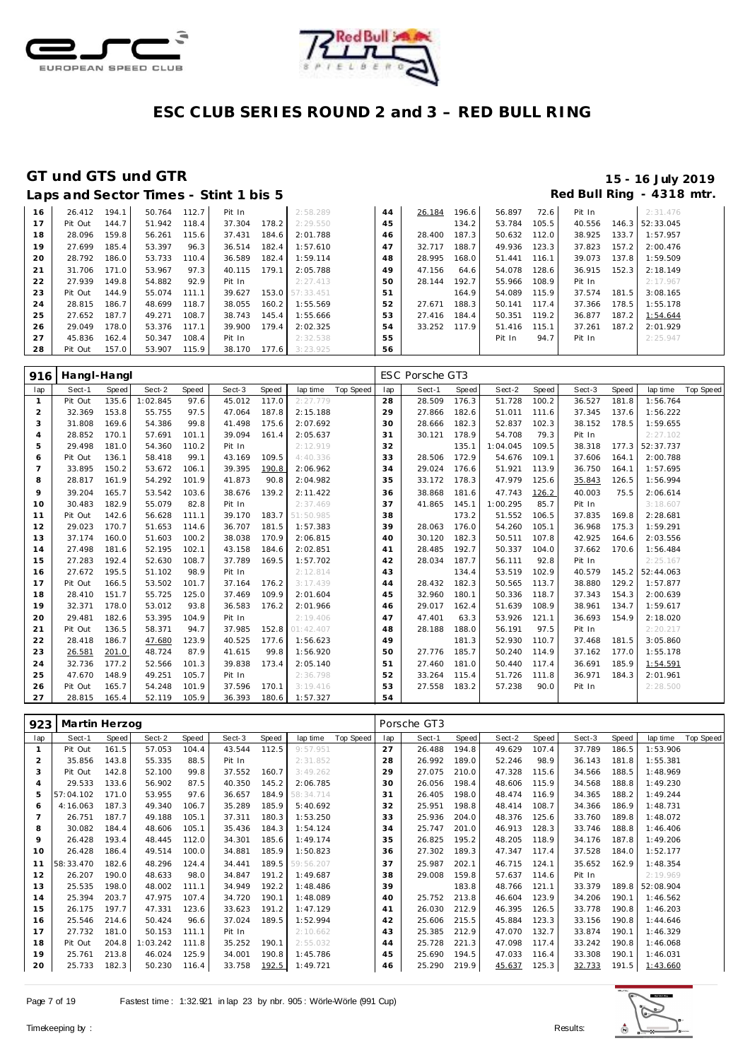# ESC CLUB SERIES ROUND 2 and 3 – RED BULL RING

## GT und GTS und GTR

15 - 16 July 2019

### Laps and Sector Times - Stint 1 bis 5

Red Bull Ring - 4318 mtr.

| lap | Sect-1 | Speed | Sect-2 | Speed | Sect-3 | Speed | lap time | Top Speed | lap | Sect-1 | Speed | Sect-2 | Speed | Sect-3 | Speed | lap time | Top Speed |
|---|---|---|---|---|---|---|---|---|---|---|---|---|---|---|---|---|---|
| 16 | 26.412 | 194.1 | 50.764 | 112.7 | Pit In | | 2:58.289 | | 44 | 26.184 | 196.6 | 56.897 | 72.6 | Pit In | | 2:31.476 | |
| 17 | Pit Out | 144.7 | 51.942 | 118.4 | 37.304 | 178.2 | 2:29.550 | | 45 | | 134.2 | 53.784 | 105.5 | 40.556 | 146.3 | 52:33.045 | |
| 18 | 28.096 | 159.8 | 56.261 | 115.6 | 37.431 | 184.6 | 2:01.788 | | 46 | 28.400 | 187.3 | 50.632 | 112.0 | 38.925 | 133.7 | 1:57.957 | |
| 19 | 27.699 | 185.4 | 53.397 | 96.3 | 36.514 | 182.4 | 1:57.610 | | 47 | 32.717 | 188.7 | 49.936 | 123.3 | 37.823 | 157.2 | 2:00.476 | |
| 20 | 28.792 | 186.0 | 53.733 | 110.4 | 36.589 | 182.4 | 1:59.114 | | 48 | 28.995 | 168.0 | 51.441 | 116.1 | 39.073 | 137.8 | 1:59.509 | |
| 21 | 31.706 | 171.0 | 53.967 | 97.3 | 40.115 | 179.1 | 2:05.788 | | 49 | 47.156 | 64.6 | 54.078 | 128.6 | 36.915 | 152.3 | 2:18.149 | |
| 22 | 27.939 | 149.8 | 54.882 | 92.9 | Pit In | | 2:27.413 | | 50 | 28.144 | 192.7 | 55.966 | 108.9 | Pit In | | 2:17.967 | |
| 23 | Pit Out | 144.9 | 55.074 | 111.1 | 39.627 | 153.0 | 57:33.451 | | 51 | | 164.9 | 54.089 | 115.9 | 37.574 | 181.5 | 3:08.165 | |
| 24 | 28.815 | 186.7 | 48.699 | 118.7 | 38.055 | 160.2 | 1:55.569 | | 52 | 27.671 | 188.3 | 50.141 | 117.4 | 37.366 | 178.5 | 1:55.178 | |
| 25 | 27.652 | 187.7 | 49.271 | 108.7 | 38.743 | 145.4 | 1:55.666 | | 53 | 27.416 | 184.4 | 50.351 | 119.2 | 36.877 | 187.2 | 1:54.644 | |
| 26 | 29.049 | 178.0 | 53.376 | 117.1 | 39.900 | 179.4 | 2:02.325 | | 54 | 33.252 | 117.9 | 51.416 | 115.1 | 37.261 | 187.2 | 2:01.929 | |
| 27 | 45.836 | 162.4 | 50.347 | 108.4 | Pit In | | 2:32.538 | | 55 | | | Pit In | 94.7 | Pit In | | 2:25.947 | |
| 28 | Pit Out | 157.0 | 53.907 | 115.9 | 38.170 | 177.6 | 3:23.925 | | 56 | | | | | | | | |

**916 Hangl-Hangl** — ESC Porsche GT3

| lap | Sect-1 | Speed | Sect-2 | Speed | Sect-3 | Speed | lap time | Top Speed | lap | Sect-1 | Speed | Sect-2 | Speed | Sect-3 | Speed | lap time | Top Speed |
|---|---|---|---|---|---|---|---|---|---|---|---|---|---|---|---|---|---|
| 1 | Pit Out | 135.6 | 1:02.845 | 97.6 | 45.012 | 117.0 | 2:27.779 | | 28 | 28.509 | 176.3 | 51.728 | 100.2 | 36.527 | 181.8 | 1:56.764 | |
| 2 | 32.369 | 153.8 | 55.755 | 97.5 | 47.064 | 187.8 | 2:15.188 | | 29 | 27.866 | 182.6 | 51.011 | 111.6 | 37.345 | 137.6 | 1:56.222 | |
| 3 | 31.808 | 169.6 | 54.386 | 99.8 | 41.498 | 175.6 | 2:07.692 | | 30 | 28.666 | 182.3 | 52.837 | 102.3 | 38.152 | 178.5 | 1:59.655 | |
| 4 | 28.852 | 170.1 | 57.691 | 101.1 | 39.094 | 161.4 | 2:05.637 | | 31 | 30.121 | 178.9 | 54.708 | 79.3 | Pit In | | 2:27.102 | |
| 5 | 29.498 | 181.0 | 54.360 | 110.2 | Pit In | | 2:12.919 | | 32 | | 135.1 | 1:04.045 | 109.5 | 38.318 | 177.3 | 52:37.737 | |
| 6 | Pit Out | 136.1 | 58.418 | 99.1 | 43.169 | 109.5 | 4:40.336 | | 33 | 28.506 | 172.9 | 54.676 | 109.1 | 37.606 | 164.1 | 2:00.788 | |
| 7 | 33.895 | 150.2 | 53.672 | 106.1 | 39.395 | 190.8 | 2:06.962 | | 34 | 29.024 | 176.6 | 51.921 | 113.9 | 36.750 | 164.1 | 1:57.695 | |
| 8 | 28.817 | 161.9 | 54.292 | 101.9 | 41.873 | 90.8 | 2:04.982 | | 35 | 33.172 | 178.3 | 47.979 | 125.6 | 35.843 | 126.5 | 1:56.994 | |
| 9 | 39.204 | 165.7 | 53.542 | 103.6 | 38.676 | 139.2 | 2:11.422 | | 36 | 38.868 | 181.6 | 47.743 | 126.2 | 40.003 | 75.5 | 2:06.614 | |
| 10 | 30.483 | 182.9 | 55.079 | 82.8 | Pit In | | 2:37.469 | | 37 | 41.865 | 145.1 | 1:00.295 | 85.7 | Pit In | | 3:18.607 | |
| 11 | Pit Out | 142.6 | 56.628 | 111.1 | 39.170 | 183.7 | 51:50.985 | | 38 | | 173.2 | 51.552 | 106.5 | 37.835 | 169.8 | 2:28.681 | |
| 12 | 29.023 | 170.7 | 51.653 | 114.6 | 36.707 | 181.5 | 1:57.383 | | 39 | 28.063 | 176.0 | 54.260 | 105.1 | 36.968 | 175.3 | 1:59.291 | |
| 13 | 37.174 | 160.0 | 51.603 | 100.2 | 38.038 | 170.9 | 2:06.815 | | 40 | 30.120 | 182.3 | 50.511 | 107.8 | 42.925 | 164.6 | 2:03.556 | |
| 14 | 27.498 | 181.6 | 52.195 | 102.1 | 43.158 | 184.6 | 2:02.851 | | 41 | 28.485 | 192.7 | 50.337 | 104.0 | 37.662 | 170.6 | 1:56.484 | |
| 15 | 27.283 | 192.4 | 52.630 | 108.7 | 37.789 | 169.5 | 1:57.702 | | 42 | 28.034 | 187.7 | 56.111 | 92.8 | Pit In | | 2:25.167 | |
| 16 | 27.672 | 195.5 | 51.102 | 98.9 | Pit In | | 2:12.814 | | 43 | | 134.4 | 53.519 | 102.9 | 40.579 | 145.2 | 52:44.063 | |
| 17 | Pit Out | 166.5 | 53.502 | 101.7 | 37.164 | 176.2 | 3:17.439 | | 44 | 28.432 | 182.3 | 50.565 | 113.7 | 38.880 | 129.2 | 1:57.877 | |
| 18 | 28.410 | 151.7 | 55.725 | 125.0 | 37.469 | 109.9 | 2:01.604 | | 45 | 32.960 | 180.1 | 50.336 | 118.7 | 37.343 | 154.3 | 2:00.639 | |
| 19 | 32.371 | 178.0 | 53.012 | 93.8 | 36.583 | 176.2 | 2:01.966 | | 46 | 29.017 | 162.4 | 51.639 | 108.9 | 38.961 | 134.7 | 1:59.617 | |
| 20 | 29.481 | 182.6 | 53.395 | 104.9 | Pit In | | 2:19.406 | | 47 | 47.401 | 63.3 | 53.926 | 121.1 | 36.693 | 154.9 | 2:18.020 | |
| 21 | Pit Out | 136.5 | 58.371 | 94.7 | 37.985 | 152.8 | 01:42.407 | | 48 | 28.188 | 188.0 | 56.191 | 97.5 | Pit In | | 2:20.217 | |
| 22 | 28.418 | 186.7 | 47.680 | 123.9 | 40.525 | 177.6 | 1:56.623 | | 49 | | 181.3 | 52.930 | 110.7 | 37.468 | 181.5 | 3:05.860 | |
| 23 | 26.581 | 201.0 | 48.724 | 87.9 | 41.615 | 99.8 | 1:56.920 | | 50 | 27.776 | 185.7 | 50.240 | 114.9 | 37.162 | 177.0 | 1:55.178 | |
| 24 | 32.736 | 177.2 | 52.566 | 101.3 | 39.838 | 173.4 | 2:05.140 | | 51 | 27.460 | 181.0 | 50.440 | 117.4 | 36.691 | 185.9 | 1:54.591 | |
| 25 | 47.670 | 148.9 | 49.251 | 105.7 | Pit In | | 2:36.798 | | 52 | 33.264 | 115.4 | 51.726 | 111.8 | 36.971 | 184.3 | 2:01.961 | |
| 26 | Pit Out | 165.7 | 54.248 | 101.9 | 37.596 | 170.1 | 3:19.416 | | 53 | 27.558 | 183.2 | 57.238 | 90.0 | Pit In | | 2:28.500 | |
| 27 | 28.815 | 165.4 | 52.119 | 105.9 | 36.393 | 180.6 | 1:57.327 | | 54 | | | | | | | | |

**923 Martin Herzog** — Porsche GT3

| lap | Sect-1 | Speed | Sect-2 | Speed | Sect-3 | Speed | lap time | Top Speed | lap | Sect-1 | Speed | Sect-2 | Speed | Sect-3 | Speed | lap time | Top Speed |
|---|---|---|---|---|---|---|---|---|---|---|---|---|---|---|---|---|---|
| 1 | Pit Out | 161.5 | 57.053 | 104.4 | 43.544 | 112.5 | 9:57.951 | | 27 | 26.488 | 194.8 | 49.629 | 107.4 | 37.789 | 186.5 | 1:53.906 | |
| 2 | 35.856 | 143.8 | 55.335 | 88.5 | Pit In | | 2:31.852 | | 28 | 26.992 | 189.0 | 52.246 | 98.9 | 36.143 | 181.8 | 1:55.381 | |
| 3 | Pit Out | 142.8 | 52.100 | 99.8 | 37.552 | 160.7 | 3:49.262 | | 29 | 27.075 | 210.0 | 47.328 | 115.6 | 34.566 | 188.5 | 1:48.969 | |
| 4 | 29.533 | 133.6 | 56.902 | 87.5 | 40.350 | 145.2 | 2:06.785 | | 30 | 26.056 | 198.4 | 48.606 | 115.9 | 34.568 | 188.8 | 1:49.230 | |
| 5 | 57:04.102 | 171.0 | 53.955 | 97.6 | 36.657 | 184.9 | 58:34.714 | | 31 | 26.405 | 198.0 | 48.474 | 116.9 | 34.365 | 188.2 | 1:49.244 | |
| 6 | 4:16.063 | 187.3 | 49.340 | 106.7 | 35.289 | 185.9 | 5:40.692 | | 32 | 25.951 | 198.8 | 48.414 | 108.7 | 34.366 | 186.9 | 1:48.731 | |
| 7 | 26.751 | 187.7 | 49.188 | 105.1 | 37.311 | 180.3 | 1:53.250 | | 33 | 25.936 | 204.0 | 48.376 | 125.6 | 33.760 | 189.8 | 1:48.072 | |
| 8 | 30.082 | 184.4 | 48.606 | 105.1 | 35.436 | 184.3 | 1:54.124 | | 34 | 25.747 | 201.0 | 46.913 | 128.3 | 33.746 | 188.8 | 1:46.406 | |
| 9 | 26.428 | 193.4 | 48.445 | 112.0 | 34.301 | 185.6 | 1:49.174 | | 35 | 26.825 | 195.2 | 48.205 | 118.9 | 34.176 | 187.8 | 1:49.206 | |
| 10 | 26.428 | 186.4 | 49.514 | 100.0 | 34.881 | 185.9 | 1:50.823 | | 36 | 27.302 | 189.3 | 47.347 | 117.4 | 37.528 | 184.0 | 1:52.177 | |
| 11 | 58:33.470 | 182.6 | 48.296 | 124.4 | 34.441 | 189.5 | 59:56.207 | | 37 | 25.987 | 202.1 | 46.715 | 124.1 | 35.652 | 162.9 | 1:48.354 | |
| 12 | 26.207 | 190.0 | 48.633 | 98.0 | 34.847 | 191.2 | 1:49.687 | | 38 | 29.008 | 159.8 | 57.637 | 114.6 | Pit In | | 2:19.969 | |
| 13 | 25.535 | 198.0 | 48.002 | 111.1 | 34.949 | 192.2 | 1:48.486 | | 39 | | 183.8 | 48.766 | 121.1 | 33.379 | 189.8 | 52:08.904 | |
| 14 | 25.394 | 203.7 | 47.975 | 107.4 | 34.720 | 190.1 | 1:48.089 | | 40 | 25.752 | 213.8 | 46.604 | 123.9 | 34.206 | 190.1 | 1:46.562 | |
| 15 | 26.175 | 197.7 | 47.331 | 123.6 | 33.623 | 191.2 | 1:47.129 | | 41 | 26.030 | 212.9 | 46.395 | 126.5 | 33.778 | 190.8 | 1:46.203 | |
| 16 | 25.546 | 214.6 | 50.424 | 96.6 | 37.024 | 189.5 | 1:52.994 | | 42 | 25.606 | 215.5 | 45.884 | 123.3 | 33.156 | 190.8 | 1:44.646 | |
| 17 | 27.732 | 181.0 | 50.153 | 111.1 | Pit In | | 2:10.662 | | 43 | 25.385 | 212.9 | 47.070 | 132.7 | 33.874 | 190.1 | 1:46.329 | |
| 18 | Pit Out | 204.8 | 1:03.242 | 111.8 | 35.252 | 190.1 | 2:55.032 | | 44 | 25.728 | 221.3 | 47.098 | 117.4 | 33.242 | 190.8 | 1:46.068 | |
| 19 | 25.761 | 213.8 | 46.024 | 125.9 | 34.001 | 190.8 | 1:45.786 | | 45 | 25.690 | 194.5 | 47.033 | 116.4 | 33.308 | 190.1 | 1:46.031 | |
| 20 | 25.733 | 182.3 | 50.230 | 116.4 | 33.758 | 192.5 | 1:49.721 | | 46 | 25.290 | 219.9 | 45.637 | 125.3 | 32.733 | 191.5 | 1:43.660 | |

Fastest time : 1:32.921 in lap 23 by nbr. 905 : Wörle-Wörle (991 Cup)

Timekeeping by : Results: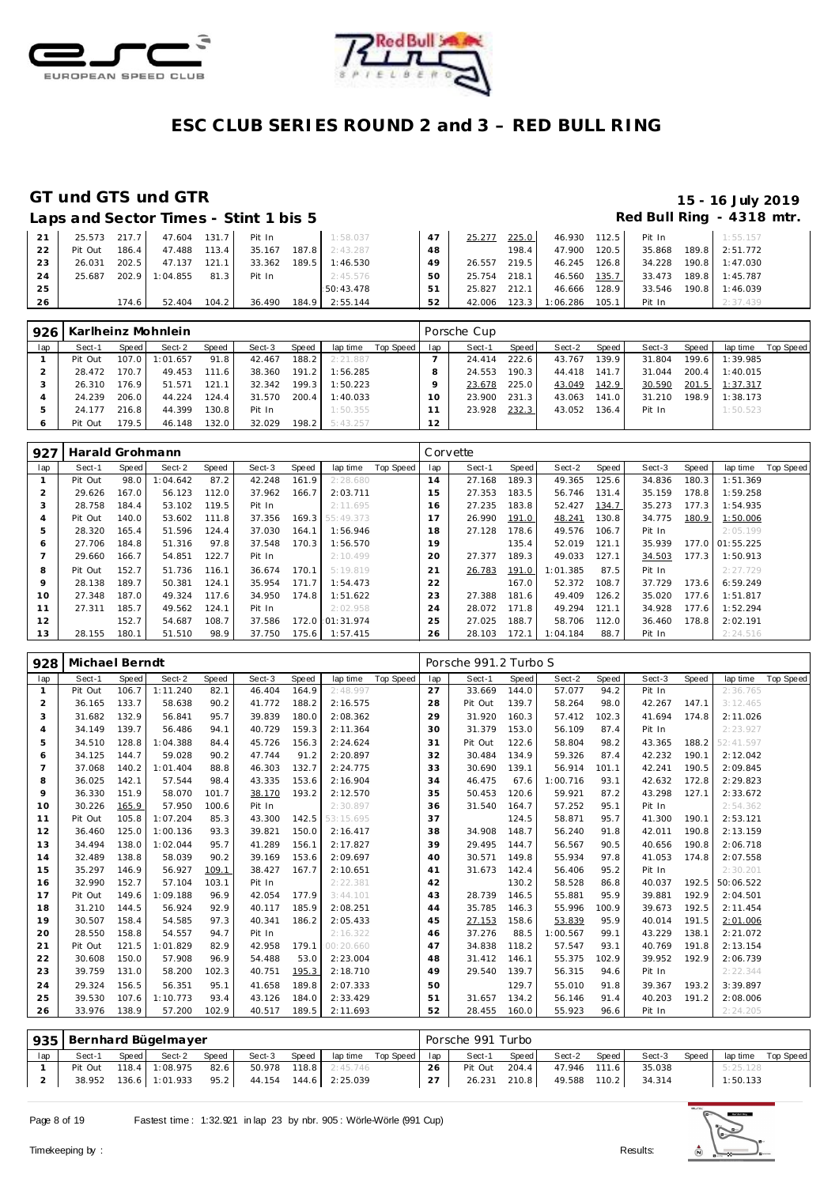# ESC CLUB SERIES ROUND 2 and 3 – RED BULL RING

## GT und GTS und GTR

15 - 16 July 2019

Laps and Sector Times - Stint 1 bis 5

Red Bull Ring - 4318 mtr.

| lap | Sect-1 | Speed | Sect-2 | Speed | Sect-3 | Speed | lap time | Top Speed | lap | Sect-1 | Speed | Sect-2 | Speed | Sect-3 | Speed | lap time | Top Speed |
|---|---|---|---|---|---|---|---|---|---|---|---|---|---|---|---|---|---|
| 21 | 25.573 | 217.7 | 47.604 | 131.7 | Pit In | | 1:58.037 | | 47 | 25.277 | 225.0 | 46.930 | 112.5 | Pit In | | 1:55.157 | |
| 22 | Pit Out | 186.4 | 47.488 | 113.4 | 35.167 | 187.8 | 2:43.287 | | 48 | | 198.4 | 47.900 | 120.5 | 35.868 | 189.8 | 2:51.772 | |
| 23 | 26.031 | 202.5 | 47.137 | 121.1 | 33.362 | 189.5 | 1:46.530 | | 49 | 26.557 | 219.5 | 46.245 | 126.8 | 34.228 | 190.8 | 1:47.030 | |
| 24 | 25.687 | 202.9 | 1:04.855 | 81.3 | Pit In | | 2:45.576 | | 50 | 25.754 | 218.1 | 46.560 | 135.7 | 33.473 | 189.8 | 1:45.787 | |
| 25 | | | | | | | 50:43.478 | | 51 | 25.827 | 212.1 | 46.666 | 128.9 | 33.546 | 190.8 | 1:46.039 | |
| 26 | | 174.6 | 52.404 | 104.2 | 36.490 | 184.9 | 2:55.144 | | 52 | 42.006 | 123.3 | 1:06.286 | 105.1 | Pit In | | 2:37.439 | |

### 926 Karlheinz Mohnlein — Porsche Cup

| lap | Sect-1 | Speed | Sect-2 | Speed | Sect-3 | Speed | lap time | Top Speed | lap | Sect-1 | Speed | Sect-2 | Speed | Sect-3 | Speed | lap time | Top Speed |
|---|---|---|---|---|---|---|---|---|---|---|---|---|---|---|---|---|---|
| 1 | Pit Out | 107.0 | 1:01.657 | 91.8 | 42.467 | 188.2 | 2:21.887 | | 7 | 24.414 | 222.6 | 43.767 | 139.9 | 31.804 | 199.6 | 1:39.985 | |
| 2 | 28.472 | 170.7 | 49.453 | 111.6 | 38.360 | 191.2 | 1:56.285 | | 8 | 24.553 | 190.3 | 44.418 | 141.7 | 31.044 | 200.4 | 1:40.015 | |
| 3 | 26.310 | 176.9 | 51.571 | 121.1 | 32.342 | 199.3 | 1:50.223 | | 9 | 23.678 | 225.0 | 43.049 | 142.9 | 30.590 | 201.5 | 1:37.317 | |
| 4 | 24.239 | 206.0 | 44.224 | 124.4 | 31.570 | 200.4 | 1:40.033 | | 10 | 23.900 | 231.3 | 43.063 | 141.0 | 31.210 | 198.9 | 1:38.173 | |
| 5 | 24.177 | 216.8 | 44.399 | 130.8 | Pit In | | 1:50.355 | | 11 | 23.928 | 232.3 | 43.052 | 136.4 | Pit In | | 1:50.523 | |
| 6 | Pit Out | 179.5 | 46.148 | 132.0 | 32.029 | 198.2 | 5:43.257 | | 12 | | | | | | | | |

### 927 Harald Grohmann — Corvette

| lap | Sect-1 | Speed | Sect-2 | Speed | Sect-3 | Speed | lap time | Top Speed | lap | Sect-1 | Speed | Sect-2 | Speed | Sect-3 | Speed | lap time | Top Speed |
|---|---|---|---|---|---|---|---|---|---|---|---|---|---|---|---|---|---|
| 1 | Pit Out | 98.0 | 1:04.642 | 87.2 | 42.248 | 161.9 | 2:28.680 | | 14 | 27.168 | 189.3 | 49.365 | 125.6 | 34.836 | 180.3 | 1:51.369 | |
| 2 | 29.626 | 167.0 | 56.123 | 112.0 | 37.962 | 166.7 | 2:03.711 | | 15 | 27.353 | 183.5 | 56.746 | 131.4 | 35.159 | 178.8 | 1:59.258 | |
| 3 | 28.758 | 184.4 | 53.102 | 119.5 | Pit In | | 2:11.695 | | 16 | 27.235 | 183.8 | 52.427 | 134.7 | 35.273 | 177.3 | 1:54.935 | |
| 4 | Pit Out | 140.0 | 53.602 | 111.8 | 37.356 | 169.3 | 55:49.373 | | 17 | 26.990 | 191.0 | 48.241 | 130.8 | 34.775 | 180.9 | 1:50.006 | |
| 5 | 28.320 | 165.4 | 51.596 | 124.4 | 37.030 | 164.1 | 1:56.946 | | 18 | 27.128 | 178.6 | 49.576 | 106.7 | Pit In | | 2:05.199 | |
| 6 | 27.706 | 184.8 | 51.316 | 97.8 | 37.548 | 170.3 | 1:56.570 | | 19 | | 135.4 | 52.019 | 121.1 | 35.939 | 177.0 | 01:55.225 | |
| 7 | 29.660 | 166.7 | 54.851 | 122.7 | Pit In | | 2:10.499 | | 20 | 27.377 | 189.3 | 49.033 | 127.1 | 34.503 | 177.3 | 1:50.913 | |
| 8 | Pit Out | 152.7 | 51.736 | 116.1 | 36.674 | 170.1 | 5:19.819 | | 21 | 26.783 | 191.0 | 1:01.385 | 87.5 | Pit In | | 2:27.729 | |
| 9 | 28.138 | 189.7 | 50.381 | 124.1 | 35.954 | 171.7 | 1:54.473 | | 22 | | 167.0 | 52.372 | 108.7 | 37.729 | 173.6 | 6:59.249 | |
| 10 | 27.348 | 187.0 | 49.324 | 117.6 | 34.950 | 174.8 | 1:51.622 | | 23 | 27.388 | 181.6 | 49.409 | 126.2 | 35.020 | 177.6 | 1:51.817 | |
| 11 | 27.311 | 185.7 | 49.562 | 124.1 | Pit In | | 2:02.958 | | 24 | 28.072 | 171.8 | 49.294 | 121.1 | 34.928 | 177.6 | 1:52.294 | |
| 12 | | 152.7 | 54.687 | 108.7 | 37.586 | 172.0 | 01:31.974 | | 25 | 27.025 | 188.7 | 58.706 | 112.0 | 36.460 | 178.8 | 2:02.191 | |
| 13 | 28.155 | 180.1 | 51.510 | 98.9 | 37.750 | 175.6 | 1:57.415 | | 26 | 28.103 | 172.1 | 1:04.184 | 88.7 | Pit In | | 2:24.516 | |

### 928 Michael Berndt — Porsche 991.2 Turbo S

| lap | Sect-1 | Speed | Sect-2 | Speed | Sect-3 | Speed | lap time | Top Speed | lap | Sect-1 | Speed | Sect-2 | Speed | Sect-3 | Speed | lap time | Top Speed |
|---|---|---|---|---|---|---|---|---|---|---|---|---|---|---|---|---|---|
| 1 | Pit Out | 106.7 | 1:11.240 | 82.1 | 46.404 | 164.9 | 2:48.997 | | 27 | 33.669 | 144.0 | 57.077 | 94.2 | Pit In | | 2:36.765 | |
| 2 | 36.165 | 133.7 | 58.638 | 90.2 | 41.772 | 188.2 | 2:16.575 | | 28 | Pit Out | 139.7 | 58.264 | 98.0 | 42.267 | 147.1 | 3:12.465 | |
| 3 | 31.682 | 132.9 | 56.841 | 95.7 | 39.839 | 180.0 | 2:08.362 | | 29 | 31.920 | 160.3 | 57.412 | 102.3 | 41.694 | 174.8 | 2:11.026 | |
| 4 | 34.149 | 139.7 | 56.486 | 94.1 | 40.729 | 159.3 | 2:11.364 | | 30 | 31.379 | 153.0 | 56.109 | 87.4 | Pit In | | 2:23.927 | |
| 5 | 34.510 | 128.8 | 1:04.388 | 84.4 | 45.726 | 156.3 | 2:24.624 | | 31 | Pit Out | 122.6 | 58.804 | 98.2 | 43.365 | 188.2 | 52:41.597 | |
| 6 | 34.125 | 144.7 | 59.028 | 90.2 | 47.744 | 91.2 | 2:20.897 | | 32 | 30.484 | 134.9 | 59.326 | 87.4 | 42.232 | 190.1 | 2:12.042 | |
| 7 | 37.068 | 140.2 | 1:01.404 | 88.8 | 46.303 | 132.7 | 2:24.775 | | 33 | 30.690 | 139.1 | 56.914 | 101.1 | 42.241 | 190.5 | 2:09.845 | |
| 8 | 36.025 | 142.1 | 57.544 | 98.4 | 43.335 | 153.6 | 2:16.904 | | 34 | 46.475 | 67.6 | 1:00.716 | 93.1 | 42.632 | 172.8 | 2:29.823 | |
| 9 | 36.330 | 151.9 | 58.070 | 101.7 | 38.170 | 193.2 | 2:12.570 | | 35 | 50.453 | 120.6 | 59.921 | 87.2 | 43.298 | 127.1 | 2:33.672 | |
| 10 | 30.226 | 165.9 | 57.950 | 100.6 | Pit In | | 2:30.897 | | 36 | 31.540 | 164.7 | 57.252 | 95.1 | Pit In | | 2:54.362 | |
| 11 | Pit Out | 105.8 | 1:07.204 | 85.3 | 43.300 | 142.5 | 53:15.695 | | 37 | | 124.5 | 58.871 | 95.7 | 41.300 | 190.1 | 2:53.121 | |
| 12 | 36.460 | 125.0 | 1:00.136 | 93.3 | 39.821 | 150.0 | 2:16.417 | | 38 | 34.908 | 148.7 | 56.240 | 91.8 | 42.011 | 190.8 | 2:13.159 | |
| 13 | 34.494 | 138.0 | 1:02.044 | 95.7 | 41.289 | 156.1 | 2:17.827 | | 39 | 29.495 | 144.7 | 56.567 | 90.5 | 40.656 | 190.8 | 2:06.718 | |
| 14 | 32.489 | 138.8 | 58.039 | 90.2 | 39.169 | 153.6 | 2:09.697 | | 40 | 30.571 | 149.8 | 55.934 | 97.8 | 41.053 | 174.8 | 2:07.558 | |
| 15 | 35.297 | 146.9 | 56.927 | 109.1 | 38.427 | 167.7 | 2:10.651 | | 41 | 31.673 | 142.4 | 56.406 | 95.2 | Pit In | | 2:30.201 | |
| 16 | 32.990 | 152.7 | 57.104 | 103.1 | Pit In | | 2:22.381 | | 42 | | 130.2 | 58.528 | 86.8 | 40.037 | 192.5 | 50:06.522 | |
| 17 | Pit Out | 149.6 | 1:09.188 | 96.9 | 42.054 | 177.9 | 3:44.101 | | 43 | 28.739 | 146.5 | 55.881 | 95.9 | 39.881 | 192.9 | 2:04.501 | |
| 18 | 31.210 | 144.5 | 56.924 | 92.9 | 40.117 | 185.9 | 2:08.251 | | 44 | 35.785 | 146.3 | 55.996 | 100.9 | 39.673 | 192.5 | 2:11.454 | |
| 19 | 30.507 | 158.4 | 54.585 | 97.3 | 40.341 | 186.2 | 2:05.433 | | 45 | 27.153 | 158.6 | 53.839 | 95.9 | 40.014 | 191.5 | 2:01.006 | |
| 20 | 28.550 | 158.8 | 54.557 | 94.7 | Pit In | | 2:16.322 | | 46 | 37.276 | 88.5 | 1:00.567 | 99.1 | 43.229 | 138.1 | 2:21.072 | |
| 21 | Pit Out | 121.5 | 1:01.829 | 82.9 | 42.958 | 179.1 | 00:20.660 | | 47 | 34.838 | 118.2 | 57.547 | 93.1 | 40.769 | 191.8 | 2:13.154 | |
| 22 | 30.608 | 150.0 | 57.908 | 96.9 | 54.488 | 53.0 | 2:23.004 | | 48 | 31.412 | 146.1 | 55.375 | 102.9 | 39.952 | 192.9 | 2:06.739 | |
| 23 | 39.759 | 131.0 | 58.200 | 102.3 | 40.751 | 195.3 | 2:18.710 | | 49 | 29.540 | 139.7 | 56.315 | 94.6 | Pit In | | 2:22.344 | |
| 24 | 29.324 | 156.5 | 56.351 | 95.1 | 41.658 | 189.8 | 2:07.333 | | 50 | | 129.7 | 55.010 | 91.8 | 39.367 | 193.2 | 3:39.897 | |
| 25 | 39.530 | 107.6 | 1:10.773 | 93.4 | 43.126 | 184.0 | 2:33.429 | | 51 | 31.657 | 134.2 | 56.146 | 91.4 | 40.203 | 191.2 | 2:08.006 | |
| 26 | 33.976 | 138.9 | 57.200 | 102.9 | 40.517 | 189.5 | 2:11.693 | | 52 | 28.455 | 160.0 | 55.923 | 96.6 | Pit In | | 2:24.205 | |

### 935 Bernhard Bügelmayer — Porsche 991 Turbo

| lap | Sect-1 | Speed | Sect-2 | Speed | Sect-3 | Speed | lap time | Top Speed | lap | Sect-1 | Speed | Sect-2 | Speed | Sect-3 | Speed | lap time | Top Speed |
|---|---|---|---|---|---|---|---|---|---|---|---|---|---|---|---|---|---|
| 1 | Pit Out | 118.4 | 1:08.975 | 82.6 | 50.978 | 118.8 | 2:45.746 | | 26 | Pit Out | 204.4 | 47.946 | 111.6 | 35.038 | | 5:25.128 | |
| 2 | 38.952 | 136.6 | 1:01.933 | 95.2 | 44.154 | 144.6 | 2:25.039 | | 27 | 26.231 | 210.8 | 49.588 | 110.2 | 34.314 | | 1:50.133 | |

Fastest time : 1:32.921 in lap 23 by nbr. 905 : Wörle-Wörle (991 Cup)

Timekeeping by : Results: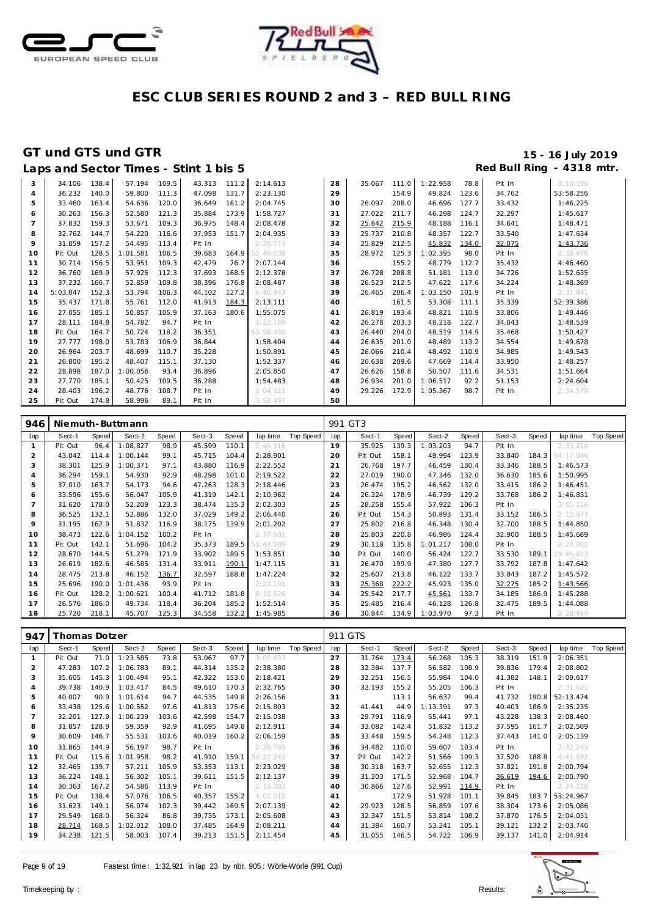# ESC CLUB SERIES ROUND 2 and 3 – RED BULL RING

## GT und GTS und GTR

**15 - 16 July 2019**

### Laps and Sector Times - Stint 1 bis 5

**Red Bull Ring - 4318 mtr.**

| lap | Sect-1 | Speed | Sect-2 | Speed | Sect-3 | Speed | lap time | lap | Sect-1 | Speed | Sect-2 | Speed | Sect-3 | Speed | lap time |
|---|---|---|---|---|---|---|---|---|---|---|---|---|---|---|---|
| 3 | 34.106 | 138.4 | 57.194 | 109.5 | 43.313 | 111.2 | 2:14.613 | 28 | 35.067 | 111.0 | 1:22.958 | 78.8 | Pit In | | 3:10.196 |
| 4 | 36.232 | 140.0 | 59.800 | 111.3 | 47.098 | 131.7 | 2:23.130 | 29 | | 154.9 | 49.824 | 123.6 | 34.762 | | 53:58.256 |
| 5 | 33.460 | 163.4 | 54.636 | 120.0 | 36.649 | 161.2 | 2:04.745 | 30 | 26.097 | 208.0 | 46.696 | 127.7 | 33.432 | | 1:46.225 |
| 6 | 30.263 | 156.3 | 52.580 | 121.3 | 35.884 | 173.9 | 1:58.727 | 31 | 27.022 | 211.7 | 46.298 | 124.7 | 32.297 | | 1:45.617 |
| 7 | 37.832 | 159.3 | 53.671 | 109.3 | 36.975 | 148.4 | 2:08.478 | 32 | 25.642 | 215.9 | 48.188 | 116.1 | 34.641 | | 1:48.471 |
| 8 | 32.762 | 144.7 | 54.220 | 116.6 | 37.953 | 151.7 | 2:04.935 | 33 | 25.737 | 210.8 | 48.357 | 122.7 | 33.540 | | 1:47.634 |
| 9 | 31.859 | 157.2 | 54.495 | 113.4 | Pit In | | 2:26.773 | 34 | 25.829 | 212.5 | 45.832 | 134.0 | 32.075 | | 1:43.736 |
| 10 | Pit Out | 128.5 | 1:01.581 | 106.5 | 39.683 | 164.9 | 55:49.638 | 35 | 28.972 | 125.3 | 1:02.395 | 98.0 | Pit In | | 2:38.876 |
| 11 | 30.714 | 156.5 | 53.951 | 109.3 | 42.479 | 76.7 | 2:07.144 | 36 | | 155.2 | 48.779 | 112.7 | 35.432 | | 4:46.460 |
| 12 | 36.760 | 169.9 | 57.925 | 112.3 | 37.693 | 168.5 | 2:12.378 | 37 | 26.728 | 208.8 | 51.181 | 113.0 | 34.726 | | 1:52.635 |
| 13 | 37.232 | 166.7 | 52.859 | 109.8 | 38.396 | 176.8 | 2:08.487 | 38 | 26.523 | 212.5 | 47.622 | 117.6 | 34.224 | | 1:48.369 |
| 14 | 5:03.047 | 152.3 | 53.794 | 106.3 | 44.102 | 127.2 | 6:40.943 | 39 | 26.465 | 206.4 | 1:03.150 | 101.9 | Pit In | | 2:31.941 |
| 15 | 35.437 | 171.8 | 55.761 | 112.0 | 41.913 | 184.3 | 2:13.111 | 40 | | 161.5 | 53.308 | 111.1 | 35.339 | | 52:39.386 |
| 16 | 27.055 | 185.1 | 50.857 | 105.9 | 37.163 | 180.6 | 1:55.075 | 41 | 26.819 | 193.4 | 48.821 | 110.9 | 33.806 | | 1:49.446 |
| 17 | 28.111 | 184.8 | 54.782 | 94.7 | Pit In | | 2:22.189 | 42 | 26.278 | 203.3 | 48.218 | 122.7 | 34.043 | | 1:48.539 |
| 18 | Pit Out | 164.7 | 50.724 | 118.2 | 36.351 | | 53:56.490 | 43 | 26.440 | 204.0 | 48.519 | 114.9 | 35.468 | | 1:50.427 |
| 19 | 27.777 | 198.0 | 53.783 | 106.9 | 36.844 | | 1:58.404 | 44 | 26.635 | 201.0 | 48.489 | 113.2 | 34.554 | | 1:49.678 |
| 20 | 26.964 | 203.7 | 48.699 | 110.7 | 35.228 | | 1:50.891 | 45 | 26.066 | 210.4 | 48.492 | 110.9 | 34.985 | | 1:49.543 |
| 21 | 26.800 | 195.2 | 48.407 | 115.1 | 37.130 | | 1:52.337 | 46 | 26.638 | 209.6 | 47.669 | 114.4 | 33.950 | | 1:48.257 |
| 22 | 28.898 | 187.0 | 1:00.056 | 93.4 | 36.896 | | 2:05.850 | 47 | 26.626 | 158.8 | 50.507 | 111.6 | 34.531 | | 1:51.664 |
| 23 | 27.770 | 185.1 | 50.425 | 109.5 | 36.288 | | 1:54.483 | 48 | 26.934 | 201.0 | 1:06.517 | 92.2 | 51.153 | | 2:24.604 |
| 24 | 28.403 | 196.2 | 48.776 | 108.7 | Pit In | | 2:04.521 | 49 | 29.226 | 172.9 | 1:05.367 | 98.7 | Pit In | | 2:34.570 |
| 25 | Pit Out | 174.8 | 58.996 | 89.1 | Pit In | | 3:58.497 | 50 | | | | | | | |

| 946 | Niemuth-Buttmann | | | | | | | | 991 GT3 | | | | | | | | |
|---|---|---|---|---|---|---|---|---|---|---|---|---|---|---|---|---|---|
| lap | Sect-1 | Speed | Sect-2 | Speed | Sect-3 | Speed | lap time | Top Speed | lap | Sect-1 | Speed | Sect-2 | Speed | Sect-3 | Speed | lap time | Top Speed |
| 1 | Pit Out | 96.4 | 1:08.827 | 98.9 | 45.599 | 110.1 | 2:45.916 | | 19 | 35.925 | 139.3 | 1:03.203 | 94.7 | Pit In | | 2:33.210 | |
| 2 | 43.042 | 114.4 | 1:00.144 | 99.1 | 45.715 | 104.4 | 2:28.901 | | 20 | Pit Out | 158.1 | 49.994 | 123.9 | 33.840 | 184.3 | 54:17.046 | |
| 3 | 38.301 | 125.9 | 1:00.371 | 97.1 | 43.880 | 116.9 | 2:22.552 | | 21 | 26.768 | 197.7 | 46.459 | 130.4 | 33.346 | 188.5 | 1:46.573 | |
| 4 | 36.294 | 159.1 | 54.930 | 92.9 | 48.298 | 101.0 | 2:19.522 | | 22 | 27.019 | 190.0 | 47.346 | 132.0 | 36.630 | 185.6 | 1:50.995 | |
| 5 | 37.010 | 163.7 | 54.173 | 94.6 | 47.263 | 128.3 | 2:18.446 | | 23 | 26.474 | 195.2 | 46.562 | 132.0 | 33.415 | 186.2 | 1:46.451 | |
| 6 | 33.596 | 155.6 | 56.047 | 105.9 | 41.319 | 142.1 | 2:10.962 | | 24 | 26.324 | 178.9 | 46.739 | 129.2 | 33.768 | 186.2 | 1:46.831 | |
| 7 | 31.620 | 178.0 | 52.209 | 123.3 | 38.474 | 135.3 | 2:02.303 | | 25 | 28.258 | 155.4 | 57.922 | 106.3 | Pit In | | 3:05.116 | |
| 8 | 36.525 | 132.1 | 52.886 | 132.0 | 37.029 | 149.2 | 2:06.440 | | 26 | Pit Out | 154.3 | 50.893 | 131.4 | 33.152 | 186.5 | 2:15.973 | |
| 9 | 31.195 | 162.9 | 51.832 | 116.9 | 38.175 | 139.9 | 2:01.202 | | 27 | 25.802 | 216.8 | 46.348 | 130.4 | 32.700 | 188.5 | 1:44.850 | |
| 10 | 38.473 | 122.6 | 1:04.152 | 100.2 | Pit In | | 2:37.501 | | 28 | 25.803 | 220.8 | 46.986 | 124.4 | 32.900 | 188.5 | 1:45.689 | |
| 11 | Pit Out | 142.1 | 51.696 | 104.2 | 35.373 | 189.5 | 53:44.599 | | 29 | 30.118 | 135.8 | 1:01.217 | 108.0 | Pit In | | 2:24.012 | |
| 12 | 28.670 | 144.5 | 51.279 | 121.9 | 33.902 | 189.5 | 1:53.851 | | 30 | Pit Out | 140.0 | 56.424 | 122.7 | 33.530 | 189.1 | 19:45.813 | |
| 13 | 26.619 | 182.6 | 46.585 | 131.4 | 33.911 | 190.1 | 1:47.115 | | 31 | 26.470 | 199.9 | 47.380 | 127.7 | 33.792 | 187.8 | 1:47.642 | |
| 14 | 28.475 | 213.8 | 46.152 | 136.7 | 32.597 | 188.8 | 1:47.224 | | 32 | 25.607 | 213.8 | 46.122 | 133.7 | 33.843 | 187.2 | 1:45.572 | |
| 15 | 25.696 | 190.0 | 1:01.436 | 93.9 | Pit In | | 2:22.191 | | 33 | 25.368 | 222.2 | 45.923 | 135.0 | 32.275 | 185.2 | 1:43.566 | |
| 16 | Pit Out | 128.2 | 1:00.621 | 100.4 | 41.712 | 181.8 | 6:10.626 | | 34 | 25.542 | 217.7 | 45.561 | 133.7 | 34.185 | 186.9 | 1:45.288 | |
| 17 | 26.576 | 186.0 | 49.734 | 118.4 | 36.204 | 185.2 | 1:52.514 | | 35 | 25.485 | 216.4 | 46.128 | 126.8 | 32.475 | 189.5 | 1:44.088 | |
| 18 | 25.720 | 218.1 | 45.707 | 125.3 | 34.558 | 132.2 | 1:45.985 | | 36 | 30.844 | 134.9 | 1:03.970 | 97.3 | Pit In | | 2:28.469 | |

| 947 | Thomas Dotzer | | | | | | | | 911 GTS | | | | | | | | |
|---|---|---|---|---|---|---|---|---|---|---|---|---|---|---|---|---|---|
| lap | Sect-1 | Speed | Sect-2 | Speed | Sect-3 | Speed | lap time | Top Speed | lap | Sect-1 | Speed | Sect-2 | Speed | Sect-3 | Speed | lap time | Top Speed |
| 1 | Pit Out | 71.0 | 1:23.585 | 73.8 | 53.067 | 97.7 | 3:07.633 | | 27 | 31.764 | 173.4 | 56.268 | 105.3 | 38.319 | 151.9 | 2:06.351 | |
| 2 | 47.283 | 107.2 | 1:06.783 | 89.1 | 44.314 | 135.2 | 2:38.380 | | 28 | 32.384 | 137.7 | 56.582 | 108.9 | 39.836 | 179.4 | 2:08.802 | |
| 3 | 35.605 | 145.3 | 1:00.494 | 95.1 | 42.322 | 153.0 | 2:18.421 | | 29 | 32.251 | 156.5 | 55.984 | 104.0 | 41.382 | 148.1 | 2:09.617 | |
| 4 | 39.738 | 140.9 | 1:03.417 | 84.5 | 49.610 | 170.3 | 2:32.765 | | 30 | 32.193 | 155.2 | 55.205 | 106.3 | Pit In | | 2:31.621 | |
| 5 | 40.007 | 90.9 | 1:01.614 | 94.7 | 44.535 | 149.8 | 2:26.156 | | 31 | | 113.1 | 56.637 | 99.4 | 41.732 | 190.8 | 52:13.474 | |
| 6 | 33.438 | 125.6 | 1:00.552 | 97.6 | 41.813 | 175.6 | 2:15.803 | | 32 | 41.441 | 44.9 | 1:13.391 | 97.3 | 40.403 | 186.9 | 2:35.235 | |
| 7 | 32.201 | 127.9 | 1:00.239 | 103.6 | 42.598 | 154.7 | 2:15.038 | | 33 | 29.791 | 116.9 | 55.441 | 97.1 | 43.228 | 138.3 | 2:08.460 | |
| 8 | 31.857 | 128.9 | 59.359 | 92.9 | 41.695 | 149.8 | 2:12.911 | | 34 | 33.082 | 142.4 | 51.832 | 113.2 | 37.595 | 161.7 | 2:02.509 | |
| 9 | 30.609 | 146.7 | 55.531 | 103.6 | 40.019 | 160.2 | 2:06.159 | | 35 | 33.448 | 159.5 | 54.248 | 112.3 | 37.443 | 141.0 | 2:05.139 | |
| 10 | 31.865 | 144.9 | 56.197 | 98.7 | Pit In | | 2:36.765 | | 36 | 34.482 | 110.0 | 59.607 | 103.4 | Pit In | | 2:32.243 | |
| 11 | Pit Out | 115.6 | 1:01.958 | 98.2 | 41.910 | 159.1 | 54:27.242 | | 37 | Pit Out | 142.2 | 51.566 | 109.3 | 37.520 | 188.8 | 4:41.682 | |
| 12 | 32.465 | 139.7 | 57.211 | 105.9 | 53.353 | 113.1 | 2:23.029 | | 38 | 30.318 | 163.7 | 52.653 | 112.3 | 37.821 | 191.8 | 2:00.794 | |
| 13 | 36.224 | 148.1 | 56.302 | 105.1 | 39.611 | 151.5 | 2:12.137 | | 39 | 31.203 | 171.5 | 52.968 | 104.7 | 36.619 | 194.6 | 2:00.790 | |
| 14 | 30.363 | 167.2 | 54.586 | 113.9 | Pit In | | 2:19.302 | | 40 | 30.866 | 127.6 | 52.991 | 114.9 | Pit In | | 2:24.228 | |
| 15 | Pit Out | 138.4 | 57.076 | 106.5 | 40.357 | 155.2 | 4:02.010 | | 41 | | 172.9 | 51.928 | 101.1 | 39.845 | 183.7 | 53:24.967 | |
| 16 | 31.623 | 149.1 | 56.074 | 102.3 | 39.442 | 169.5 | 2:07.139 | | 42 | 29.923 | 128.5 | 56.859 | 107.6 | 38.304 | 173.6 | 2:05.086 | |
| 17 | 29.549 | 168.0 | 56.324 | 86.8 | 39.735 | 173.1 | 2:05.608 | | 43 | 32.347 | 151.5 | 53.814 | 108.2 | 37.870 | 176.5 | 2:04.031 | |
| 18 | 28.714 | 168.5 | 1:02.012 | 108.0 | 37.485 | 164.9 | 2:08.211 | | 44 | 31.384 | 160.7 | 53.241 | 105.1 | 39.121 | 132.2 | 2:03.746 | |
| 19 | 34.238 | 121.5 | 58.003 | 107.4 | 39.213 | 151.5 | 2:11.454 | | 45 | 31.055 | 146.5 | 54.722 | 106.9 | 39.137 | 141.0 | 2:04.914 | |

Fastest time : 1:32.921 in lap 23 by nbr. 905 : Wörle-Wörle (991 Cup)

Timekeeping by : Results: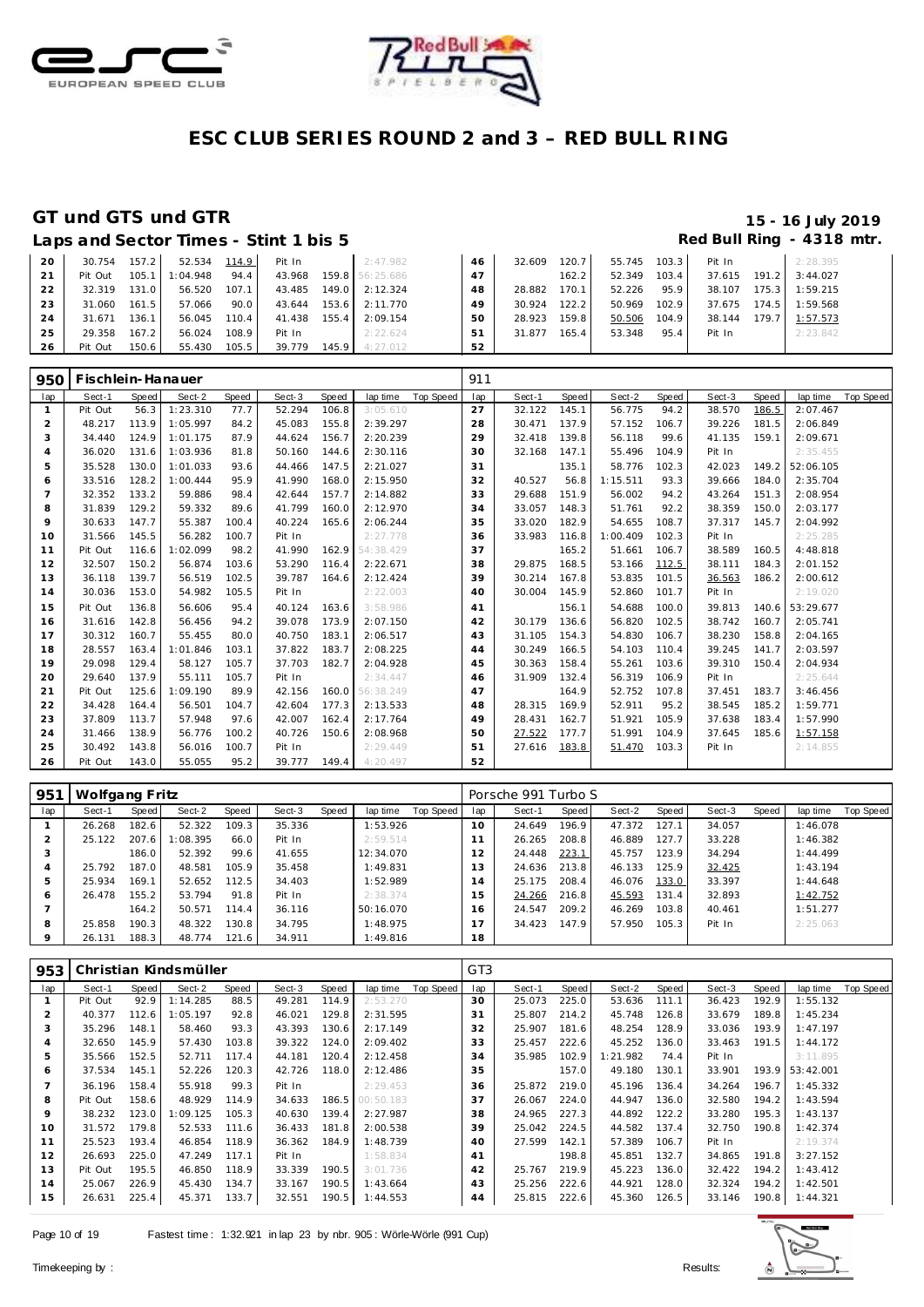# ESC CLUB SERIES ROUND 2 and 3 – RED BULL RING

## GT und GTS und GTR

**15 - 16 July 2019**

### Laps and Sector Times - Stint 1 bis 5

**Red Bull Ring - 4318 mtr.**

| lap | Sect-1 | Speed | Sect-2 | Speed | Sect-3 | Speed | lap time | Top Speed | lap | Sect-1 | Speed | Sect-2 | Speed | Sect-3 | Speed | lap time | Top Speed |
|---|---|---|---|---|---|---|---|---|---|---|---|---|---|---|---|---|---|
| 20 | 30.754 | 157.2 | 52.534 | 114.9 | Pit In | | 2:47.982 | | 46 | 32.609 | 120.7 | 55.745 | 103.3 | Pit In | | 2:28.395 | |
| 21 | Pit Out | 105.1 | 1:04.948 | 94.4 | 43.968 | 159.8 | 56:25.686 | | 47 | | 162.2 | 52.349 | 103.4 | 37.615 | 191.2 | 3:44.027 | |
| 22 | 32.319 | 131.0 | 56.520 | 107.1 | 43.485 | 149.0 | 2:12.324 | | 48 | 28.882 | 170.1 | 52.226 | 95.9 | 38.107 | 175.3 | 1:59.215 | |
| 23 | 31.060 | 161.5 | 57.066 | 90.0 | 43.644 | 153.6 | 2:11.770 | | 49 | 30.924 | 122.2 | 50.969 | 102.9 | 37.675 | 174.5 | 1:59.568 | |
| 24 | 31.671 | 136.1 | 56.045 | 110.4 | 41.438 | 155.4 | 2:09.154 | | 50 | 28.923 | 159.8 | 50.506 | 104.9 | 38.144 | 179.7 | 1:57.573 | |
| 25 | 29.358 | 167.2 | 56.024 | 108.9 | Pit In | | 2:22.624 | | 51 | 31.877 | 165.4 | 53.348 | 95.4 | Pit In | | 2:23.842 | |
| 26 | Pit Out | 150.6 | 55.430 | 105.5 | 39.779 | 145.9 | 4:27.012 | | 52 | | | | | | | | |

**950 Fischlein-Hanauer** — 911

| lap | Sect-1 | Speed | Sect-2 | Speed | Sect-3 | Speed | lap time | Top Speed | lap | Sect-1 | Speed | Sect-2 | Speed | Sect-3 | Speed | lap time | Top Speed |
|---|---|---|---|---|---|---|---|---|---|---|---|---|---|---|---|---|---|
| 1 | Pit Out | 56.3 | 1:23.310 | 77.7 | 52.294 | 106.8 | 3:05.610 | | 27 | 32.122 | 145.1 | 56.775 | 94.2 | 38.570 | 186.5 | 2:07.467 | |
| 2 | 48.217 | 113.9 | 1:05.997 | 84.2 | 45.083 | 155.8 | 2:39.297 | | 28 | 30.471 | 137.9 | 57.152 | 106.7 | 39.226 | 181.5 | 2:06.849 | |
| 3 | 34.440 | 124.9 | 1:01.175 | 87.9 | 44.624 | 156.7 | 2:20.239 | | 29 | 32.418 | 139.8 | 56.118 | 99.6 | 41.135 | 159.1 | 2:09.671 | |
| 4 | 36.020 | 131.6 | 1:03.936 | 81.8 | 50.160 | 144.6 | 2:30.116 | | 30 | 32.168 | 147.1 | 55.496 | 104.9 | Pit In | | 2:35.455 | |
| 5 | 35.528 | 130.0 | 1:01.033 | 93.6 | 44.466 | 147.5 | 2:21.027 | | 31 | | 135.1 | 58.776 | 102.3 | 42.023 | 149.2 | 52:06.105 | |
| 6 | 33.516 | 128.2 | 1:00.444 | 95.9 | 41.990 | 168.0 | 2:15.950 | | 32 | 40.527 | 56.8 | 1:15.511 | 93.3 | 39.666 | 184.0 | 2:35.704 | |
| 7 | 32.352 | 133.2 | 59.886 | 98.4 | 42.644 | 157.7 | 2:14.882 | | 33 | 29.688 | 151.9 | 56.002 | 94.2 | 43.264 | 151.3 | 2:08.954 | |
| 8 | 31.839 | 129.2 | 59.332 | 89.6 | 41.799 | 160.0 | 2:12.970 | | 34 | 33.057 | 148.3 | 51.761 | 92.2 | 38.359 | 150.0 | 2:03.177 | |
| 9 | 30.633 | 147.7 | 55.387 | 100.4 | 40.224 | 165.6 | 2:06.244 | | 35 | 33.020 | 182.9 | 54.555 | 108.7 | 37.317 | 145.7 | 2:04.992 | |
| 10 | 31.566 | 145.5 | 56.282 | 100.7 | Pit In | | 2:27.778 | | 36 | 33.983 | 116.8 | 1:00.409 | 102.3 | Pit In | | 2:25.285 | |
| 11 | Pit Out | 116.6 | 1:02.099 | 98.2 | 41.990 | 162.9 | 54:38.429 | | 37 | | 165.2 | 51.661 | 106.7 | 38.589 | 160.5 | 4:48.818 | |
| 12 | 32.507 | 150.2 | 56.874 | 103.6 | 53.290 | 116.4 | 2:22.671 | | 38 | 29.875 | 168.5 | 53.166 | 112.5 | 38.111 | 184.3 | 2:01.152 | |
| 13 | 36.118 | 139.7 | 56.519 | 102.5 | 39.787 | 164.6 | 2:12.424 | | 39 | 30.214 | 167.8 | 53.835 | 101.5 | 36.563 | 186.2 | 2:00.612 | |
| 14 | 30.036 | 153.0 | 54.982 | 105.5 | Pit In | | 2:22.003 | | 40 | 30.004 | 145.9 | 52.860 | 101.7 | Pit In | | 2:19.020 | |
| 15 | Pit Out | 136.8 | 56.606 | 95.4 | 40.124 | 163.6 | 3:58.986 | | 41 | | 156.1 | 54.688 | 100.0 | 39.813 | 140.6 | 53:29.677 | |
| 16 | 31.616 | 142.8 | 56.456 | 94.2 | 39.078 | 173.9 | 2:07.150 | | 42 | 30.179 | 136.6 | 56.820 | 102.5 | 38.742 | 160.7 | 2:05.741 | |
| 17 | 30.312 | 160.7 | 55.455 | 80.0 | 40.750 | 183.1 | 2:06.517 | | 43 | 31.105 | 154.3 | 54.830 | 106.7 | 38.230 | 158.8 | 2:04.165 | |
| 18 | 28.557 | 163.4 | 1:01.846 | 103.1 | 37.822 | 183.7 | 2:08.225 | | 44 | 30.249 | 166.5 | 54.103 | 110.4 | 39.245 | 141.7 | 2:03.597 | |
| 19 | 29.098 | 129.4 | 58.127 | 105.7 | 37.703 | 182.7 | 2:04.928 | | 45 | 30.363 | 158.4 | 55.261 | 103.6 | 39.310 | 150.4 | 2:04.934 | |
| 20 | 29.640 | 137.9 | 55.111 | 105.7 | Pit In | | 2:34.447 | | 46 | 31.909 | 132.4 | 56.319 | 106.9 | Pit In | | 2:25.644 | |
| 21 | Pit Out | 125.6 | 1:09.190 | 89.9 | 42.156 | 160.0 | 56:38.249 | | 47 | | 164.9 | 52.752 | 107.8 | 37.451 | 183.7 | 3:46.456 | |
| 22 | 34.428 | 164.4 | 56.501 | 104.7 | 42.604 | 177.3 | 2:13.533 | | 48 | 28.315 | 169.9 | 52.911 | 95.2 | 38.545 | 185.2 | 1:59.771 | |
| 23 | 37.809 | 113.7 | 57.948 | 97.6 | 42.007 | 162.4 | 2:17.764 | | 49 | 28.431 | 162.7 | 51.921 | 105.9 | 37.638 | 183.4 | 1:57.990 | |
| 24 | 31.466 | 138.9 | 56.776 | 100.2 | 40.726 | 150.6 | 2:08.968 | | 50 | 27.522 | 177.7 | 51.991 | 104.9 | 37.645 | 185.6 | 1:57.158 | |
| 25 | 30.492 | 143.8 | 56.016 | 100.7 | Pit In | | 2:29.449 | | 51 | 27.616 | 183.8 | 51.470 | 103.3 | Pit In | | 2:14.855 | |
| 26 | Pit Out | 143.0 | 55.055 | 95.2 | 39.777 | 149.4 | 4:20.497 | | 52 | | | | | | | | |

**951 Wolfgang Fritz** — Porsche 991 Turbo S

| lap | Sect-1 | Speed | Sect-2 | Speed | Sect-3 | Speed | lap time | Top Speed | lap | Sect-1 | Speed | Sect-2 | Speed | Sect-3 | Speed | lap time | Top Speed |
|---|---|---|---|---|---|---|---|---|---|---|---|---|---|---|---|---|---|
| 1 | 26.268 | 182.6 | 52.322 | 109.3 | 35.336 | | 1:53.926 | | 10 | 24.649 | 196.9 | 47.372 | 127.1 | 34.057 | | 1:46.078 | |
| 2 | 25.122 | 207.6 | 1:08.395 | 66.0 | Pit In | | 2:59.514 | | 11 | 26.265 | 208.8 | 46.889 | 127.7 | 33.228 | | 1:46.382 | |
| 3 | | 186.0 | 52.392 | 99.6 | 41.655 | | 12:34.070 | | 12 | 24.448 | 223.1 | 45.757 | 123.9 | 34.294 | | 1:44.499 | |
| 4 | 25.792 | 187.0 | 48.581 | 105.9 | 35.458 | | 1:49.831 | | 13 | 24.636 | 213.8 | 46.133 | 125.9 | 32.425 | | 1:43.194 | |
| 5 | 25.934 | 169.1 | 52.652 | 112.5 | 34.403 | | 1:52.989 | | 14 | 25.175 | 208.4 | 46.076 | 133.0 | 33.397 | | 1:44.648 | |
| 6 | 26.478 | 155.2 | 53.794 | 91.8 | Pit In | | 2:38.374 | | 15 | 24.266 | 216.8 | 45.593 | 131.4 | 32.893 | | 1:42.752 | |
| 7 | | 164.2 | 50.571 | 114.4 | 36.116 | | 50:16.070 | | 16 | 24.547 | 209.2 | 46.269 | 103.8 | 40.461 | | 1:51.277 | |
| 8 | 25.858 | 190.3 | 48.322 | 130.8 | 34.795 | | 1:48.975 | | 17 | 34.423 | 147.9 | 57.950 | 105.3 | Pit In | | 2:25.063 | |
| 9 | 26.131 | 188.3 | 48.774 | 121.6 | 34.911 | | 1:49.816 | | 18 | | | | | | | | |

**953 Christian Kindsmüller** — GT3

| lap | Sect-1 | Speed | Sect-2 | Speed | Sect-3 | Speed | lap time | Top Speed | lap | Sect-1 | Speed | Sect-2 | Speed | Sect-3 | Speed | lap time | Top Speed |
|---|---|---|---|---|---|---|---|---|---|---|---|---|---|---|---|---|---|
| 1 | Pit Out | 92.9 | 1:14.285 | 88.5 | 49.281 | 114.9 | 2:53.270 | | 30 | 25.073 | 225.0 | 53.636 | 111.1 | 36.423 | 192.9 | 1:55.132 | |
| 2 | 40.377 | 112.6 | 1:05.197 | 92.8 | 46.021 | 129.8 | 2:31.595 | | 31 | 25.807 | 214.2 | 45.748 | 126.8 | 33.679 | 189.8 | 1:45.234 | |
| 3 | 35.296 | 148.1 | 58.460 | 93.3 | 43.393 | 130.6 | 2:17.149 | | 32 | 25.907 | 181.6 | 48.254 | 128.9 | 33.036 | 193.9 | 1:47.197 | |
| 4 | 32.650 | 145.9 | 57.430 | 103.8 | 39.322 | 124.0 | 2:09.402 | | 33 | 25.457 | 222.6 | 45.252 | 136.0 | 33.463 | 191.5 | 1:44.172 | |
| 5 | 35.566 | 152.5 | 52.711 | 117.4 | 44.181 | 120.4 | 2:12.458 | | 34 | 35.985 | 102.9 | 1:21.982 | 74.4 | Pit In | | 3:11.895 | |
| 6 | 37.534 | 145.1 | 52.226 | 120.3 | 42.726 | 118.0 | 2:12.486 | | 35 | | 157.0 | 49.180 | 130.1 | 33.901 | 193.9 | 53:42.001 | |
| 7 | 36.196 | 158.4 | 55.918 | 99.3 | Pit In | | 2:29.453 | | 36 | 25.872 | 219.0 | 45.196 | 136.4 | 34.264 | 196.7 | 1:45.332 | |
| 8 | Pit Out | 158.6 | 48.929 | 114.9 | 34.633 | 186.5 | 00:50.183 | | 37 | 26.067 | 224.0 | 44.947 | 136.0 | 32.580 | 194.2 | 1:43.594 | |
| 9 | 38.232 | 123.0 | 1:09.125 | 105.3 | 40.630 | 139.4 | 2:27.987 | | 38 | 24.965 | 227.3 | 44.892 | 122.2 | 33.280 | 195.3 | 1:43.137 | |
| 10 | 31.572 | 179.8 | 52.533 | 111.6 | 36.433 | 181.8 | 2:00.538 | | 39 | 25.042 | 224.5 | 44.582 | 137.4 | 32.750 | 190.8 | 1:42.374 | |
| 11 | 25.523 | 193.4 | 46.854 | 118.9 | 36.362 | 184.9 | 1:48.739 | | 40 | 27.599 | 142.1 | 57.389 | 106.7 | Pit In | | 2:19.374 | |
| 12 | 26.693 | 225.0 | 47.249 | 117.1 | Pit In | | 1:58.834 | | 41 | | 198.8 | 45.851 | 132.7 | 34.865 | 191.8 | 3:27.152 | |
| 13 | Pit Out | 195.5 | 46.850 | 118.9 | 33.339 | 190.5 | 3:01.736 | | 42 | 25.767 | 219.9 | 45.223 | 136.0 | 32.422 | 194.2 | 1:43.412 | |
| 14 | 25.067 | 226.9 | 45.430 | 134.7 | 33.167 | 190.5 | 1:43.664 | | 43 | 25.256 | 222.6 | 44.921 | 128.0 | 32.324 | 194.2 | 1:42.501 | |
| 15 | 26.631 | 225.4 | 45.371 | 133.7 | 32.551 | 190.5 | 1:44.553 | | 44 | 25.815 | 222.6 | 45.360 | 126.5 | 33.146 | 190.8 | 1:44.321 | |

Fastest time : 1:32.921 in lap 23 by nbr. 905 : Wörle-Wörle (991 Cup)

Timekeeping by : Results: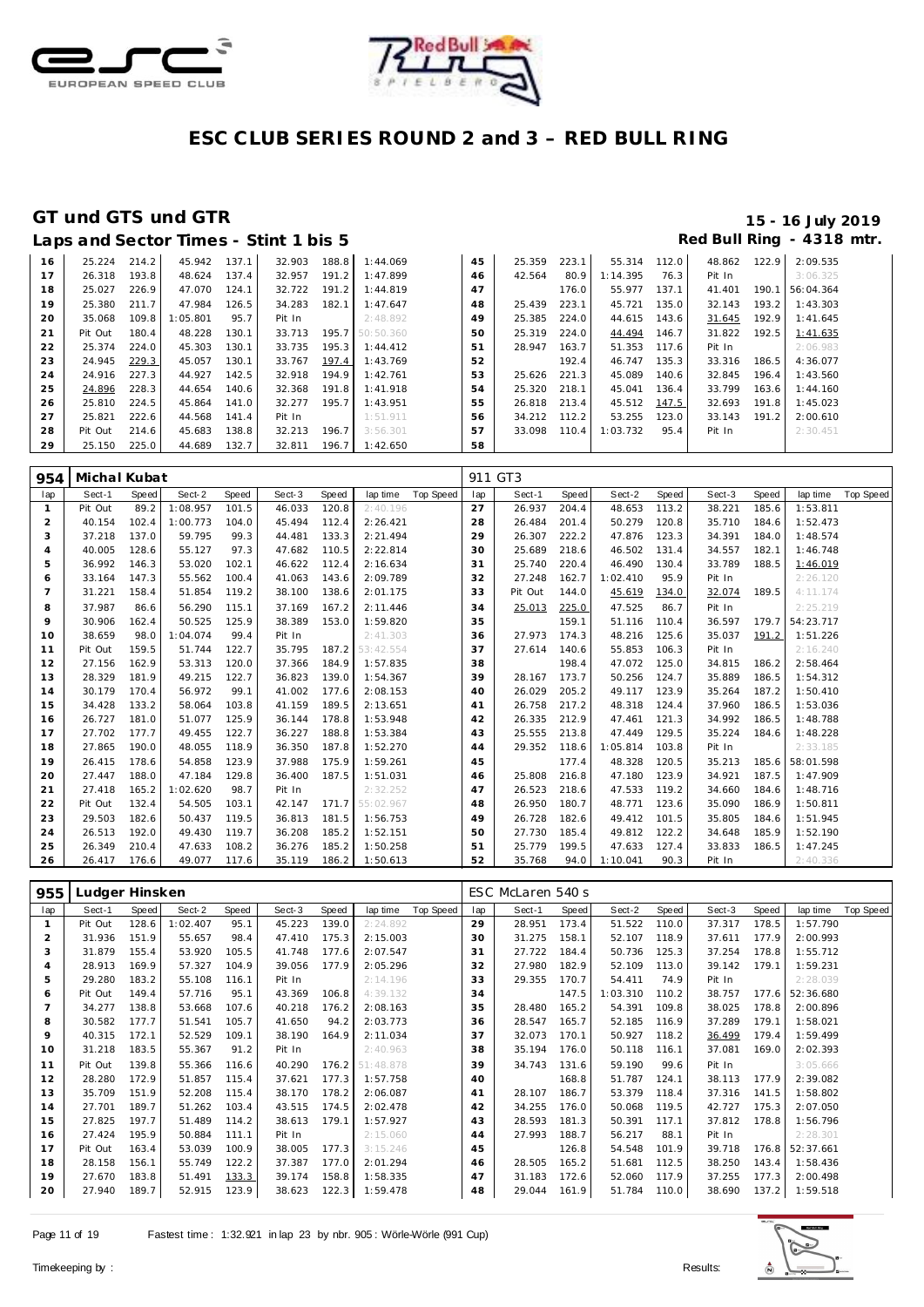# ESC CLUB SERIES ROUND 2 and 3 – RED BULL RING

## GT und GTS und GTR

15 - 16 July 2019

### Laps and Sector Times - Stint 1 bis 5

Red Bull Ring - 4318 mtr.

| lap | Sect-1 | Speed | Sect-2 | Speed | Sect-3 | Speed | lap time | Top Speed | lap | Sect-1 | Speed | Sect-2 | Speed | Sect-3 | Speed | lap time | Top Speed |
|---|---|---|---|---|---|---|---|---|---|---|---|---|---|---|---|---|---|
| 16 | 25.224 | 214.2 | 45.942 | 137.1 | 32.903 | 188.8 | 1:44.069 | | 45 | 25.359 | 223.1 | 55.314 | 112.0 | 48.862 | 122.9 | 2:09.535 | |
| 17 | 26.318 | 193.8 | 48.624 | 137.4 | 32.957 | 191.2 | 1:47.899 | | 46 | 42.564 | 80.9 | 1:14.395 | 76.3 | Pit In | | 3:06.325 | |
| 18 | 25.027 | 226.9 | 47.070 | 124.1 | 32.722 | 191.2 | 1:44.819 | | 47 | | 176.0 | 55.977 | 137.1 | 41.401 | 190.1 | 56:04.364 | |
| 19 | 25.380 | 211.7 | 47.984 | 126.5 | 34.283 | 182.1 | 1:47.647 | | 48 | 25.439 | 223.1 | 45.721 | 135.0 | 32.143 | 193.2 | 1:43.303 | |
| 20 | 35.068 | 109.8 | 1:05.801 | 95.7 | Pit In | | 2:48.892 | | 49 | 25.385 | 224.0 | 44.615 | 143.6 | 31.645 | 192.9 | 1:41.645 | |
| 21 | Pit Out | 180.4 | 48.228 | 130.1 | 33.713 | 195.7 | 50:50.360 | | 50 | 25.319 | 224.0 | 44.494 | 146.7 | 31.822 | 192.5 | 1:41.635 | |
| 22 | 25.374 | 224.0 | 45.303 | 130.1 | 33.735 | 195.3 | 1:44.412 | | 51 | 28.947 | 163.7 | 51.353 | 117.6 | Pit In | | 2:06.983 | |
| 23 | 24.945 | 229.3 | 45.057 | 130.1 | 33.767 | 197.4 | 1:43.769 | | 52 | | 192.4 | 46.747 | 135.3 | 33.316 | 186.5 | 4:36.077 | |
| 24 | 24.916 | 227.3 | 44.927 | 142.5 | 32.918 | 194.9 | 1:42.761 | | 53 | 25.626 | 221.3 | 45.089 | 140.6 | 32.845 | 196.4 | 1:43.560 | |
| 25 | 24.896 | 228.3 | 44.654 | 140.6 | 32.368 | 191.8 | 1:41.918 | | 54 | 25.320 | 218.1 | 45.041 | 136.4 | 33.799 | 163.6 | 1:44.160 | |
| 26 | 25.810 | 224.5 | 45.864 | 141.0 | 32.277 | 195.7 | 1:43.951 | | 55 | 26.818 | 213.4 | 45.512 | 147.5 | 32.693 | 191.8 | 1:45.023 | |
| 27 | 25.821 | 222.6 | 44.568 | 141.4 | Pit In | | 1:51.911 | | 56 | 34.212 | 112.2 | 53.255 | 123.0 | 33.143 | 191.2 | 2:00.610 | |
| 28 | Pit Out | 214.6 | 45.683 | 138.8 | 32.213 | 196.7 | 3:56.301 | | 57 | 33.098 | 110.4 | 1:03.732 | 95.4 | Pit In | | 2:30.451 | |
| 29 | 25.150 | 225.0 | 44.689 | 132.7 | 32.811 | 196.7 | 1:42.650 | | 58 | | | | | | | | |

**954 Michal Kubat — 911 GT3**

| lap | Sect-1 | Speed | Sect-2 | Speed | Sect-3 | Speed | lap time | Top Speed | lap | Sect-1 | Speed | Sect-2 | Speed | Sect-3 | Speed | lap time | Top Speed |
|---|---|---|---|---|---|---|---|---|---|---|---|---|---|---|---|---|---|
| 1 | Pit Out | 89.2 | 1:08.957 | 101.5 | 46.033 | 120.8 | 2:40.196 | | 27 | 26.937 | 204.4 | 48.653 | 113.2 | 38.221 | 185.6 | 1:53.811 | |
| 2 | 40.154 | 102.4 | 1:00.773 | 104.0 | 45.494 | 112.4 | 2:26.421 | | 28 | 26.484 | 201.4 | 50.279 | 120.8 | 35.710 | 184.6 | 1:52.473 | |
| 3 | 37.218 | 137.0 | 59.795 | 99.3 | 44.481 | 133.3 | 2:21.494 | | 29 | 26.307 | 222.2 | 47.876 | 123.3 | 34.391 | 184.0 | 1:48.574 | |
| 4 | 40.005 | 128.6 | 55.127 | 97.3 | 47.682 | 110.5 | 2:22.814 | | 30 | 25.689 | 218.6 | 46.502 | 131.4 | 34.557 | 182.1 | 1:46.748 | |
| 5 | 36.992 | 146.3 | 53.020 | 102.1 | 46.622 | 112.4 | 2:16.634 | | 31 | 25.740 | 220.4 | 46.490 | 130.4 | 33.789 | 188.5 | 1:46.019 | |
| 6 | 33.164 | 147.3 | 55.562 | 100.4 | 41.063 | 143.6 | 2:09.789 | | 32 | 27.248 | 162.7 | 1:02.410 | 95.9 | Pit In | | 2:26.120 | |
| 7 | 31.221 | 158.4 | 51.854 | 119.2 | 38.100 | 138.6 | 2:01.175 | | 33 | Pit Out | 144.0 | 45.619 | 134.0 | 32.074 | 189.5 | 4:11.174 | |
| 8 | 37.987 | 86.6 | 56.290 | 115.1 | 37.169 | 167.2 | 2:11.446 | | 34 | 25.013 | 225.0 | 47.525 | 86.7 | Pit In | | 2:25.219 | |
| 9 | 30.906 | 162.4 | 50.525 | 125.9 | 38.389 | 153.0 | 1:59.820 | | 35 | | 159.1 | 51.116 | 110.4 | 36.597 | 179.7 | 54:23.717 | |
| 10 | 38.659 | 98.0 | 1:04.074 | 99.4 | Pit In | | 2:41.303 | | 36 | 27.973 | 174.3 | 48.216 | 125.6 | 35.037 | 191.2 | 1:51.226 | |
| 11 | Pit Out | 159.5 | 51.744 | 122.7 | 35.795 | 187.2 | 53:42.554 | | 37 | 27.614 | 140.6 | 55.853 | 106.3 | Pit In | | 2:16.240 | |
| 12 | 27.156 | 162.9 | 53.313 | 120.0 | 37.366 | 184.9 | 1:57.835 | | 38 | | 198.4 | 47.072 | 125.0 | 34.815 | 186.2 | 2:58.464 | |
| 13 | 28.329 | 181.9 | 49.215 | 122.7 | 36.823 | 139.0 | 1:54.367 | | 39 | 28.167 | 173.7 | 50.256 | 124.7 | 35.889 | 186.5 | 1:54.312 | |
| 14 | 30.179 | 170.4 | 56.972 | 99.1 | 41.002 | 177.6 | 2:08.153 | | 40 | 26.029 | 205.2 | 49.117 | 123.9 | 35.264 | 187.2 | 1:50.410 | |
| 15 | 34.428 | 133.2 | 58.064 | 103.8 | 41.159 | 189.5 | 2:13.651 | | 41 | 26.758 | 217.2 | 48.318 | 124.4 | 37.960 | 186.5 | 1:53.036 | |
| 16 | 26.727 | 181.0 | 51.077 | 125.9 | 36.144 | 178.8 | 1:53.948 | | 42 | 26.335 | 212.9 | 47.461 | 121.3 | 34.992 | 186.5 | 1:48.788 | |
| 17 | 27.702 | 177.7 | 49.455 | 122.7 | 36.227 | 188.8 | 1:53.384 | | 43 | 25.555 | 213.8 | 47.449 | 129.5 | 35.224 | 184.6 | 1:48.228 | |
| 18 | 27.865 | 190.0 | 48.055 | 118.9 | 36.350 | 187.8 | 1:52.270 | | 44 | 29.352 | 118.6 | 1:05.814 | 103.8 | Pit In | | 2:33.185 | |
| 19 | 26.415 | 178.6 | 54.858 | 123.9 | 37.988 | 175.9 | 1:59.261 | | 45 | | 177.4 | 48.328 | 120.5 | 35.213 | 185.6 | 58:01.598 | |
| 20 | 27.447 | 188.0 | 47.184 | 129.8 | 36.400 | 187.5 | 1:51.031 | | 46 | 25.808 | 216.8 | 47.180 | 123.9 | 34.921 | 187.5 | 1:47.909 | |
| 21 | 27.418 | 165.2 | 1:02.620 | 98.7 | Pit In | | 2:32.252 | | 47 | 26.523 | 218.6 | 47.533 | 119.2 | 34.660 | 184.6 | 1:48.716 | |
| 22 | Pit Out | 132.4 | 54.505 | 103.1 | 42.147 | 171.7 | 55:02.967 | | 48 | 26.950 | 180.7 | 48.771 | 123.6 | 35.090 | 186.9 | 1:50.811 | |
| 23 | 29.503 | 182.6 | 50.437 | 119.5 | 36.813 | 181.5 | 1:56.753 | | 49 | 26.728 | 182.6 | 49.412 | 101.5 | 35.805 | 184.6 | 1:51.945 | |
| 24 | 26.513 | 192.0 | 49.430 | 119.7 | 36.208 | 185.2 | 1:52.151 | | 50 | 27.730 | 185.4 | 49.812 | 122.2 | 34.648 | 185.9 | 1:52.190 | |
| 25 | 26.349 | 210.4 | 47.633 | 108.2 | 36.276 | 185.2 | 1:50.258 | | 51 | 25.779 | 199.5 | 47.633 | 127.4 | 33.833 | 186.5 | 1:47.245 | |
| 26 | 26.417 | 176.6 | 49.077 | 117.6 | 35.119 | 186.2 | 1:50.613 | | 52 | 35.768 | 94.0 | 1:10.041 | 90.3 | Pit In | | 2:40.336 | |

**955 Ludger Hinsken — ESC McLaren 540 s**

| lap | Sect-1 | Speed | Sect-2 | Speed | Sect-3 | Speed | lap time | Top Speed | lap | Sect-1 | Speed | Sect-2 | Speed | Sect-3 | Speed | lap time | Top Speed |
|---|---|---|---|---|---|---|---|---|---|---|---|---|---|---|---|---|---|
| 1 | Pit Out | 128.6 | 1:02.407 | 95.1 | 45.223 | 139.0 | 2:24.892 | | 29 | 28.951 | 173.4 | 51.522 | 110.0 | 37.317 | 178.5 | 1:57.790 | |
| 2 | 31.936 | 151.9 | 55.657 | 98.4 | 47.410 | 175.3 | 2:15.003 | | 30 | 31.275 | 158.1 | 52.107 | 118.9 | 37.611 | 177.9 | 2:00.993 | |
| 3 | 31.879 | 155.4 | 53.920 | 105.5 | 41.748 | 177.6 | 2:07.547 | | 31 | 27.722 | 184.4 | 50.736 | 125.3 | 37.254 | 178.8 | 1:55.712 | |
| 4 | 28.913 | 169.9 | 57.327 | 104.9 | 39.056 | 177.9 | 2:05.296 | | 32 | 27.980 | 182.9 | 52.109 | 113.0 | 39.142 | 179.1 | 1:59.231 | |
| 5 | 29.280 | 183.2 | 55.108 | 116.1 | Pit In | | 2:14.196 | | 33 | 29.355 | 170.7 | 54.411 | 74.9 | Pit In | | 2:28.039 | |
| 6 | Pit Out | 149.4 | 57.716 | 95.1 | 43.369 | 106.8 | 4:39.132 | | 34 | | 147.5 | 1:03.310 | 110.2 | 38.757 | 177.6 | 52:36.680 | |
| 7 | 34.277 | 138.8 | 53.668 | 107.6 | 40.218 | 176.2 | 2:08.163 | | 35 | 28.480 | 165.2 | 54.391 | 109.8 | 38.025 | 178.8 | 2:00.896 | |
| 8 | 30.582 | 177.7 | 51.541 | 105.7 | 41.650 | 94.2 | 2:03.773 | | 36 | 28.547 | 165.7 | 52.185 | 116.9 | 37.289 | 179.1 | 1:58.021 | |
| 9 | 40.315 | 172.1 | 52.529 | 109.1 | 38.190 | 164.9 | 2:11.034 | | 37 | 32.073 | 170.1 | 50.927 | 118.2 | 36.499 | 179.4 | 1:59.499 | |
| 10 | 31.218 | 183.5 | 55.367 | 91.2 | Pit In | | 2:40.963 | | 38 | 35.194 | 176.0 | 50.118 | 116.1 | 37.081 | 169.0 | 2:02.393 | |
| 11 | Pit Out | 139.8 | 55.366 | 116.6 | 40.290 | 176.2 | 51:48.878 | | 39 | 34.743 | 131.6 | 59.190 | 99.6 | Pit In | | 3:05.666 | |
| 12 | 28.280 | 172.9 | 51.857 | 115.4 | 37.621 | 177.3 | 1:57.758 | | 40 | | 168.8 | 51.787 | 124.1 | 38.113 | 177.9 | 2:39.082 | |
| 13 | 35.709 | 151.9 | 52.208 | 115.4 | 38.170 | 178.2 | 2:06.087 | | 41 | 28.107 | 186.7 | 53.379 | 118.4 | 37.316 | 141.5 | 1:58.802 | |
| 14 | 27.701 | 189.7 | 51.262 | 103.4 | 43.515 | 174.5 | 2:02.478 | | 42 | 34.255 | 176.0 | 50.068 | 119.5 | 42.727 | 175.3 | 2:07.050 | |
| 15 | 27.825 | 197.7 | 51.489 | 114.2 | 38.613 | 179.1 | 1:57.927 | | 43 | 28.593 | 181.3 | 50.391 | 117.1 | 37.812 | 178.8 | 1:56.796 | |
| 16 | 27.424 | 195.9 | 50.884 | 111.1 | Pit In | | 2:15.060 | | 44 | 27.993 | 188.7 | 56.217 | 88.1 | Pit In | | 2:28.301 | |
| 17 | Pit Out | 163.4 | 53.039 | 100.9 | 38.005 | 177.3 | 3:15.246 | | 45 | | 126.8 | 54.548 | 101.9 | 39.718 | 176.8 | 52:37.661 | |
| 18 | 28.158 | 156.1 | 55.749 | 122.2 | 37.387 | 177.0 | 2:01.294 | | 46 | 28.505 | 165.2 | 51.681 | 112.5 | 38.250 | 143.4 | 1:58.436 | |
| 19 | 27.670 | 183.8 | 51.491 | 133.3 | 39.174 | 158.8 | 1:58.335 | | 47 | 31.183 | 172.6 | 52.060 | 117.9 | 37.255 | 177.3 | 2:00.498 | |
| 20 | 27.940 | 189.7 | 52.915 | 123.9 | 38.623 | 122.3 | 1:59.478 | | 48 | 29.044 | 161.9 | 51.784 | 110.0 | 38.690 | 137.2 | 1:59.518 | |

Fastest time : 1:32.921 in lap 23 by nbr. 905 : Wörle-Wörle (991 Cup)

Timekeeping by : Results: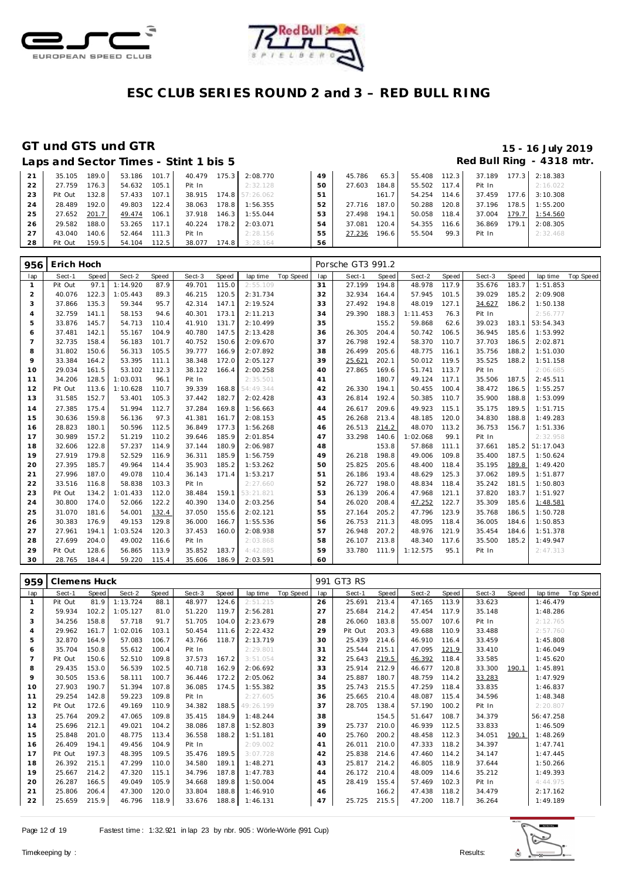# ESC CLUB SERIES ROUND 2 and 3 – RED BULL RING

## GT und GTS und GTR

**15 - 16 July 2019**

### Laps and Sector Times - Stint 1 bis 5

**Red Bull Ring - 4318 mtr.**

| lap | Sect-1 | Speed | Sect-2 | Speed | Sect-3 | Speed | lap time | Top Speed | lap | Sect-1 | Speed | Sect-2 | Speed | Sect-3 | Speed | lap time | Top Speed |
|---|---|---|---|---|---|---|---|---|---|---|---|---|---|---|---|---|---|
| 21 | 35.105 | 189.0 | 53.186 | 101.7 | 40.479 | 175.3 | 2:08.770 | | 49 | 45.786 | 65.3 | 55.408 | 112.3 | 37.189 | 177.3 | 2:18.383 | |
| 22 | 27.759 | 176.3 | 54.632 | 105.1 | Pit In | | 2:32.128 | | 50 | 27.603 | 184.8 | 55.502 | 117.4 | Pit In | | 2:16.022 | |
| 23 | Pit Out | 132.8 | 57.433 | 107.1 | 38.915 | 174.8 | 57:26.062 | | 51 | | 161.7 | 54.254 | 114.6 | 37.459 | 177.6 | 3:10.308 | |
| 24 | 28.489 | 192.0 | 49.803 | 122.4 | 38.063 | 178.8 | 1:56.355 | | 52 | 27.716 | 187.0 | 50.288 | 120.8 | 37.196 | 178.5 | 1:55.200 | |
| 25 | 27.652 | 201.7 | 49.474 | 106.1 | 37.918 | 146.3 | 1:55.044 | | 53 | 27.498 | 194.1 | 50.058 | 118.4 | 37.004 | 179.7 | 1:54.560 | |
| 26 | 29.582 | 188.0 | 53.265 | 117.1 | 40.224 | 178.2 | 2:03.071 | | 54 | 37.081 | 120.4 | 54.355 | 116.6 | 36.869 | 179.1 | 2:08.305 | |
| 27 | 43.040 | 140.6 | 52.464 | 111.3 | Pit In | | 2:28.156 | | 55 | 27.236 | 196.6 | 55.504 | 99.3 | Pit In | | 2:32.468 | |
| 28 | Pit Out | 159.5 | 54.104 | 112.5 | 38.077 | 174.8 | 3:28.164 | | 56 | | | | | | | | |

**956 Erich Hoch** — Porsche GT3 991.2

| lap | Sect-1 | Speed | Sect-2 | Speed | Sect-3 | Speed | lap time | Top Speed | lap | Sect-1 | Speed | Sect-2 | Speed | Sect-3 | Speed | lap time | Top Speed |
|---|---|---|---|---|---|---|---|---|---|---|---|---|---|---|---|---|---|
| 1 | Pit Out | 97.1 | 1:14.920 | 87.9 | 49.701 | 115.0 | 2:55.109 | | 31 | 27.199 | 194.8 | 48.978 | 117.9 | 35.676 | 183.7 | 1:51.853 | |
| 2 | 40.076 | 122.3 | 1:05.443 | 89.3 | 46.215 | 120.5 | 2:31.734 | | 32 | 32.934 | 164.4 | 57.945 | 101.5 | 39.029 | 185.2 | 2:09.908 | |
| 3 | 37.866 | 135.3 | 59.344 | 95.7 | 42.314 | 147.1 | 2:19.524 | | 33 | 27.492 | 194.8 | 48.019 | 127.1 | 34.627 | 186.2 | 1:50.138 | |
| 4 | 32.759 | 141.1 | 58.153 | 94.6 | 40.301 | 173.1 | 2:11.213 | | 34 | 29.390 | 188.3 | 1:11.453 | 76.3 | Pit In | | 2:56.777 | |
| 5 | 33.876 | 145.7 | 54.713 | 110.4 | 41.910 | 131.7 | 2:10.499 | | 35 | | 155.2 | 59.868 | 62.6 | 39.023 | 183.1 | 53:54.343 | |
| 6 | 37.481 | 142.1 | 55.167 | 104.9 | 40.780 | 147.5 | 2:13.428 | | 36 | 26.305 | 204.4 | 50.742 | 106.5 | 36.945 | 185.6 | 1:53.992 | |
| 7 | 32.735 | 158.4 | 56.183 | 101.7 | 40.752 | 150.6 | 2:09.670 | | 37 | 26.798 | 192.4 | 58.370 | 110.7 | 37.703 | 186.5 | 2:02.871 | |
| 8 | 31.802 | 150.6 | 56.313 | 105.5 | 39.777 | 166.9 | 2:07.892 | | 38 | 26.499 | 205.6 | 48.775 | 116.1 | 35.756 | 188.2 | 1:51.030 | |
| 9 | 33.384 | 164.2 | 53.395 | 111.1 | 38.348 | 172.0 | 2:05.127 | | 39 | 25.621 | 202.1 | 50.012 | 119.5 | 35.525 | 188.2 | 1:51.158 | |
| 10 | 29.034 | 161.5 | 53.102 | 112.3 | 38.122 | 166.4 | 2:00.258 | | 40 | 27.865 | 169.6 | 51.741 | 113.7 | Pit In | | 2:06.685 | |
| 11 | 34.206 | 128.5 | 1:03.031 | 96.1 | Pit In | | 2:35.501 | | 41 | | 180.7 | 49.124 | 117.1 | 35.506 | 187.5 | 2:45.511 | |
| 12 | Pit Out | 113.6 | 1:10.628 | 110.7 | 39.339 | 168.8 | 54:49.344 | | 42 | 26.330 | 194.1 | 50.455 | 100.4 | 38.472 | 186.5 | 1:55.257 | |
| 13 | 31.585 | 152.7 | 53.401 | 105.3 | 37.442 | 182.7 | 2:02.428 | | 43 | 26.814 | 192.4 | 50.385 | 110.7 | 35.900 | 188.8 | 1:53.099 | |
| 14 | 27.385 | 175.4 | 51.994 | 112.7 | 37.284 | 169.8 | 1:56.663 | | 44 | 26.617 | 209.6 | 49.923 | 115.1 | 35.175 | 189.5 | 1:51.715 | |
| 15 | 30.636 | 159.8 | 56.136 | 97.3 | 41.381 | 161.7 | 2:08.153 | | 45 | 26.268 | 213.4 | 48.185 | 120.0 | 34.830 | 188.8 | 1:49.283 | |
| 16 | 28.823 | 180.1 | 50.596 | 112.5 | 36.849 | 177.3 | 1:56.268 | | 46 | 26.513 | 214.2 | 48.070 | 113.2 | 36.753 | 156.7 | 1:51.336 | |
| 17 | 30.989 | 157.2 | 51.219 | 110.2 | 39.646 | 185.9 | 2:01.854 | | 47 | 33.298 | 140.6 | 1:02.068 | 99.1 | Pit In | | 2:32.958 | |
| 18 | 32.606 | 122.8 | 57.237 | 114.9 | 37.144 | 180.9 | 2:06.987 | | 48 | | 153.8 | 57.868 | 111.1 | 37.661 | 185.2 | 51:17.043 | |
| 19 | 27.919 | 179.8 | 52.529 | 116.9 | 36.311 | 185.9 | 1:56.759 | | 49 | 26.218 | 198.8 | 49.006 | 109.8 | 35.400 | 187.5 | 1:50.624 | |
| 20 | 27.395 | 185.7 | 49.964 | 114.4 | 35.903 | 185.2 | 1:53.262 | | 50 | 25.825 | 205.6 | 48.400 | 118.4 | 35.195 | 189.8 | 1:49.420 | |
| 21 | 27.996 | 187.0 | 49.078 | 110.4 | 36.143 | 171.4 | 1:53.217 | | 51 | 26.186 | 193.4 | 48.629 | 125.3 | 37.062 | 189.5 | 1:51.877 | |
| 22 | 33.516 | 116.8 | 58.838 | 103.3 | Pit In | | 2:27.660 | | 52 | 26.727 | 198.0 | 48.834 | 118.4 | 35.242 | 181.5 | 1:50.803 | |
| 23 | Pit Out | 134.2 | 1:01.433 | 112.0 | 38.484 | 159.1 | 53:21.821 | | 53 | 26.139 | 206.4 | 47.968 | 121.1 | 37.820 | 183.7 | 1:51.927 | |
| 24 | 30.800 | 174.0 | 52.066 | 122.2 | 40.390 | 134.0 | 2:03.256 | | 54 | 26.020 | 208.4 | 47.252 | 122.7 | 35.309 | 185.6 | 1:48.581 | |
| 25 | 31.070 | 181.6 | 54.001 | 132.4 | 37.050 | 155.6 | 2:02.121 | | 55 | 27.164 | 205.2 | 47.796 | 123.9 | 35.768 | 186.5 | 1:50.728 | |
| 26 | 30.383 | 176.9 | 49.153 | 129.8 | 36.000 | 166.7 | 1:55.536 | | 56 | 26.753 | 211.3 | 48.095 | 118.4 | 36.005 | 184.6 | 1:50.853 | |
| 27 | 27.961 | 194.1 | 1:03.524 | 120.3 | 37.453 | 160.0 | 2:08.938 | | 57 | 26.948 | 207.2 | 48.976 | 121.9 | 35.454 | 184.6 | 1:51.378 | |
| 28 | 27.699 | 204.0 | 49.002 | 116.6 | Pit In | | 2:03.868 | | 58 | 26.107 | 213.8 | 48.340 | 117.6 | 35.500 | 185.2 | 1:49.947 | |
| 29 | Pit Out | 128.6 | 56.865 | 113.9 | 35.852 | 183.7 | 4:42.885 | | 59 | 33.780 | 111.9 | 1:12.575 | 95.1 | Pit In | | 2:47.313 | |
| 30 | 28.765 | 184.4 | 59.220 | 115.4 | 35.606 | 186.9 | 2:03.591 | | 60 | | | | | | | | |

**959 Clemens Huck** — 991 GT3 RS

| lap | Sect-1 | Speed | Sect-2 | Speed | Sect-3 | Speed | lap time | Top Speed | lap | Sect-1 | Speed | Sect-2 | Speed | Sect-3 | Speed | lap time | Top Speed |
|---|---|---|---|---|---|---|---|---|---|---|---|---|---|---|---|---|---|
| 1 | Pit Out | 81.9 | 1:13.724 | 88.1 | 48.977 | 124.6 | 2:51.215 | | 26 | 25.691 | 213.4 | 47.165 | 113.9 | 33.623 | | 1:46.479 | |
| 2 | 59.934 | 102.2 | 1:05.127 | 81.0 | 51.220 | 119.7 | 2:56.281 | | 27 | 25.684 | 214.2 | 47.454 | 117.9 | 35.148 | | 1:48.286 | |
| 3 | 34.256 | 158.8 | 57.718 | 91.7 | 51.705 | 104.0 | 2:23.679 | | 28 | 26.060 | 183.8 | 55.007 | 107.6 | Pit In | | 2:12.765 | |
| 4 | 29.962 | 161.7 | 1:02.016 | 103.1 | 50.454 | 111.6 | 2:22.432 | | 29 | Pit Out | 203.3 | 49.688 | 110.9 | 33.488 | | 2:57.760 | |
| 5 | 32.870 | 164.9 | 57.083 | 106.7 | 43.766 | 118.7 | 2:13.719 | | 30 | 25.439 | 214.6 | 46.910 | 116.4 | 33.459 | | 1:45.808 | |
| 6 | 35.704 | 150.8 | 55.612 | 100.4 | Pit In | | 2:29.801 | | 31 | 25.544 | 215.1 | 47.095 | 121.9 | 33.410 | | 1:46.049 | |
| 7 | Pit Out | 150.6 | 52.510 | 109.8 | 37.573 | 167.2 | 3:51.054 | | 32 | 25.643 | 219.5 | 46.392 | 118.4 | 33.585 | | 1:45.620 | |
| 8 | 29.435 | 153.0 | 56.539 | 102.5 | 40.718 | 162.9 | 2:06.692 | | 33 | 25.914 | 212.9 | 46.677 | 120.8 | 33.300 | 190.1 | 1:45.891 | |
| 9 | 30.505 | 153.6 | 58.111 | 100.7 | 36.446 | 172.2 | 2:05.062 | | 34 | 25.887 | 180.7 | 48.759 | 114.2 | 33.283 | | 1:47.929 | |
| 10 | 27.903 | 190.7 | 51.394 | 107.8 | 36.085 | 174.5 | 1:55.382 | | 35 | 25.743 | 215.5 | 47.259 | 118.4 | 33.835 | | 1:46.837 | |
| 11 | 29.254 | 142.8 | 59.223 | 109.8 | Pit In | | 2:27.605 | | 36 | 25.665 | 210.4 | 48.087 | 115.4 | 34.596 | | 1:48.348 | |
| 12 | Pit Out | 172.6 | 49.169 | 110.9 | 34.382 | 188.5 | 49:26.199 | | 37 | 28.705 | 138.4 | 57.190 | 100.2 | Pit In | | 2:20.807 | |
| 13 | 25.764 | 209.2 | 47.065 | 109.8 | 35.415 | 184.9 | 1:48.244 | | 38 | | 154.5 | 51.647 | 108.7 | 34.379 | | 56:47.258 | |
| 14 | 25.696 | 212.1 | 49.021 | 104.2 | 38.086 | 187.8 | 1:52.803 | | 39 | 25.737 | 210.0 | 46.939 | 112.5 | 33.833 | | 1:46.509 | |
| 15 | 25.848 | 201.0 | 48.775 | 113.4 | 36.558 | 188.2 | 1:51.181 | | 40 | 25.760 | 200.2 | 48.458 | 112.3 | 34.051 | 190.1 | 1:48.269 | |
| 16 | 26.409 | 194.1 | 49.456 | 104.9 | Pit In | | 2:09.002 | | 41 | 26.011 | 210.0 | 47.333 | 118.2 | 34.397 | | 1:47.741 | |
| 17 | Pit Out | 197.3 | 48.395 | 109.5 | 35.476 | 189.5 | 3:07.728 | | 42 | 25.838 | 214.6 | 47.460 | 114.2 | 34.147 | | 1:47.445 | |
| 18 | 26.392 | 215.1 | 47.299 | 110.0 | 34.580 | 189.1 | 1:48.271 | | 43 | 25.817 | 214.2 | 46.805 | 118.9 | 37.644 | | 1:50.266 | |
| 19 | 25.667 | 214.2 | 47.320 | 115.1 | 34.796 | 187.8 | 1:47.783 | | 44 | 26.172 | 210.4 | 48.009 | 114.6 | 35.212 | | 1:49.393 | |
| 20 | 26.287 | 166.5 | 49.049 | 105.9 | 34.668 | 189.8 | 1:50.004 | | 45 | 28.419 | 155.4 | 57.469 | 102.3 | Pit In | | 4:44.975 | |
| 21 | 25.806 | 206.4 | 47.300 | 120.0 | 33.804 | 188.8 | 1:46.910 | | 46 | | 166.2 | 47.438 | 118.2 | 34.479 | | 2:17.162 | |
| 22 | 25.659 | 215.9 | 46.796 | 118.9 | 33.676 | 188.8 | 1:46.131 | | 47 | 25.725 | 215.5 | 47.200 | 118.7 | 36.264 | | 1:49.189 | |

Fastest time : 1:32.921 in lap 23 by nbr. 905 : Wörle-Wörle (991 Cup)

Timekeeping by : Results: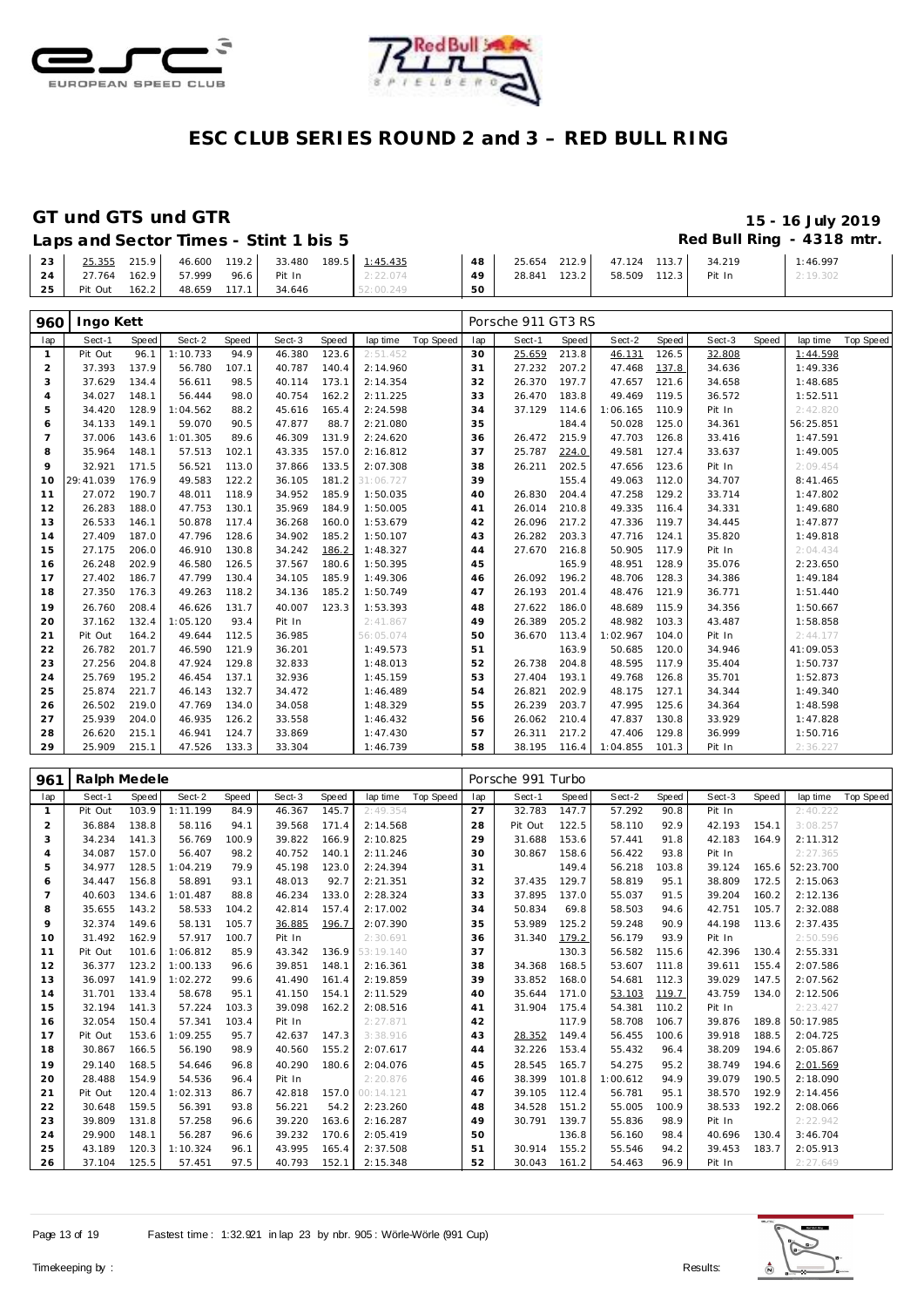# ESC CLUB SERIES ROUND 2 and 3 – RED BULL RING

## GT und GTS und GTR

**15 - 16 July 2019**

### Laps and Sector Times - Stint 1 bis 5

**Red Bull Ring - 4318 mtr.**

| lap | Sect-1 | Speed | Sect-2 | Speed | Sect-3 | Speed | lap time | Top Speed | lap | Sect-1 | Speed | Sect-2 | Speed | Sect-3 | Speed | lap time | Top Speed |
|---|---|---|---|---|---|---|---|---|---|---|---|---|---|---|---|---|---|
| 23 | 25.355 | 215.9 | 46.600 | 119.2 | 33.480 | 189.5 | 1:45.435 | | 48 | 25.654 | 212.9 | 47.124 | 113.7 | 34.219 | | 1:46.997 | |
| 24 | 27.764 | 162.9 | 57.999 | 96.6 | Pit In | | 2:22.074 | | 49 | 28.841 | 123.2 | 58.509 | 112.3 | Pit In | | 2:19.302 | |
| 25 | Pit Out | 162.2 | 48.659 | 117.1 | 34.646 | | 52:00.249 | | 50 | | | | | | | | |

**960 Ingo Kett** — Porsche 911 GT3 RS

| lap | Sect-1 | Speed | Sect-2 | Speed | Sect-3 | Speed | lap time | Top Speed | lap | Sect-1 | Speed | Sect-2 | Speed | Sect-3 | Speed | lap time | Top Speed |
|---|---|---|---|---|---|---|---|---|---|---|---|---|---|---|---|---|---|
| 1 | Pit Out | 96.1 | 1:10.733 | 94.9 | 46.380 | 123.6 | 2:51.452 | | 30 | 25.659 | 213.8 | 46.131 | 126.5 | 32.808 | | 1:44.598 | |
| 2 | 37.393 | 137.9 | 56.780 | 107.1 | 40.787 | 140.4 | 2:14.960 | | 31 | 27.232 | 207.2 | 47.468 | 137.8 | 34.636 | | 1:49.336 | |
| 3 | 37.629 | 134.4 | 56.611 | 98.5 | 40.114 | 173.1 | 2:14.354 | | 32 | 26.370 | 197.7 | 47.657 | 121.6 | 34.658 | | 1:48.685 | |
| 4 | 34.027 | 148.1 | 56.444 | 98.0 | 40.754 | 162.2 | 2:11.225 | | 33 | 26.470 | 183.8 | 49.469 | 119.5 | 36.572 | | 1:52.511 | |
| 5 | 34.420 | 128.9 | 1:04.562 | 88.2 | 45.616 | 165.4 | 2:24.598 | | 34 | 37.129 | 114.6 | 1:06.165 | 110.9 | Pit In | | 2:42.820 | |
| 6 | 34.133 | 149.1 | 59.070 | 90.5 | 47.877 | 88.7 | 2:21.080 | | 35 | | 184.4 | 50.028 | 125.0 | 34.361 | | 56:25.851 | |
| 7 | 37.006 | 143.6 | 1:01.305 | 89.6 | 46.309 | 131.9 | 2:24.620 | | 36 | 26.472 | 215.9 | 47.703 | 126.8 | 33.416 | | 1:47.591 | |
| 8 | 35.964 | 148.1 | 57.513 | 102.1 | 43.335 | 157.0 | 2:16.812 | | 37 | 25.787 | 224.0 | 49.581 | 127.4 | 33.637 | | 1:49.005 | |
| 9 | 32.921 | 171.5 | 56.521 | 113.0 | 37.866 | 133.5 | 2:07.308 | | 38 | 26.211 | 202.5 | 47.656 | 123.6 | Pit In | | 2:09.454 | |
| 10 | 29:41.039 | 176.9 | 49.583 | 122.2 | 36.105 | 181.2 | 31:06.727 | | 39 | | 155.4 | 49.063 | 112.0 | 34.707 | | 8:41.465 | |
| 11 | 27.072 | 190.7 | 48.011 | 118.9 | 34.952 | 185.9 | 1:50.035 | | 40 | 26.830 | 204.4 | 47.258 | 129.2 | 33.714 | | 1:47.802 | |
| 12 | 26.283 | 188.0 | 47.753 | 130.1 | 35.969 | 184.9 | 1:50.005 | | 41 | 26.014 | 210.8 | 49.335 | 116.4 | 34.331 | | 1:49.680 | |
| 13 | 26.533 | 146.1 | 50.878 | 117.4 | 36.268 | 160.0 | 1:53.679 | | 42 | 26.096 | 217.2 | 47.336 | 119.7 | 34.445 | | 1:47.877 | |
| 14 | 27.409 | 187.0 | 47.796 | 128.6 | 34.902 | 185.2 | 1:50.107 | | 43 | 26.282 | 203.3 | 47.716 | 124.1 | 35.820 | | 1:49.818 | |
| 15 | 27.175 | 206.0 | 46.910 | 130.8 | 34.242 | 186.2 | 1:48.327 | | 44 | 27.670 | 216.8 | 50.905 | 117.9 | Pit In | | 2:04.434 | |
| 16 | 26.248 | 202.9 | 46.580 | 126.5 | 37.567 | 180.6 | 1:50.395 | | 45 | | 165.9 | 48.951 | 128.9 | 35.076 | | 2:23.650 | |
| 17 | 27.402 | 186.7 | 47.799 | 130.4 | 34.105 | 185.9 | 1:49.306 | | 46 | 26.092 | 196.2 | 48.706 | 128.3 | 34.386 | | 1:49.184 | |
| 18 | 27.350 | 176.3 | 49.263 | 118.2 | 34.136 | 185.2 | 1:50.749 | | 47 | 26.193 | 201.4 | 48.476 | 121.9 | 36.771 | | 1:51.440 | |
| 19 | 26.760 | 208.4 | 46.626 | 131.7 | 40.007 | 123.3 | 1:53.393 | | 48 | 27.622 | 186.0 | 48.689 | 115.9 | 34.356 | | 1:50.667 | |
| 20 | 37.162 | 132.4 | 1:05.120 | 93.4 | Pit In | | 2:41.867 | | 49 | 26.389 | 205.2 | 48.982 | 103.3 | 43.487 | | 1:58.858 | |
| 21 | Pit Out | 164.2 | 49.644 | 112.5 | 36.985 | | 56:05.074 | | 50 | 36.670 | 113.4 | 1:02.967 | 104.0 | Pit In | | 2:44.177 | |
| 22 | 26.782 | 201.7 | 46.590 | 121.9 | 36.201 | | 1:49.573 | | 51 | | 163.9 | 50.685 | 120.0 | 34.946 | | 41:09.053 | |
| 23 | 27.256 | 204.8 | 47.924 | 129.8 | 32.833 | | 1:48.013 | | 52 | 26.738 | 204.8 | 48.595 | 117.9 | 35.404 | | 1:50.737 | |
| 24 | 25.769 | 195.2 | 46.454 | 137.1 | 32.936 | | 1:45.159 | | 53 | 27.404 | 193.1 | 49.768 | 126.8 | 35.701 | | 1:52.873 | |
| 25 | 25.874 | 221.7 | 46.143 | 132.7 | 34.472 | | 1:46.489 | | 54 | 26.821 | 202.9 | 48.175 | 127.1 | 34.344 | | 1:49.340 | |
| 26 | 26.502 | 219.0 | 47.769 | 134.0 | 34.058 | | 1:48.329 | | 55 | 26.239 | 203.7 | 47.995 | 125.6 | 34.364 | | 1:48.598 | |
| 27 | 25.939 | 204.0 | 46.935 | 126.2 | 33.558 | | 1:46.432 | | 56 | 26.062 | 210.4 | 47.837 | 130.8 | 33.929 | | 1:47.828 | |
| 28 | 26.620 | 215.1 | 46.941 | 124.7 | 33.869 | | 1:47.430 | | 57 | 26.311 | 217.2 | 47.406 | 129.8 | 36.999 | | 1:50.716 | |
| 29 | 25.909 | 215.1 | 47.526 | 133.3 | 33.304 | | 1:46.739 | | 58 | 38.195 | 116.4 | 1:04.855 | 101.3 | Pit In | | 2:36.227 | |

**961 Ralph Medele** — Porsche 991 Turbo

| lap | Sect-1 | Speed | Sect-2 | Speed | Sect-3 | Speed | lap time | Top Speed | lap | Sect-1 | Speed | Sect-2 | Speed | Sect-3 | Speed | lap time | Top Speed |
|---|---|---|---|---|---|---|---|---|---|---|---|---|---|---|---|---|---|
| 1 | Pit Out | 103.9 | 1:11.199 | 84.9 | 46.367 | 145.7 | 2:49.354 | | 27 | 32.783 | 147.7 | 57.292 | 90.8 | Pit In | | 2:40.222 | |
| 2 | 36.884 | 138.8 | 58.116 | 94.1 | 39.568 | 171.4 | 2:14.568 | | 28 | Pit Out | 122.5 | 58.110 | 92.9 | 42.193 | 154.1 | 3:08.257 | |
| 3 | 34.234 | 141.3 | 56.769 | 100.9 | 39.822 | 166.9 | 2:10.825 | | 29 | 31.688 | 153.6 | 57.441 | 91.8 | 42.183 | 164.9 | 2:11.312 | |
| 4 | 34.087 | 157.0 | 56.407 | 98.2 | 40.752 | 140.1 | 2:11.246 | | 30 | 30.867 | 158.6 | 56.422 | 93.8 | Pit In | | 2:27.365 | |
| 5 | 34.977 | 128.5 | 1:04.219 | 79.9 | 45.198 | 123.0 | 2:24.394 | | 31 | | 149.4 | 56.218 | 103.8 | 39.124 | 165.6 | 52:23.700 | |
| 6 | 34.447 | 156.8 | 58.891 | 93.1 | 48.013 | 92.7 | 2:21.351 | | 32 | 37.435 | 129.7 | 58.819 | 95.1 | 38.809 | 172.5 | 2:15.063 | |
| 7 | 40.603 | 134.6 | 1:01.487 | 88.8 | 46.234 | 133.0 | 2:28.324 | | 33 | 37.895 | 137.0 | 55.037 | 91.5 | 39.204 | 160.2 | 2:12.136 | |
| 8 | 35.655 | 143.2 | 58.533 | 104.2 | 42.814 | 157.4 | 2:17.002 | | 34 | 50.834 | 69.8 | 58.503 | 94.6 | 42.751 | 105.7 | 2:32.088 | |
| 9 | 32.374 | 149.6 | 58.131 | 105.7 | 36.885 | 196.7 | 2:07.390 | | 35 | 53.989 | 125.2 | 59.248 | 90.9 | 44.198 | 113.6 | 2:37.435 | |
| 10 | 31.492 | 162.9 | 57.917 | 100.7 | Pit In | | 2:30.691 | | 36 | 31.340 | 179.2 | 56.179 | 93.9 | Pit In | | 2:50.596 | |
| 11 | Pit Out | 101.6 | 1:06.812 | 85.9 | 43.342 | 136.9 | 53:19.140 | | 37 | | 130.3 | 56.582 | 115.6 | 42.396 | 130.4 | 2:55.331 | |
| 12 | 36.377 | 123.2 | 1:00.133 | 96.6 | 39.851 | 148.1 | 2:16.361 | | 38 | 34.368 | 168.5 | 53.607 | 111.8 | 39.611 | 155.4 | 2:07.586 | |
| 13 | 36.097 | 141.9 | 1:02.272 | 99.6 | 41.490 | 161.4 | 2:19.859 | | 39 | 33.852 | 168.0 | 54.681 | 112.3 | 39.029 | 147.5 | 2:07.562 | |
| 14 | 31.701 | 133.4 | 58.678 | 95.1 | 41.150 | 154.1 | 2:11.529 | | 40 | 35.644 | 171.0 | 53.103 | 119.7 | 43.759 | 134.0 | 2:12.506 | |
| 15 | 32.194 | 141.3 | 57.224 | 103.3 | 39.098 | 162.2 | 2:08.516 | | 41 | 31.904 | 175.4 | 54.381 | 110.2 | Pit In | | 2:23.427 | |
| 16 | 32.054 | 150.4 | 57.341 | 103.4 | Pit In | | 2:27.871 | | 42 | | 117.9 | 58.708 | 106.7 | 39.876 | 189.8 | 50:17.985 | |
| 17 | Pit Out | 153.6 | 1:09.255 | 95.7 | 42.637 | 147.3 | 3:38.916 | | 43 | 28.352 | 149.4 | 56.455 | 100.6 | 39.918 | 188.5 | 2:04.725 | |
| 18 | 30.867 | 166.5 | 56.190 | 98.9 | 40.560 | 155.2 | 2:07.617 | | 44 | 32.226 | 153.4 | 55.432 | 96.4 | 38.209 | 194.6 | 2:05.867 | |
| 19 | 29.140 | 168.5 | 54.646 | 96.8 | 40.290 | 180.6 | 2:04.076 | | 45 | 28.545 | 165.7 | 54.275 | 95.2 | 38.749 | 194.6 | 2:01.569 | |
| 20 | 28.488 | 154.9 | 54.536 | 96.4 | Pit In | | 2:20.876 | | 46 | 38.399 | 101.8 | 1:00.612 | 94.9 | 39.079 | 190.5 | 2:18.090 | |
| 21 | Pit Out | 120.4 | 1:02.313 | 86.7 | 42.818 | 157.0 | 00:14.121 | | 47 | 39.105 | 112.4 | 56.781 | 95.1 | 38.570 | 192.9 | 2:14.456 | |
| 22 | 30.648 | 159.5 | 56.391 | 93.8 | 56.221 | 54.2 | 2:23.260 | | 48 | 34.528 | 151.2 | 55.005 | 100.9 | 38.533 | 192.2 | 2:08.066 | |
| 23 | 39.809 | 131.8 | 57.258 | 96.6 | 39.220 | 163.6 | 2:16.287 | | 49 | 30.791 | 139.7 | 55.836 | 98.9 | Pit In | | 2:22.942 | |
| 24 | 29.900 | 148.1 | 56.287 | 96.6 | 39.232 | 170.6 | 2:05.419 | | 50 | | 136.8 | 56.160 | 98.4 | 40.696 | 130.4 | 3:46.704 | |
| 25 | 43.189 | 120.3 | 1:10.324 | 96.1 | 43.995 | 165.4 | 2:37.508 | | 51 | 30.914 | 155.2 | 55.546 | 94.2 | 39.453 | 183.7 | 2:05.913 | |
| 26 | 37.104 | 125.5 | 57.451 | 97.5 | 40.793 | 152.1 | 2:15.348 | | 52 | 30.043 | 161.2 | 54.463 | 96.9 | Pit In | | 2:27.649 | |

Fastest time : 1:32.921 in lap 23 by nbr. 905 : Wörle-Wörle (991 Cup)

Timekeeping by : Results: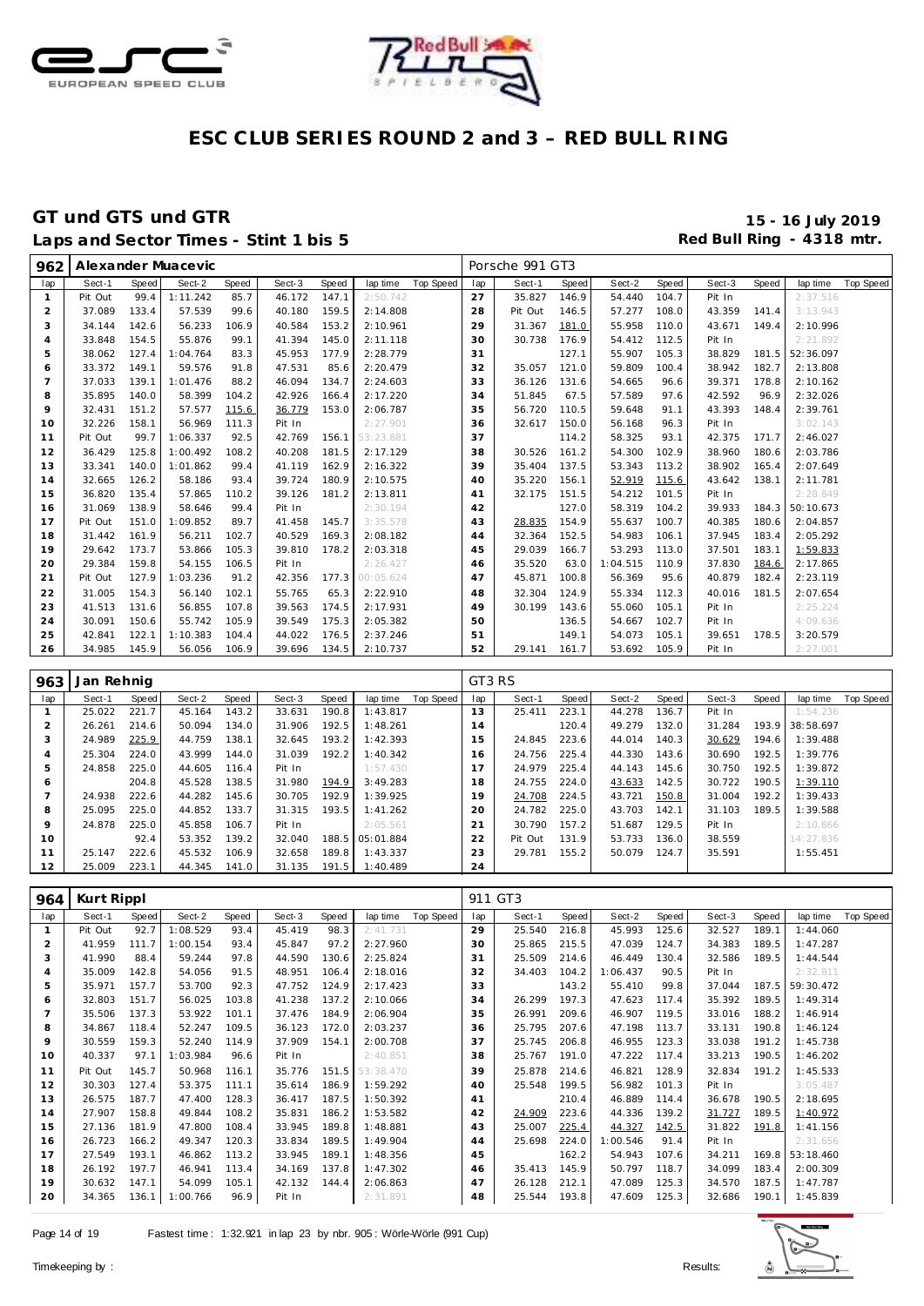# ESC CLUB SERIES ROUND 2 and 3 – RED BULL RING

## GT und GTS und GTR

**Laps and Sector Times - Stint 1 bis 5**

**15 - 16 July 2019**
**Red Bull Ring - 4318 mtr.**

### 962 Alexander Muacevic — Porsche 991 GT3

| lap | Sect-1 | Speed | Sect-2 | Speed | Sect-3 | Speed | lap time | Top Speed | lap | Sect-1 | Speed | Sect-2 | Speed | Sect-3 | Speed | lap time | Top Speed |
|---|---|---|---|---|---|---|---|---|---|---|---|---|---|---|---|---|---|
| 1 | Pit Out | 99.4 | 1:11.242 | 85.7 | 46.172 | 147.1 | 2:50.742 | | 27 | 35.827 | 146.9 | 54.440 | 104.7 | Pit In | | 2:37.516 | |
| 2 | 37.089 | 133.4 | 57.539 | 99.6 | 40.180 | 159.5 | 2:14.808 | | 28 | Pit Out | 146.5 | 57.277 | 108.0 | 43.359 | 141.4 | 3:13.943 | |
| 3 | 34.144 | 142.6 | 56.233 | 106.9 | 40.584 | 153.2 | 2:10.961 | | 29 | 31.367 | 181.0 | 55.958 | 110.0 | 43.671 | 149.4 | 2:10.996 | |
| 4 | 33.848 | 154.5 | 55.876 | 99.1 | 41.394 | 145.0 | 2:11.118 | | 30 | 30.738 | 176.9 | 54.412 | 112.5 | Pit In | | 2:21.892 | |
| 5 | 38.062 | 127.4 | 1:04.764 | 83.3 | 45.953 | 177.9 | 2:28.779 | | 31 | | 127.1 | 55.907 | 105.3 | 38.829 | 181.5 | 52:36.097 | |
| 6 | 33.372 | 149.1 | 59.576 | 91.8 | 47.531 | 85.6 | 2:20.479 | | 32 | 35.057 | 121.0 | 59.809 | 100.4 | 38.942 | 182.7 | 2:13.808 | |
| 7 | 37.033 | 139.1 | 1:01.476 | 88.2 | 46.094 | 134.7 | 2:24.603 | | 33 | 36.126 | 131.6 | 54.665 | 96.6 | 39.371 | 178.8 | 2:10.162 | |
| 8 | 35.895 | 140.0 | 58.399 | 104.2 | 42.926 | 166.4 | 2:17.220 | | 34 | 51.845 | 67.5 | 57.589 | 97.6 | 42.592 | 96.9 | 2:32.026 | |
| 9 | 32.431 | 151.2 | 57.577 | 115.6 | 36.779 | 153.0 | 2:06.787 | | 35 | 56.720 | 110.5 | 59.648 | 91.1 | 43.393 | 148.4 | 2:39.761 | |
| 10 | 32.226 | 158.1 | 56.969 | 111.3 | Pit In | | 2:27.901 | | 36 | 32.617 | 150.0 | 56.168 | 96.3 | Pit In | | 3:02.143 | |
| 11 | Pit Out | 99.7 | 1:06.337 | 92.5 | 42.769 | 156.1 | 53:23.881 | | 37 | | 114.2 | 58.325 | 93.1 | 42.375 | 171.7 | 2:46.027 | |
| 12 | 36.429 | 125.8 | 1:00.492 | 108.2 | 40.208 | 181.5 | 2:17.129 | | 38 | 30.526 | 161.2 | 54.300 | 102.9 | 38.960 | 180.6 | 2:03.786 | |
| 13 | 33.341 | 140.0 | 1:01.862 | 99.4 | 41.119 | 162.9 | 2:16.322 | | 39 | 35.404 | 137.5 | 53.343 | 113.2 | 38.902 | 165.4 | 2:07.649 | |
| 14 | 32.665 | 126.2 | 58.186 | 93.4 | 39.724 | 180.9 | 2:10.575 | | 40 | 35.220 | 156.1 | 52.919 | 115.6 | 43.642 | 138.1 | 2:11.781 | |
| 15 | 36.820 | 135.4 | 57.865 | 110.2 | 39.126 | 181.2 | 2:13.811 | | 41 | 32.175 | 151.5 | 54.212 | 101.5 | Pit In | | 2:28.849 | |
| 16 | 31.069 | 138.9 | 58.646 | 99.4 | Pit In | | 2:30.194 | | 42 | | 127.0 | 58.319 | 104.2 | 39.933 | 184.3 | 50:10.673 | |
| 17 | Pit Out | 151.0 | 1:09.852 | 89.7 | 41.458 | 145.7 | 3:35.578 | | 43 | 28.835 | 154.9 | 55.637 | 100.7 | 40.385 | 180.6 | 2:04.857 | |
| 18 | 31.442 | 161.9 | 56.211 | 102.7 | 40.529 | 169.3 | 2:08.182 | | 44 | 32.364 | 152.5 | 54.983 | 106.1 | 37.945 | 183.4 | 2:05.292 | |
| 19 | 29.642 | 173.7 | 53.866 | 105.3 | 39.810 | 178.2 | 2:03.318 | | 45 | 29.039 | 166.7 | 53.293 | 113.0 | 37.501 | 183.1 | 1:59.833 | |
| 20 | 29.384 | 159.8 | 54.155 | 106.5 | Pit In | | 2:26.427 | | 46 | 35.520 | 63.0 | 1:04.515 | 110.9 | 37.830 | 184.6 | 2:17.865 | |
| 21 | Pit Out | 127.9 | 1:03.236 | 91.2 | 42.356 | 177.3 | 00:05.624 | | 47 | 45.871 | 100.8 | 56.369 | 95.6 | 40.879 | 182.4 | 2:23.119 | |
| 22 | 31.005 | 154.3 | 56.140 | 102.1 | 55.765 | 65.3 | 2:22.910 | | 48 | 32.304 | 124.9 | 55.334 | 112.3 | 40.016 | 181.5 | 2:07.654 | |
| 23 | 41.513 | 131.6 | 56.855 | 107.8 | 39.563 | 174.5 | 2:17.931 | | 49 | 30.199 | 143.6 | 55.060 | 105.1 | Pit In | | 2:25.224 | |
| 24 | 30.091 | 150.6 | 55.742 | 105.9 | 39.549 | 175.3 | 2:05.382 | | 50 | | 136.5 | 54.667 | 102.7 | Pit In | | 4:09.636 | |
| 25 | 42.841 | 122.1 | 1:10.383 | 104.4 | 44.022 | 176.5 | 2:37.246 | | 51 | | 149.1 | 54.073 | 105.1 | 39.651 | 178.5 | 3:20.579 | |
| 26 | 34.985 | 145.9 | 56.056 | 106.9 | 39.696 | 134.5 | 2:10.737 | | 52 | 29.141 | 161.7 | 53.692 | 105.9 | Pit In | | 2:27.001 | |

### 963 Jan Rehnig — GT3 RS

| lap | Sect-1 | Speed | Sect-2 | Speed | Sect-3 | Speed | lap time | Top Speed | lap | Sect-1 | Speed | Sect-2 | Speed | Sect-3 | Speed | lap time | Top Speed |
|---|---|---|---|---|---|---|---|---|---|---|---|---|---|---|---|---|---|
| 1 | 25.022 | 221.7 | 45.164 | 143.2 | 33.631 | 190.8 | 1:43.817 | | 13 | 25.411 | 223.1 | 44.278 | 136.7 | Pit In | | 1:54.236 | |
| 2 | 26.261 | 214.6 | 50.094 | 134.0 | 31.906 | 192.5 | 1:48.261 | | 14 | | 120.4 | 49.279 | 132.0 | 31.284 | 193.9 | 38:58.697 | |
| 3 | 24.989 | 225.9 | 44.759 | 138.1 | 32.645 | 193.2 | 1:42.393 | | 15 | 24.845 | 223.6 | 44.014 | 140.3 | 30.629 | 194.6 | 1:39.488 | |
| 4 | 25.304 | 224.0 | 43.999 | 144.0 | 31.039 | 192.2 | 1:40.342 | | 16 | 24.756 | 225.4 | 44.330 | 143.6 | 30.690 | 192.5 | 1:39.776 | |
| 5 | 24.858 | 225.0 | 44.605 | 116.4 | Pit In | | 1:57.430 | | 17 | 24.979 | 225.4 | 44.143 | 145.6 | 30.750 | 192.5 | 1:39.872 | |
| 6 | | 204.8 | 45.528 | 138.5 | 31.980 | 194.9 | 3:49.283 | | 18 | 24.755 | 224.0 | 43.633 | 142.5 | 30.722 | 190.5 | 1:39.110 | |
| 7 | 24.938 | 222.6 | 44.282 | 145.6 | 30.705 | 192.9 | 1:39.925 | | 19 | 24.708 | 224.5 | 43.721 | 150.8 | 31.004 | 192.2 | 1:39.433 | |
| 8 | 25.095 | 225.0 | 44.852 | 133.7 | 31.315 | 193.5 | 1:41.262 | | 20 | 24.782 | 225.0 | 43.703 | 142.1 | 31.103 | 189.5 | 1:39.588 | |
| 9 | 24.878 | 225.0 | 45.858 | 106.7 | Pit In | | 2:05.561 | | 21 | 30.790 | 157.2 | 51.687 | 129.5 | Pit In | | 2:10.866 | |
| 10 | | 92.4 | 53.352 | 139.2 | 32.040 | 188.5 | 05:01.884 | | 22 | Pit Out | 131.9 | 53.733 | 136.0 | 38.559 | | 14:27.836 | |
| 11 | 25.147 | 222.6 | 45.532 | 106.9 | 32.658 | 189.8 | 1:43.337 | | 23 | 29.781 | 155.2 | 50.079 | 124.7 | 35.591 | | 1:55.451 | |
| 12 | 25.009 | 223.1 | 44.345 | 141.0 | 31.135 | 191.5 | 1:40.489 | | 24 | | | | | | | | |

### 964 Kurt Rippl — 911 GT3

| lap | Sect-1 | Speed | Sect-2 | Speed | Sect-3 | Speed | lap time | Top Speed | lap | Sect-1 | Speed | Sect-2 | Speed | Sect-3 | Speed | lap time | Top Speed |
|---|---|---|---|---|---|---|---|---|---|---|---|---|---|---|---|---|---|
| 1 | Pit Out | 92.7 | 1:08.529 | 93.4 | 45.419 | 98.3 | 2:41.731 | | 29 | 25.540 | 216.8 | 45.993 | 125.6 | 32.527 | 189.1 | 1:44.060 | |
| 2 | 41.959 | 111.7 | 1:00.154 | 93.4 | 45.847 | 97.2 | 2:27.960 | | 30 | 25.865 | 215.5 | 47.039 | 124.7 | 34.383 | 189.5 | 1:47.287 | |
| 3 | 41.990 | 88.4 | 59.244 | 97.8 | 44.590 | 130.6 | 2:25.824 | | 31 | 25.509 | 214.6 | 46.449 | 130.4 | 32.586 | 189.5 | 1:44.544 | |
| 4 | 35.009 | 142.8 | 54.056 | 91.5 | 48.951 | 106.4 | 2:18.016 | | 32 | 34.403 | 104.2 | 1:06.437 | 90.5 | Pit In | | 2:32.811 | |
| 5 | 35.971 | 157.7 | 53.700 | 92.3 | 47.752 | 124.9 | 2:17.423 | | 33 | | 143.2 | 55.410 | 99.8 | 37.044 | 187.5 | 59:30.472 | |
| 6 | 32.803 | 151.7 | 56.025 | 103.8 | 41.238 | 137.2 | 2:10.066 | | 34 | 26.299 | 197.3 | 47.623 | 117.4 | 35.392 | 189.5 | 1:49.314 | |
| 7 | 35.506 | 137.3 | 53.922 | 101.1 | 37.476 | 184.9 | 2:06.904 | | 35 | 26.991 | 209.6 | 46.907 | 119.5 | 33.016 | 188.2 | 1:46.914 | |
| 8 | 34.867 | 118.4 | 52.247 | 109.5 | 36.123 | 172.0 | 2:03.237 | | 36 | 25.795 | 207.6 | 47.198 | 113.7 | 33.131 | 190.8 | 1:46.124 | |
| 9 | 30.559 | 159.3 | 52.240 | 114.9 | 37.909 | 154.1 | 2:00.708 | | 37 | 25.745 | 206.8 | 46.955 | 123.3 | 33.038 | 191.2 | 1:45.738 | |
| 10 | 40.337 | 97.1 | 1:03.984 | 96.6 | Pit In | | 2:40.851 | | 38 | 25.767 | 191.0 | 47.222 | 117.4 | 33.213 | 190.5 | 1:46.202 | |
| 11 | Pit Out | 145.7 | 50.968 | 116.1 | 35.776 | 151.5 | 53:38.470 | | 39 | 25.878 | 214.6 | 46.821 | 128.9 | 32.834 | 191.2 | 1:45.533 | |
| 12 | 30.303 | 127.4 | 53.375 | 111.1 | 35.614 | 186.9 | 1:59.292 | | 40 | 25.548 | 199.5 | 56.982 | 101.3 | Pit In | | 3:05.487 | |
| 13 | 26.575 | 187.7 | 47.400 | 128.3 | 36.417 | 187.5 | 1:50.392 | | 41 | | 210.4 | 46.889 | 114.4 | 36.678 | 190.5 | 2:18.695 | |
| 14 | 27.907 | 158.8 | 49.844 | 108.2 | 35.831 | 186.2 | 1:53.582 | | 42 | 24.909 | 223.6 | 44.336 | 139.2 | 31.727 | 189.5 | 1:40.972 | |
| 15 | 27.136 | 181.9 | 47.800 | 108.4 | 33.945 | 189.8 | 1:48.881 | | 43 | 25.007 | 225.4 | 44.327 | 142.5 | 31.822 | 191.8 | 1:41.156 | |
| 16 | 26.723 | 166.2 | 49.347 | 120.3 | 33.834 | 189.5 | 1:49.904 | | 44 | 25.698 | 224.0 | 1:00.546 | 91.4 | Pit In | | 2:31.656 | |
| 17 | 27.549 | 193.1 | 46.862 | 113.2 | 33.945 | 189.1 | 1:48.356 | | 45 | | 162.2 | 54.943 | 107.6 | 34.211 | 169.8 | 53:18.460 | |
| 18 | 26.192 | 197.7 | 46.941 | 113.4 | 34.169 | 137.8 | 1:47.302 | | 46 | 35.413 | 145.9 | 50.797 | 118.7 | 34.099 | 183.4 | 2:00.309 | |
| 19 | 30.632 | 147.1 | 54.099 | 105.1 | 42.132 | 144.4 | 2:06.863 | | 47 | 26.128 | 212.1 | 47.089 | 125.3 | 34.570 | 187.5 | 1:47.787 | |
| 20 | 34.365 | 136.1 | 1:00.766 | 96.9 | Pit In | | 2:31.891 | | 48 | 25.544 | 193.8 | 47.609 | 125.3 | 32.686 | 190.1 | 1:45.839 | |

Fastest time : 1:32.921 in lap 23 by nbr. 905 : Wörle-Wörle (991 Cup)

Timekeeping by : Results: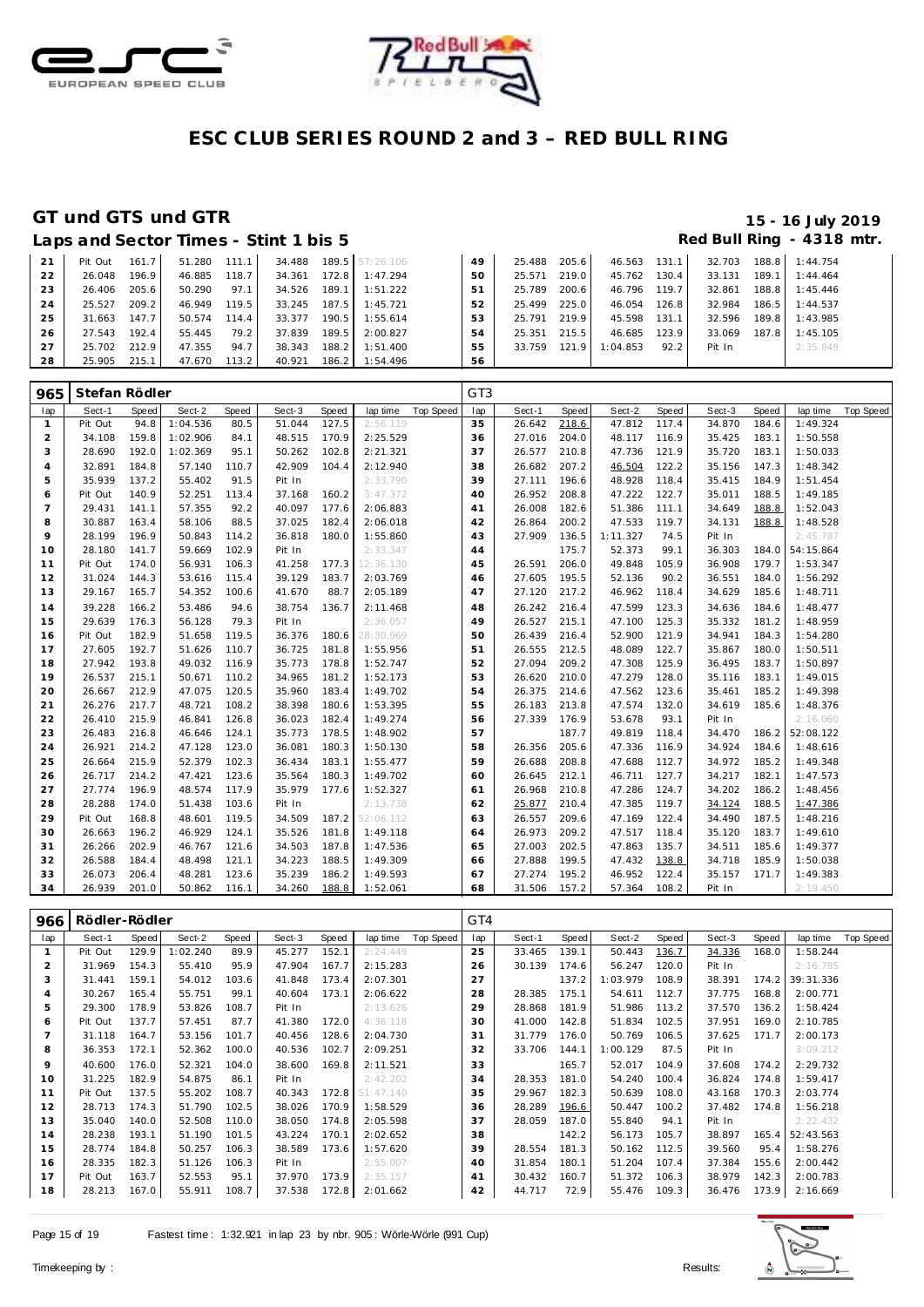# ESC CLUB SERIES ROUND 2 and 3 – RED BULL RING

## GT und GTS und GTR

**15 - 16 July 2019**

### Laps and Sector Times - Stint 1 bis 5

**Red Bull Ring - 4318 mtr.**

| lap | Sect-1 | Speed | Sect-2 | Speed | Sect-3 | Speed | lap time | Top Speed | lap | Sect-1 | Speed | Sect-2 | Speed | Sect-3 | Speed | lap time | Top Speed |
|---|---|---|---|---|---|---|---|---|---|---|---|---|---|---|---|---|---|
| 21 | Pit Out | 161.7 | 51.280 | 111.1 | 34.488 | 189.5 | 57:26.106 | | 49 | 25.488 | 205.6 | 46.563 | 131.1 | 32.703 | 188.8 | 1:44.754 | |
| 22 | 26.048 | 196.9 | 46.885 | 118.7 | 34.361 | 172.8 | 1:47.294 | | 50 | 25.571 | 219.0 | 45.762 | 130.4 | 33.131 | 189.1 | 1:44.464 | |
| 23 | 26.406 | 205.6 | 50.290 | 97.1 | 34.526 | 189.1 | 1:51.222 | | 51 | 25.789 | 200.6 | 46.796 | 119.7 | 32.861 | 188.8 | 1:45.446 | |
| 24 | 25.527 | 209.2 | 46.949 | 119.5 | 33.245 | 187.5 | 1:45.721 | | 52 | 25.499 | 225.0 | 46.054 | 126.8 | 32.984 | 186.5 | 1:44.537 | |
| 25 | 31.663 | 147.7 | 50.574 | 114.4 | 33.377 | 190.5 | 1:55.614 | | 53 | 25.791 | 219.9 | 45.598 | 131.1 | 32.596 | 189.8 | 1:43.985 | |
| 26 | 27.543 | 192.4 | 55.445 | 79.2 | 37.839 | 189.5 | 2:00.827 | | 54 | 25.351 | 215.5 | 46.685 | 123.9 | 33.069 | 187.8 | 1:45.105 | |
| 27 | 25.702 | 212.9 | 47.355 | 94.7 | 38.343 | 188.2 | 1:51.400 | | 55 | 33.759 | 121.9 | 1:04.853 | 92.2 | Pit In | | 2:35.849 | |
| 28 | 25.905 | 215.1 | 47.670 | 113.2 | 40.921 | 186.2 | 1:54.496 | | 56 | | | | | | | | |

**965 Stefan Rödler** — GT3

| lap | Sect-1 | Speed | Sect-2 | Speed | Sect-3 | Speed | lap time | Top Speed | lap | Sect-1 | Speed | Sect-2 | Speed | Sect-3 | Speed | lap time | Top Speed |
|---|---|---|---|---|---|---|---|---|---|---|---|---|---|---|---|---|---|
| 1 | Pit Out | 94.8 | 1:04.536 | 80.5 | 51.044 | 127.5 | 2:56.119 | | 35 | 26.642 | 218.6 | 47.812 | 117.4 | 34.870 | 184.6 | 1:49.324 | |
| 2 | 34.108 | 159.8 | 1:02.906 | 84.1 | 48.515 | 170.9 | 2:25.529 | | 36 | 27.016 | 204.0 | 48.117 | 116.9 | 35.425 | 183.1 | 1:50.558 | |
| 3 | 28.690 | 192.0 | 1:02.369 | 95.1 | 50.262 | 102.8 | 2:21.321 | | 37 | 26.577 | 210.8 | 47.736 | 121.9 | 35.720 | 183.1 | 1:50.033 | |
| 4 | 32.891 | 184.8 | 57.140 | 110.7 | 42.909 | 104.4 | 2:12.940 | | 38 | 26.682 | 207.2 | 46.504 | 122.2 | 35.156 | 147.3 | 1:48.342 | |
| 5 | 35.939 | 137.2 | 55.402 | 91.5 | Pit In | | 2:33.790 | | 39 | 27.111 | 196.6 | 48.928 | 118.4 | 35.415 | 184.9 | 1:51.454 | |
| 6 | Pit Out | 140.9 | 52.251 | 113.4 | 37.168 | 160.2 | 3:47.372 | | 40 | 26.952 | 208.8 | 47.222 | 122.7 | 35.011 | 188.5 | 1:49.185 | |
| 7 | 29.431 | 141.1 | 57.355 | 92.2 | 40.097 | 177.6 | 2:06.883 | | 41 | 26.008 | 182.6 | 51.386 | 111.1 | 34.649 | 188.8 | 1:52.043 | |
| 8 | 30.887 | 163.4 | 58.106 | 88.5 | 37.025 | 182.4 | 2:06.018 | | 42 | 26.864 | 200.2 | 47.533 | 119.7 | 34.131 | 188.8 | 1:48.528 | |
| 9 | 28.199 | 196.9 | 50.843 | 114.2 | 36.818 | 180.0 | 1:55.860 | | 43 | 27.909 | 136.5 | 1:11.327 | 74.5 | Pit In | | 2:45.787 | |
| 10 | 28.180 | 141.7 | 59.669 | 102.9 | Pit In | | 2:33.347 | | 44 | | 175.7 | 52.373 | 99.1 | 36.303 | 184.0 | 54:15.864 | |
| 11 | Pit Out | 174.0 | 56.931 | 106.3 | 41.258 | 177.3 | 12:36.130 | | 45 | 26.591 | 206.0 | 49.848 | 105.9 | 36.908 | 179.7 | 1:53.347 | |
| 12 | 31.024 | 144.3 | 53.616 | 115.4 | 39.129 | 183.7 | 2:03.769 | | 46 | 27.605 | 195.5 | 52.136 | 90.2 | 36.551 | 184.0 | 1:56.292 | |
| 13 | 29.167 | 165.7 | 54.352 | 100.6 | 41.670 | 88.7 | 2:05.189 | | 47 | 27.120 | 217.2 | 46.962 | 118.4 | 34.629 | 185.6 | 1:48.711 | |
| 14 | 39.228 | 166.2 | 53.486 | 94.6 | 38.754 | 136.7 | 2:11.468 | | 48 | 26.242 | 216.4 | 47.599 | 123.3 | 34.636 | 184.6 | 1:48.477 | |
| 15 | 29.639 | 176.3 | 56.128 | 79.3 | Pit In | | 2:36.057 | | 49 | 26.527 | 215.1 | 47.100 | 125.3 | 35.332 | 181.2 | 1:48.959 | |
| 16 | Pit Out | 182.9 | 51.658 | 119.5 | 36.376 | 180.6 | 28:30.969 | | 50 | 26.439 | 216.4 | 52.900 | 121.9 | 34.941 | 184.3 | 1:54.280 | |
| 17 | 27.605 | 192.7 | 51.626 | 110.7 | 36.725 | 181.8 | 1:55.956 | | 51 | 26.555 | 212.5 | 48.089 | 122.7 | 35.867 | 180.0 | 1:50.511 | |
| 18 | 27.942 | 193.8 | 49.032 | 116.9 | 35.773 | 178.8 | 1:52.747 | | 52 | 27.094 | 209.2 | 47.308 | 125.9 | 36.495 | 183.7 | 1:50.897 | |
| 19 | 26.537 | 215.1 | 50.671 | 110.2 | 34.965 | 181.2 | 1:52.173 | | 53 | 26.620 | 210.0 | 47.279 | 128.0 | 35.116 | 183.1 | 1:49.015 | |
| 20 | 26.667 | 212.9 | 47.075 | 120.5 | 35.960 | 183.4 | 1:49.702 | | 54 | 26.375 | 214.6 | 47.562 | 123.6 | 35.461 | 185.2 | 1:49.398 | |
| 21 | 26.276 | 217.7 | 48.721 | 108.2 | 38.398 | 180.6 | 1:53.395 | | 55 | 26.183 | 213.8 | 47.574 | 132.0 | 34.619 | 185.6 | 1:48.376 | |
| 22 | 26.410 | 215.9 | 46.841 | 126.8 | 36.023 | 182.4 | 1:49.274 | | 56 | 27.339 | 176.9 | 53.678 | 93.1 | Pit In | | 2:16.060 | |
| 23 | 26.483 | 216.8 | 46.646 | 124.1 | 35.773 | 178.5 | 1:48.902 | | 57 | | 187.7 | 49.819 | 118.4 | 34.470 | 186.2 | 52:08.122 | |
| 24 | 26.921 | 214.2 | 47.128 | 123.0 | 36.081 | 180.3 | 1:50.130 | | 58 | 26.356 | 205.6 | 47.336 | 116.9 | 34.924 | 184.6 | 1:48.616 | |
| 25 | 26.664 | 215.9 | 52.379 | 102.3 | 36.434 | 183.1 | 1:55.477 | | 59 | 26.688 | 208.8 | 47.688 | 112.7 | 34.972 | 185.2 | 1:49.348 | |
| 26 | 26.717 | 214.2 | 47.421 | 123.6 | 35.564 | 180.3 | 1:49.702 | | 60 | 26.645 | 212.1 | 46.711 | 127.7 | 34.217 | 182.1 | 1:47.573 | |
| 27 | 27.774 | 196.9 | 48.574 | 117.9 | 35.979 | 177.6 | 1:52.327 | | 61 | 26.968 | 210.8 | 47.286 | 124.7 | 34.202 | 186.2 | 1:48.456 | |
| 28 | 28.288 | 174.0 | 51.438 | 103.6 | Pit In | | 2:13.738 | | 62 | 25.877 | 210.4 | 47.385 | 119.7 | 34.124 | 188.5 | 1:47.386 | |
| 29 | Pit Out | 168.8 | 48.601 | 119.5 | 34.509 | 187.2 | 52:06.112 | | 63 | 26.557 | 209.6 | 47.169 | 122.4 | 34.490 | 187.5 | 1:48.216 | |
| 30 | 26.663 | 196.2 | 46.929 | 124.1 | 35.526 | 181.8 | 1:49.118 | | 64 | 26.973 | 209.2 | 47.517 | 118.4 | 35.120 | 183.7 | 1:49.610 | |
| 31 | 26.266 | 202.9 | 46.767 | 121.6 | 34.503 | 187.8 | 1:47.536 | | 65 | 27.003 | 202.5 | 47.863 | 135.7 | 34.511 | 185.6 | 1:49.377 | |
| 32 | 26.588 | 184.4 | 48.498 | 121.1 | 34.223 | 188.5 | 1:49.309 | | 66 | 27.888 | 199.5 | 47.432 | 138.8 | 34.718 | 185.9 | 1:50.038 | |
| 33 | 26.073 | 206.4 | 48.281 | 123.6 | 35.239 | 186.2 | 1:49.593 | | 67 | 27.274 | 195.2 | 46.952 | 122.4 | 35.157 | 171.7 | 1:49.383 | |
| 34 | 26.939 | 201.0 | 50.862 | 116.1 | 34.260 | 188.8 | 1:52.061 | | 68 | 31.506 | 157.2 | 57.364 | 108.2 | Pit In | | 2:19.450 | |

**966 Rödler-Rödler** — GT4

| lap | Sect-1 | Speed | Sect-2 | Speed | Sect-3 | Speed | lap time | Top Speed | lap | Sect-1 | Speed | Sect-2 | Speed | Sect-3 | Speed | lap time | Top Speed |
|---|---|---|---|---|---|---|---|---|---|---|---|---|---|---|---|---|---|
| 1 | Pit Out | 129.9 | 1:02.240 | 89.9 | 45.277 | 152.1 | 2:24.449 | | 25 | 33.465 | 139.1 | 50.443 | 136.7 | 34.336 | 168.0 | 1:58.244 | |
| 2 | 31.969 | 154.3 | 55.410 | 95.9 | 47.904 | 167.7 | 2:15.283 | | 26 | 30.139 | 174.6 | 56.247 | 120.0 | Pit In | | 2:16.785 | |
| 3 | 31.441 | 159.1 | 54.012 | 103.6 | 41.848 | 173.4 | 2:07.301 | | 27 | | 137.2 | 1:03.979 | 108.9 | 38.391 | 174.2 | 39:31.336 | |
| 4 | 30.267 | 165.4 | 55.751 | 99.1 | 40.604 | 173.1 | 2:06.622 | | 28 | 28.385 | 175.1 | 54.611 | 112.7 | 37.775 | 168.8 | 2:00.771 | |
| 5 | 29.300 | 178.9 | 53.826 | 108.7 | Pit In | | 2:13.626 | | 29 | 28.868 | 181.9 | 51.986 | 113.2 | 37.570 | 136.2 | 1:58.424 | |
| 6 | Pit Out | 137.7 | 57.451 | 87.7 | 41.380 | 172.0 | 4:36.118 | | 30 | 41.000 | 142.8 | 51.834 | 102.5 | 37.951 | 169.0 | 2:10.785 | |
| 7 | 31.118 | 164.7 | 53.156 | 101.7 | 40.456 | 128.6 | 2:04.730 | | 31 | 31.779 | 176.0 | 50.769 | 106.5 | 37.625 | 171.7 | 2:00.173 | |
| 8 | 36.353 | 172.1 | 52.362 | 100.0 | 40.536 | 102.7 | 2:09.251 | | 32 | 33.706 | 144.1 | 1:00.129 | 87.5 | Pit In | | 3:09.212 | |
| 9 | 40.600 | 176.0 | 52.321 | 104.0 | 38.600 | 169.8 | 2:11.521 | | 33 | | 165.7 | 52.017 | 104.9 | 37.608 | 174.2 | 2:29.732 | |
| 10 | 31.225 | 182.9 | 54.875 | 86.1 | Pit In | | 2:42.202 | | 34 | 28.353 | 181.0 | 54.240 | 100.4 | 36.824 | 174.8 | 1:59.417 | |
| 11 | Pit Out | 137.5 | 55.202 | 108.7 | 40.343 | 172.8 | 51:47.140 | | 35 | 29.967 | 182.3 | 50.639 | 108.0 | 43.168 | 170.3 | 2:03.774 | |
| 12 | 28.713 | 174.3 | 51.790 | 102.5 | 38.026 | 170.9 | 1:58.529 | | 36 | 28.289 | 196.6 | 50.447 | 100.2 | 37.482 | 174.8 | 1:56.218 | |
| 13 | 35.040 | 140.0 | 52.508 | 110.0 | 38.050 | 174.8 | 2:05.598 | | 37 | 28.059 | 187.0 | 55.840 | 94.1 | Pit In | | 2:22.432 | |
| 14 | 28.238 | 193.1 | 51.190 | 101.5 | 43.224 | 170.1 | 2:02.652 | | 38 | | 142.2 | 56.173 | 105.7 | 38.897 | 165.4 | 52:43.563 | |
| 15 | 28.774 | 184.8 | 50.257 | 106.3 | 38.589 | 173.6 | 1:57.620 | | 39 | 28.554 | 181.3 | 50.162 | 112.5 | 39.560 | 95.4 | 1:58.276 | |
| 16 | 28.335 | 182.3 | 51.126 | 106.3 | Pit In | | 2:55.007 | | 40 | 31.854 | 180.1 | 51.204 | 107.4 | 37.384 | 155.6 | 2:00.442 | |
| 17 | Pit Out | 163.7 | 52.553 | 95.1 | 37.970 | 173.9 | 2:35.157 | | 41 | 30.432 | 160.7 | 51.372 | 106.3 | 38.979 | 142.3 | 2:00.783 | |
| 18 | 28.213 | 167.0 | 55.911 | 108.7 | 37.538 | 172.8 | 2:01.662 | | 42 | 44.717 | 72.9 | 55.476 | 109.3 | 36.476 | 173.9 | 2:16.669 | |

Fastest time : 1:32.921 in lap 23 by nbr. 905 : Wörle-Wörle (991 Cup)

Timekeeping by : Results: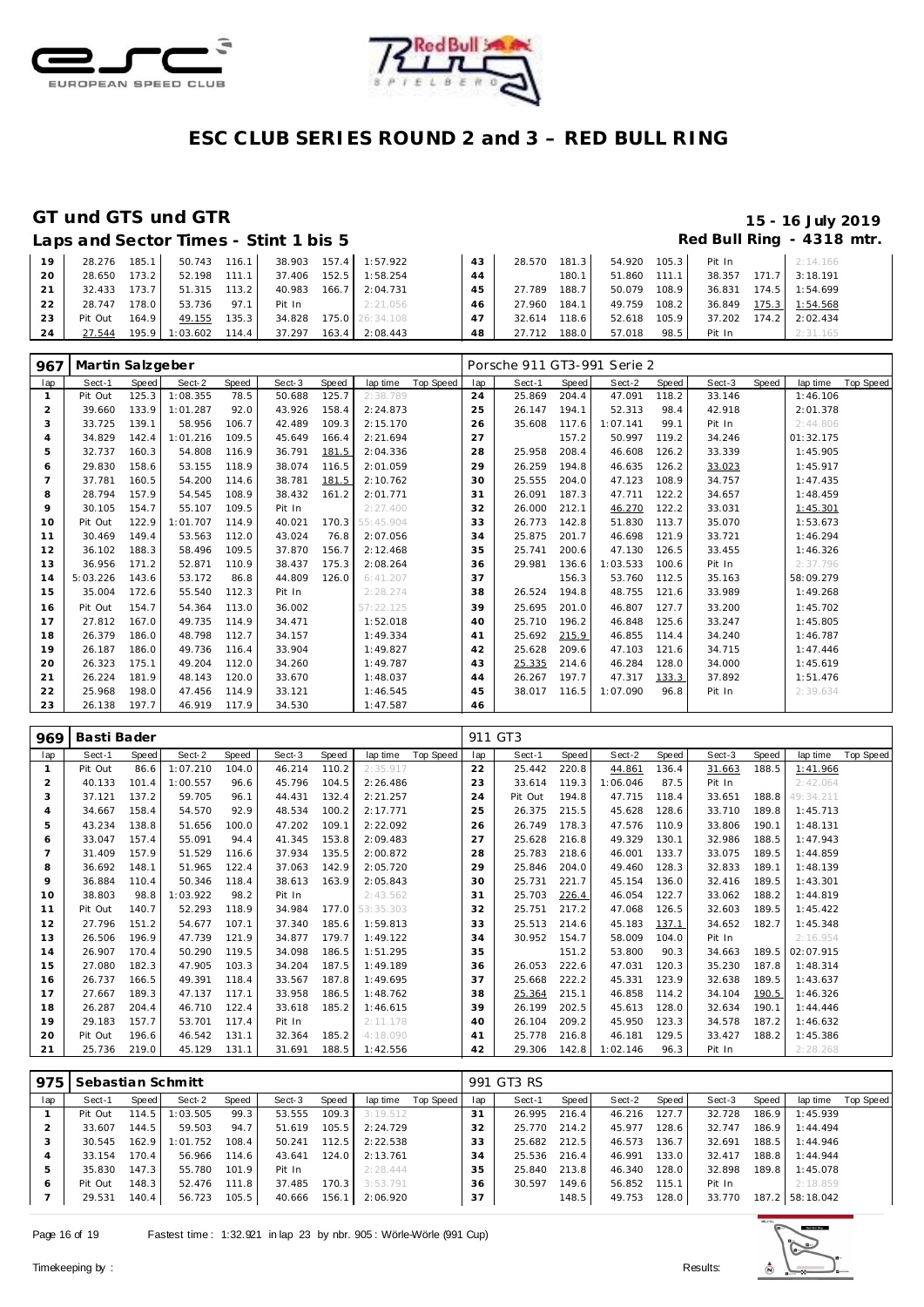# ESC CLUB SERIES ROUND 2 and 3 – RED BULL RING

## GT und GTS und GTR

**15 - 16 July 2019**

### Laps and Sector Times - Stint 1 bis 5

**Red Bull Ring - 4318 mtr.**

| lap | Sect-1 | Speed | Sect-2 | Speed | Sect-3 | Speed | lap time | Top Speed | lap | Sect-1 | Speed | Sect-2 | Speed | Sect-3 | Speed | lap time | Top Speed |
|---|---|---|---|---|---|---|---|---|---|---|---|---|---|---|---|---|---|
| 19 | 28.276 | 185.1 | 50.743 | 116.1 | 38.903 | 157.4 | 1:57.922 | | 43 | 28.570 | 181.3 | 54.920 | 105.3 | Pit In | | 2:14.166 | |
| 20 | 28.650 | 173.2 | 52.198 | 111.1 | 37.406 | 152.5 | 1:58.254 | | 44 | | 180.1 | 51.860 | 111.1 | 38.357 | 171.7 | 3:18.191 | |
| 21 | 32.433 | 173.7 | 51.315 | 113.2 | 40.983 | 166.7 | 2:04.731 | | 45 | 27.789 | 188.7 | 50.079 | 108.9 | 36.831 | 174.5 | 1:54.699 | |
| 22 | 28.747 | 178.0 | 53.736 | 97.1 | Pit In | | 2:21.056 | | 46 | 27.960 | 184.1 | 49.759 | 108.2 | 36.849 | 175.3 | 1:54.568 | |
| 23 | Pit Out | 164.9 | 49.155 | 135.3 | 34.828 | 175.0 | 26:34.108 | | 47 | 32.614 | 118.6 | 52.618 | 105.9 | 37.202 | 174.2 | 2:02.434 | |
| 24 | 27.544 | 195.9 | 1:03.602 | 114.4 | 37.297 | 163.4 | 2:08.443 | | 48 | 27.712 | 188.0 | 57.018 | 98.5 | Pit In | | 2:31.165 | |

### 967 Martin Salzgeber — Porsche 911 GT3-991 Serie 2

| lap | Sect-1 | Speed | Sect-2 | Speed | Sect-3 | Speed | lap time | Top Speed | lap | Sect-1 | Speed | Sect-2 | Speed | Sect-3 | Speed | lap time | Top Speed |
|---|---|---|---|---|---|---|---|---|---|---|---|---|---|---|---|---|---|
| 1 | Pit Out | 125.3 | 1:08.355 | 78.5 | 50.688 | 125.7 | 2:38.789 | | 24 | 25.869 | 204.4 | 47.091 | 118.2 | 33.146 | | 1:46.106 | |
| 2 | 39.660 | 133.9 | 1:01.287 | 92.0 | 43.926 | 158.4 | 2:24.873 | | 25 | 26.147 | 194.1 | 52.313 | 98.4 | 42.918 | | 2:01.378 | |
| 3 | 33.725 | 139.1 | 58.956 | 106.7 | 42.489 | 109.3 | 2:15.170 | | 26 | 35.608 | 117.6 | 1:07.141 | 99.1 | Pit In | | 2:44.806 | |
| 4 | 34.829 | 142.4 | 1:01.216 | 109.5 | 45.649 | 166.4 | 2:21.694 | | 27 | | 157.2 | 50.997 | 119.2 | 34.246 | | 01:32.175 | |
| 5 | 32.737 | 160.3 | 54.808 | 116.9 | 36.791 | 181.5 | 2:04.336 | | 28 | 25.958 | 208.4 | 46.608 | 126.2 | 33.339 | | 1:45.905 | |
| 6 | 29.830 | 158.6 | 53.155 | 118.9 | 38.074 | 116.5 | 2:01.059 | | 29 | 26.259 | 194.8 | 46.635 | 126.2 | 33.023 | | 1:45.917 | |
| 7 | 37.781 | 160.5 | 54.200 | 114.6 | 38.781 | 181.5 | 2:10.762 | | 30 | 25.555 | 204.0 | 47.123 | 108.9 | 34.757 | | 1:47.435 | |
| 8 | 28.794 | 157.9 | 54.545 | 108.9 | 38.432 | 161.2 | 2:01.771 | | 31 | 26.091 | 187.3 | 47.711 | 122.2 | 34.657 | | 1:48.459 | |
| 9 | 30.105 | 154.7 | 55.107 | 109.5 | Pit In | | 2:27.400 | | 32 | 26.000 | 212.1 | 46.270 | 122.2 | 33.031 | | 1:45.301 | |
| 10 | Pit Out | 122.9 | 1:01.707 | 114.9 | 40.021 | 170.3 | 55:45.904 | | 33 | 26.773 | 142.8 | 51.830 | 113.7 | 35.070 | | 1:53.673 | |
| 11 | 30.469 | 149.4 | 53.563 | 112.0 | 43.024 | 76.8 | 2:07.056 | | 34 | 25.875 | 201.7 | 46.698 | 121.9 | 33.721 | | 1:46.294 | |
| 12 | 36.102 | 188.3 | 58.496 | 109.5 | 37.870 | 156.7 | 2:12.468 | | 35 | 25.741 | 200.6 | 47.130 | 126.5 | 33.455 | | 1:46.326 | |
| 13 | 36.956 | 171.2 | 52.871 | 110.9 | 38.437 | 175.3 | 2:08.264 | | 36 | 29.981 | 136.6 | 1:03.533 | 100.6 | Pit In | | 2:37.796 | |
| 14 | 5:03.226 | 143.6 | 53.172 | 86.8 | 44.809 | 126.0 | 6:41.207 | | 37 | | 156.3 | 53.760 | 112.5 | 35.163 | | 58:09.279 | |
| 15 | 35.004 | 172.6 | 55.540 | 112.3 | Pit In | | 2:28.274 | | 38 | 26.524 | 194.8 | 48.755 | 121.6 | 33.989 | | 1:49.268 | |
| 16 | Pit Out | 154.7 | 54.364 | 113.0 | 36.002 | | 57:22.125 | | 39 | 25.695 | 201.0 | 46.807 | 127.7 | 33.200 | | 1:45.702 | |
| 17 | 27.812 | 167.0 | 49.735 | 114.9 | 34.471 | | 1:52.018 | | 40 | 25.710 | 196.2 | 46.848 | 125.6 | 33.247 | | 1:45.805 | |
| 18 | 26.379 | 186.0 | 48.798 | 112.7 | 34.157 | | 1:49.334 | | 41 | 25.692 | 215.9 | 46.855 | 114.4 | 34.240 | | 1:46.787 | |
| 19 | 26.187 | 186.0 | 49.736 | 116.4 | 33.904 | | 1:49.827 | | 42 | 25.628 | 209.6 | 47.103 | 121.6 | 34.715 | | 1:47.446 | |
| 20 | 26.323 | 175.1 | 49.204 | 112.0 | 34.260 | | 1:49.787 | | 43 | 25.335 | 214.6 | 46.284 | 128.0 | 34.000 | | 1:45.619 | |
| 21 | 26.224 | 181.9 | 48.143 | 120.0 | 33.670 | | 1:48.037 | | 44 | 26.267 | 197.7 | 47.317 | 133.3 | 37.892 | | 1:51.476 | |
| 22 | 25.968 | 198.0 | 47.456 | 114.9 | 33.121 | | 1:46.545 | | 45 | 38.017 | 116.5 | 1:07.090 | 96.8 | Pit In | | 2:39.634 | |
| 23 | 26.138 | 197.7 | 46.919 | 117.9 | 34.530 | | 1:47.587 | | 46 | | | | | | | | |

### 969 Basti Bader — 911 GT3

| lap | Sect-1 | Speed | Sect-2 | Speed | Sect-3 | Speed | lap time | Top Speed | lap | Sect-1 | Speed | Sect-2 | Speed | Sect-3 | Speed | lap time | Top Speed |
|---|---|---|---|---|---|---|---|---|---|---|---|---|---|---|---|---|---|
| 1 | Pit Out | 86.6 | 1:07.210 | 104.0 | 46.214 | 110.2 | 2:35.917 | | 22 | 25.442 | 220.8 | 44.861 | 136.4 | 31.663 | 188.5 | 1:41.966 | |
| 2 | 40.133 | 101.4 | 1:00.557 | 96.6 | 45.796 | 104.5 | 2:26.486 | | 23 | 33.614 | 119.3 | 1:06.046 | 87.5 | Pit In | | 2:42.064 | |
| 3 | 37.121 | 137.2 | 59.705 | 96.1 | 44.431 | 132.4 | 2:21.257 | | 24 | Pit Out | 194.8 | 47.715 | 118.4 | 33.651 | 188.8 | 49:34.211 | |
| 4 | 34.667 | 158.4 | 54.570 | 92.9 | 48.534 | 100.2 | 2:17.771 | | 25 | 26.375 | 215.5 | 45.628 | 128.6 | 33.710 | 189.8 | 1:45.713 | |
| 5 | 43.234 | 138.8 | 51.656 | 100.0 | 47.202 | 109.1 | 2:22.092 | | 26 | 26.749 | 178.3 | 47.576 | 110.9 | 33.806 | 190.1 | 1:48.131 | |
| 6 | 33.047 | 157.4 | 55.091 | 94.4 | 41.345 | 153.8 | 2:09.483 | | 27 | 25.628 | 216.8 | 49.329 | 130.1 | 32.986 | 188.5 | 1:47.943 | |
| 7 | 31.409 | 157.9 | 51.529 | 116.6 | 37.934 | 135.5 | 2:00.872 | | 28 | 25.783 | 218.6 | 46.001 | 133.7 | 33.075 | 189.5 | 1:44.859 | |
| 8 | 36.692 | 148.1 | 51.965 | 122.4 | 37.063 | 142.9 | 2:05.720 | | 29 | 25.846 | 204.0 | 49.460 | 128.3 | 32.833 | 189.1 | 1:48.139 | |
| 9 | 36.884 | 110.4 | 50.346 | 118.4 | 38.613 | 163.9 | 2:05.843 | | 30 | 25.731 | 221.7 | 45.154 | 136.0 | 32.416 | 189.5 | 1:43.301 | |
| 10 | 38.803 | 98.8 | 1:03.922 | 98.2 | Pit In | | 2:43.562 | | 31 | 25.703 | 226.4 | 46.054 | 122.7 | 33.062 | 188.2 | 1:44.819 | |
| 11 | Pit Out | 140.7 | 52.293 | 118.9 | 34.984 | 177.0 | 53:35.303 | | 32 | 25.751 | 217.2 | 47.068 | 126.5 | 32.603 | 189.5 | 1:45.422 | |
| 12 | 27.796 | 151.2 | 54.677 | 107.1 | 37.340 | 185.6 | 1:59.813 | | 33 | 25.513 | 214.6 | 45.183 | 137.1 | 34.652 | 182.7 | 1:45.348 | |
| 13 | 26.506 | 196.9 | 47.739 | 121.9 | 34.877 | 179.7 | 1:49.122 | | 34 | 30.952 | 154.7 | 58.006 | 104.0 | Pit In | | 2:16.954 | |
| 14 | 26.907 | 170.4 | 50.290 | 119.5 | 34.098 | 186.5 | 1:51.295 | | 35 | | 151.2 | 53.800 | 90.3 | 34.663 | 189.5 | 02:07.915 | |
| 15 | 27.080 | 182.3 | 47.905 | 103.3 | 34.204 | 187.5 | 1:49.189 | | 36 | 26.053 | 222.6 | 47.031 | 120.3 | 35.230 | 187.8 | 1:48.314 | |
| 16 | 26.737 | 166.5 | 49.391 | 118.4 | 33.567 | 187.8 | 1:49.695 | | 37 | 25.668 | 222.2 | 45.331 | 123.9 | 32.638 | 189.5 | 1:43.637 | |
| 17 | 27.667 | 189.3 | 47.137 | 117.1 | 33.958 | 186.5 | 1:48.762 | | 38 | 25.364 | 215.1 | 46.858 | 114.2 | 34.104 | 190.5 | 1:46.326 | |
| 18 | 26.287 | 204.4 | 46.710 | 122.4 | 33.618 | 185.2 | 1:46.615 | | 39 | 26.199 | 202.5 | 45.613 | 128.0 | 32.634 | 190.1 | 1:44.446 | |
| 19 | 29.183 | 157.7 | 53.701 | 117.4 | Pit In | | 2:11.178 | | 40 | 26.104 | 209.2 | 45.950 | 123.3 | 34.578 | 187.2 | 1:46.632 | |
| 20 | Pit Out | 196.6 | 46.542 | 131.1 | 32.364 | 185.2 | 4:18.090 | | 41 | 25.778 | 216.8 | 46.181 | 129.5 | 33.427 | 188.2 | 1:45.386 | |
| 21 | 25.736 | 219.0 | 45.129 | 131.1 | 31.691 | 188.5 | 1:42.556 | | 42 | 29.306 | 142.8 | 1:02.146 | 96.3 | Pit In | | 2:28.268 | |

### 975 Sebastian Schmitt — 991 GT3 RS

| lap | Sect-1 | Speed | Sect-2 | Speed | Sect-3 | Speed | lap time | Top Speed | lap | Sect-1 | Speed | Sect-2 | Speed | Sect-3 | Speed | lap time | Top Speed |
|---|---|---|---|---|---|---|---|---|---|---|---|---|---|---|---|---|---|
| 1 | Pit Out | 114.5 | 1:03.505 | 99.3 | 53.555 | 109.3 | 3:19.512 | | 31 | 26.995 | 216.4 | 46.216 | 127.7 | 32.728 | 186.9 | 1:45.939 | |
| 2 | 33.607 | 144.5 | 59.503 | 94.7 | 51.619 | 105.5 | 2:24.729 | | 32 | 25.770 | 214.2 | 45.977 | 128.6 | 32.747 | 186.9 | 1:44.494 | |
| 3 | 30.545 | 162.9 | 1:01.752 | 108.4 | 50.241 | 112.5 | 2:22.538 | | 33 | 25.682 | 212.5 | 46.573 | 136.7 | 32.691 | 188.5 | 1:44.946 | |
| 4 | 33.154 | 170.4 | 56.966 | 114.6 | 43.641 | 124.0 | 2:13.761 | | 34 | 25.536 | 216.4 | 46.991 | 133.0 | 32.417 | 188.8 | 1:44.944 | |
| 5 | 35.830 | 147.3 | 55.780 | 101.9 | Pit In | | 2:28.444 | | 35 | 25.840 | 213.8 | 46.340 | 128.0 | 32.898 | 189.8 | 1:45.078 | |
| 6 | Pit Out | 148.3 | 52.476 | 111.8 | 37.485 | 170.3 | 3:53.791 | | 36 | 30.597 | 149.6 | 56.852 | 115.1 | Pit In | | 2:18.859 | |
| 7 | 29.531 | 140.4 | 56.723 | 105.5 | 40.666 | 156.1 | 2:06.920 | | 37 | | 148.5 | 49.753 | 128.0 | 33.770 | 187.2 | 58:18.042 | |

Fastest time : 1:32.921 in lap 23 by nbr. 905 : Wörle-Wörle (991 Cup)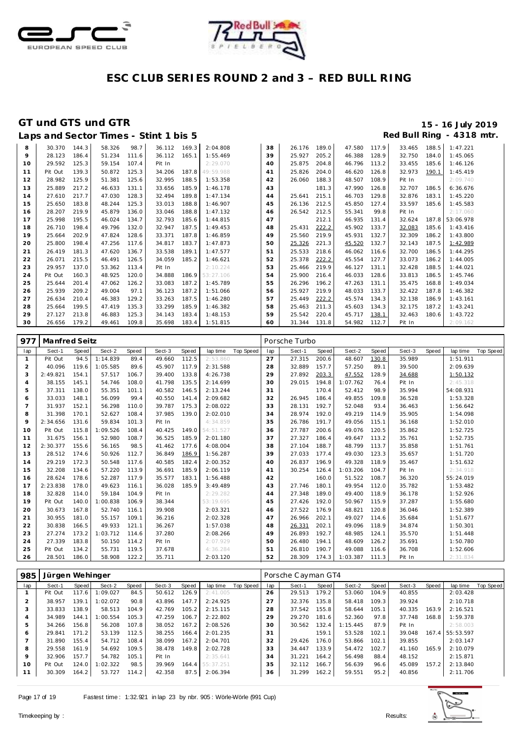# ESC CLUB SERIES ROUND 2 and 3 – RED BULL RING

## GT und GTS und GTR

**15 - 16 July 2019**

**Laps and Sector Times - Stint 1 bis 5** **Red Bull Ring - 4318 mtr.**

| lap | Sect-1 | Speed | Sect-2 | Speed | Sect-3 | Speed | lap time | Top Speed | lap | Sect-1 | Speed | Sect-2 | Speed | Sect-3 | Speed | lap time | Top Speed |
|---|---|---|---|---|---|---|---|---|---|---|---|---|---|---|---|---|---|
| 8 | 30.370 | 144.3 | 58.326 | 98.7 | 36.112 | 169.3 | 2:04.808 | | 38 | 26.176 | 189.0 | 47.580 | 117.9 | 33.465 | 188.5 | 1:47.221 | |
| 9 | 28.123 | 186.4 | 51.234 | 111.6 | 36.112 | 165.1 | 1:55.469 | | 39 | 25.927 | 205.2 | 46.388 | 128.9 | 32.750 | 184.0 | 1:45.065 | |
| 10 | 29.592 | 125.3 | 59.154 | 107.4 | Pit In | | 2:29.070 | | 40 | 25.875 | 204.8 | 46.796 | 113.2 | 33.455 | 185.6 | 1:46.126 | |
| 11 | Pit Out | 139.3 | 50.872 | 125.3 | 34.206 | 187.8 | 49:59.988 | | 41 | 25.826 | 204.0 | 46.620 | 126.8 | 32.973 | 190.1 | 1:45.419 | |
| 12 | 28.982 | 125.9 | 51.381 | 125.6 | 32.995 | 188.5 | 1:53.358 | | 42 | 26.060 | 188.3 | 48.507 | 108.9 | Pit In | | 2:09.740 | |
| 13 | 25.889 | 217.2 | 46.633 | 131.1 | 33.656 | 185.9 | 1:46.178 | | 43 | | 181.3 | 47.990 | 126.8 | 32.707 | 186.5 | 6:36.676 | |
| 14 | 27.610 | 217.7 | 47.030 | 128.3 | 32.494 | 189.8 | 1:47.134 | | 44 | 25.641 | 215.1 | 46.703 | 129.8 | 32.876 | 183.1 | 1:45.220 | |
| 15 | 25.650 | 183.8 | 48.244 | 125.3 | 33.013 | 188.8 | 1:46.907 | | 45 | 26.136 | 212.5 | 45.850 | 127.4 | 33.597 | 185.6 | 1:45.583 | |
| 16 | 28.207 | 219.9 | 45.879 | 136.0 | 33.046 | 188.8 | 1:47.132 | | 46 | 26.542 | 212.5 | 55.341 | 99.8 | Pit In | | 2:17.060 | |
| 17 | 25.998 | 195.5 | 46.024 | 134.7 | 32.793 | 185.6 | 1:44.815 | | 47 | | 212.1 | 46.935 | 131.4 | 32.624 | 187.8 | 53:06.978 | |
| 18 | 26.710 | 198.4 | 49.796 | 132.0 | 32.947 | 187.5 | 1:49.453 | | 48 | 25.431 | 222.2 | 45.902 | 133.7 | 32.083 | 185.6 | 1:43.416 | |
| 19 | 25.664 | 202.9 | 47.824 | 128.6 | 33.371 | 187.8 | 1:46.859 | | 49 | 25.560 | 219.9 | 45.931 | 132.7 | 32.309 | 186.2 | 1:43.800 | |
| 20 | 25.800 | 198.4 | 47.256 | 117.6 | 34.817 | 183.7 | 1:47.873 | | 50 | 25.326 | 221.3 | 45.520 | 132.7 | 32.143 | 187.5 | 1:42.989 | |
| 21 | 26.419 | 181.3 | 47.620 | 136.7 | 33.538 | 189.1 | 1:47.577 | | 51 | 25.533 | 218.6 | 46.062 | 116.6 | 32.700 | 186.5 | 1:44.295 | |
| 22 | 26.071 | 215.5 | 46.491 | 126.5 | 34.059 | 185.2 | 1:46.621 | | 52 | 25.378 | 222.2 | 45.554 | 127.7 | 33.073 | 186.2 | 1:44.005 | |
| 23 | 29.957 | 137.0 | 53.362 | 113.4 | Pit In | | 2:10.224 | | 53 | 25.466 | 219.9 | 46.127 | 131.1 | 32.428 | 188.5 | 1:44.021 | |
| 24 | Pit Out | 160.3 | 48.925 | 120.0 | 34.888 | 186.9 | 53:27.106 | | 54 | 25.900 | 216.4 | 46.033 | 128.6 | 33.813 | 186.5 | 1:45.746 | |
| 25 | 25.644 | 201.4 | 47.062 | 126.2 | 33.083 | 187.2 | 1:45.789 | | 55 | 26.296 | 196.2 | 47.263 | 131.1 | 35.475 | 168.8 | 1:49.034 | |
| 26 | 25.939 | 209.2 | 49.004 | 97.1 | 36.123 | 187.2 | 1:51.066 | | 56 | 25.927 | 219.9 | 48.033 | 133.7 | 32.422 | 187.8 | 1:46.382 | |
| 27 | 26.634 | 210.4 | 46.383 | 129.2 | 33.263 | 187.5 | 1:46.280 | | 57 | 25.449 | 222.2 | 45.574 | 134.3 | 32.138 | 186.9 | 1:43.161 | |
| 28 | 25.664 | 199.5 | 47.419 | 135.3 | 33.299 | 185.9 | 1:46.382 | | 58 | 25.463 | 211.3 | 45.603 | 134.3 | 32.175 | 187.2 | 1:43.241 | |
| 29 | 27.127 | 213.8 | 46.883 | 125.3 | 34.143 | 183.4 | 1:48.153 | | 59 | 25.542 | 220.4 | 45.717 | 138.1 | 32.463 | 180.6 | 1:43.722 | |
| 30 | 26.656 | 179.2 | 49.461 | 109.8 | 35.698 | 183.4 | 1:51.815 | | 60 | 31.344 | 131.8 | 54.982 | 112.7 | Pit In | | 2:09.162 | |

**977 Manfred Seitz** — Porsche Turbo

| lap | Sect-1 | Speed | Sect-2 | Speed | Sect-3 | Speed | lap time | Top Speed | lap | Sect-1 | Speed | Sect-2 | Speed | Sect-3 | Speed | lap time | Top Speed |
|---|---|---|---|---|---|---|---|---|---|---|---|---|---|---|---|---|---|
| 1 | Pit Out | 94.5 | 1:14.839 | 89.4 | 49.660 | 112.5 | 2:53.860 | | 27 | 27.315 | 200.6 | 48.607 | 130.8 | 35.989 | | 1:51.911 | |
| 2 | 40.096 | 119.6 | 1:05.585 | 89.6 | 45.907 | 117.9 | 2:31.588 | | 28 | 32.889 | 157.7 | 57.250 | 89.1 | 39.500 | | 2:09.639 | |
| 3 | 2:49.821 | 154.1 | 57.517 | 106.7 | 39.400 | 133.8 | 4:26.738 | | 29 | 27.892 | 203.3 | 47.552 | 128.9 | 34.688 | | 1:50.132 | |
| 4 | 38.155 | 145.1 | 54.746 | 108.0 | 41.798 | 135.5 | 2:14.699 | | 30 | 29.015 | 194.8 | 1:07.762 | 76.4 | Pit In | | 2:45.318 | |
| 5 | 37.311 | 138.0 | 55.351 | 101.1 | 40.582 | 146.5 | 2:13.244 | | 31 | | 170.4 | 52.412 | 98.9 | 35.994 | | 54:08.931 | |
| 6 | 33.033 | 148.1 | 56.099 | 99.4 | 40.550 | 141.4 | 2:09.682 | | 32 | 26.945 | 186.4 | 49.855 | 109.8 | 36.528 | | 1:53.328 | |
| 7 | 31.937 | 152.1 | 56.298 | 110.0 | 39.787 | 175.3 | 2:08.022 | | 33 | 28.131 | 192.7 | 52.048 | 93.4 | 36.463 | | 1:56.642 | |
| 8 | 31.398 | 170.1 | 52.627 | 108.4 | 37.985 | 139.0 | 2:02.010 | | 34 | 28.974 | 192.0 | 49.219 | 114.9 | 35.905 | | 1:54.098 | |
| 9 | 2:34.656 | 131.6 | 59.834 | 101.3 | Pit In | | 4:34.859 | | 35 | 26.786 | 191.7 | 49.056 | 115.1 | 36.168 | | 1:52.010 | |
| 10 | Pit Out | 115.8 | 1:09.526 | 108.4 | 40.425 | 149.0 | 54:51.527 | | 36 | 27.787 | 200.6 | 49.076 | 120.5 | 35.862 | | 1:52.725 | |
| 11 | 31.675 | 156.1 | 52.980 | 108.7 | 36.525 | 185.9 | 2:01.180 | | 37 | 27.327 | 186.4 | 49.647 | 113.2 | 35.761 | | 1:52.735 | |
| 12 | 2:30.377 | 155.6 | 56.165 | 98.5 | 41.462 | 177.6 | 4:08.004 | | 38 | 27.104 | 188.7 | 48.799 | 113.7 | 35.858 | | 1:51.761 | |
| 13 | 28.512 | 174.6 | 50.926 | 112.7 | 36.849 | 186.9 | 1:56.287 | | 39 | 27.033 | 177.4 | 49.030 | 123.3 | 35.657 | | 1:51.720 | |
| 14 | 29.219 | 172.3 | 50.548 | 117.6 | 40.585 | 182.4 | 2:00.352 | | 40 | 26.837 | 196.9 | 49.328 | 118.9 | 35.467 | | 1:51.632 | |
| 15 | 32.208 | 134.6 | 57.220 | 113.9 | 36.691 | 185.9 | 2:06.119 | | 41 | 30.254 | 126.4 | 1:03.206 | 104.7 | Pit In | | 2:34.918 | |
| 16 | 28.624 | 178.6 | 52.287 | 117.9 | 35.577 | 183.1 | 1:56.488 | | 42 | | 160.0 | 51.522 | 108.7 | 36.320 | | 55:24.019 | |
| 17 | 2:23.838 | 178.0 | 49.623 | 116.1 | 36.028 | 185.9 | 3:49.489 | | 43 | 27.746 | 180.1 | 49.954 | 112.0 | 35.782 | | 1:53.482 | |
| 18 | 32.828 | 114.0 | 59.184 | 104.9 | Pit In | | 2:29.282 | | 44 | 27.348 | 189.0 | 49.400 | 118.9 | 36.178 | | 1:52.926 | |
| 19 | Pit Out | 140.0 | 1:00.838 | 106.9 | 38.344 | | 53:19.695 | | 45 | 27.426 | 192.0 | 50.967 | 115.9 | 37.287 | | 1:55.680 | |
| 20 | 30.673 | 167.8 | 52.740 | 116.1 | 39.908 | | 2:03.321 | | 46 | 27.522 | 176.9 | 48.821 | 120.8 | 36.046 | | 1:52.389 | |
| 21 | 30.955 | 181.0 | 55.157 | 109.1 | 36.216 | | 2:02.328 | | 47 | 26.966 | 202.1 | 49.027 | 114.6 | 35.684 | | 1:51.677 | |
| 22 | 30.838 | 166.5 | 49.933 | 121.1 | 36.267 | | 1:57.038 | | 48 | 26.331 | 202.1 | 49.096 | 118.9 | 34.874 | | 1:50.301 | |
| 23 | 27.274 | 173.2 | 1:03.712 | 114.6 | 37.280 | | 2:08.266 | | 49 | 26.893 | 192.7 | 48.985 | 124.1 | 35.570 | | 1:51.448 | |
| 24 | 27.339 | 183.8 | 50.150 | 114.2 | Pit In | | 2:07.929 | | 50 | 26.480 | 194.1 | 48.609 | 126.2 | 35.691 | | 1:50.780 | |
| 25 | Pit Out | 134.2 | 55.731 | 119.5 | 37.678 | | 4:36.284 | | 51 | 26.810 | 190.7 | 49.088 | 116.6 | 36.708 | | 1:52.606 | |
| 26 | 28.501 | 186.0 | 58.908 | 122.2 | 35.711 | | 2:03.120 | | 52 | 28.309 | 174.3 | 1:03.387 | 111.3 | Pit In | | 2:31.834 | |

**985 Jürgen Wehinger** — Porsche Cayman GT4

| lap | Sect-1 | Speed | Sect-2 | Speed | Sect-3 | Speed | lap time | Top Speed | lap | Sect-1 | Speed | Sect-2 | Speed | Sect-3 | Speed | lap time | Top Speed |
|---|---|---|---|---|---|---|---|---|---|---|---|---|---|---|---|---|---|
| 1 | Pit Out | 117.6 | 1:09.027 | 84.5 | 50.612 | 126.9 | 2:41.005 | | 26 | 29.513 | 179.2 | 53.060 | 104.9 | 40.855 | | 2:03.428 | |
| 2 | 38.957 | 139.1 | 1:02.072 | 90.8 | 43.896 | 147.7 | 2:24.925 | | 27 | 32.376 | 135.8 | 58.418 | 109.3 | 39.924 | | 2:10.718 | |
| 3 | 33.833 | 138.9 | 58.513 | 104.9 | 42.769 | 105.2 | 2:15.115 | | 28 | 37.542 | 155.8 | 58.644 | 105.1 | 40.335 | 163.9 | 2:16.521 | |
| 4 | 34.989 | 144.1 | 1:00.554 | 105.3 | 47.259 | 106.7 | 2:22.802 | | 29 | 29.270 | 181.6 | 52.360 | 97.8 | 37.748 | 168.8 | 1:59.378 | |
| 5 | 34.266 | 156.8 | 56.208 | 107.8 | 38.052 | 167.2 | 2:08.526 | | 30 | 30.562 | 132.4 | 1:15.445 | 87.9 | Pit In | | 2:58.003 | |
| 6 | 29.841 | 171.2 | 53.139 | 112.5 | 38.255 | 166.4 | 2:01.235 | | 31 | | 159.1 | 53.528 | 102.1 | 39.048 | 167.4 | 55:53.597 | |
| 7 | 31.890 | 155.4 | 54.712 | 108.4 | 38.099 | 167.2 | 2:04.701 | | 32 | 29.426 | 176.0 | 53.866 | 102.1 | 39.855 | | 2:03.147 | |
| 8 | 29.558 | 161.9 | 54.692 | 109.5 | 38.478 | 149.8 | 2:02.728 | | 33 | 34.447 | 133.9 | 54.472 | 102.7 | 41.160 | 165.9 | 2:10.079 | |
| 9 | 32.906 | 157.7 | 54.782 | 105.1 | Pit In | | 2:35.641 | | 34 | 31.221 | 164.2 | 56.498 | 88.4 | 48.152 | | 2:15.871 | |
| 10 | Pit Out | 124.0 | 1:02.322 | 98.5 | 39.969 | 164.4 | 55:37.251 | | 35 | 32.112 | 166.7 | 56.639 | 96.6 | 45.089 | 157.2 | 2:13.840 | |
| 11 | 30.309 | 164.2 | 53.727 | 114.2 | 42.358 | 87.5 | 2:06.394 | | 36 | 31.299 | 162.2 | 59.551 | 95.2 | 40.856 | | 2:11.706 | |

Fastest time : 1:32.921 in lap 23 by nbr. 905 : Wörle-Wörle (991 Cup)

Timekeeping by : Results: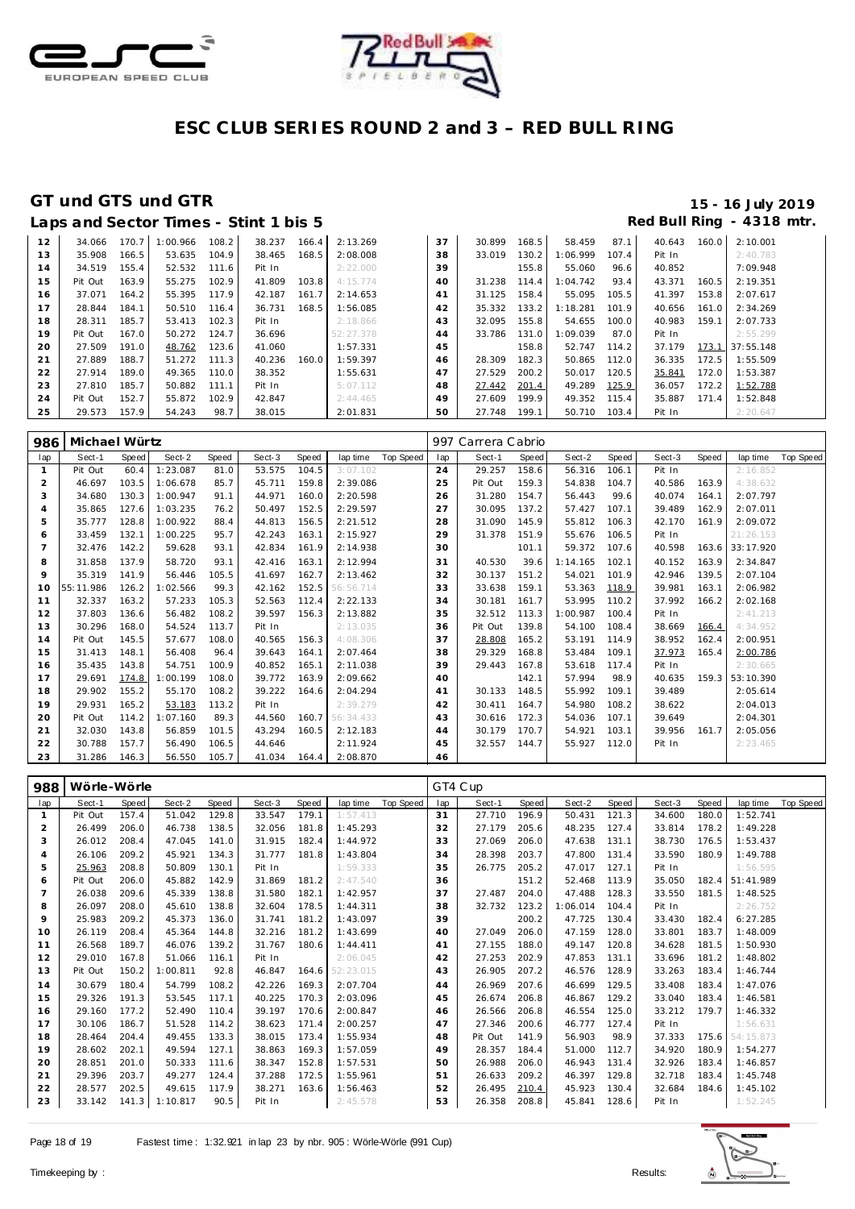# ESC CLUB SERIES ROUND 2 and 3 – RED BULL RING

## GT und GTS und GTR

15 - 16 July 2019

### Laps and Sector Times - Stint 1 bis 5

Red Bull Ring - 4318 mtr.

| lap | Sect-1 | Speed | Sect-2 | Speed | Sect-3 | Speed | lap time | Top Speed | lap | Sect-1 | Speed | Sect-2 | Speed | Sect-3 | Speed | lap time | Top Speed |
|---|---|---|---|---|---|---|---|---|---|---|---|---|---|---|---|---|---|
| 12 | 34.066 | 170.7 | 1:00.966 | 108.2 | 38.237 | 166.4 | 2:13.269 | | 37 | 30.899 | 168.5 | 58.459 | 87.1 | 40.643 | 160.0 | 2:10.001 | |
| 13 | 35.908 | 166.5 | 53.635 | 104.9 | 38.465 | 168.5 | 2:08.008 | | 38 | 33.019 | 130.2 | 1:06.999 | 107.4 | Pit In | | 2:40.783 | |
| 14 | 34.519 | 155.4 | 52.532 | 111.6 | Pit In | | 2:22.000 | | 39 | | 155.8 | 55.060 | 96.6 | 40.852 | | 7:09.948 | |
| 15 | Pit Out | 163.9 | 55.275 | 102.9 | 41.809 | 103.8 | 4:15.774 | | 40 | 31.238 | 114.4 | 1:04.742 | 93.4 | 43.371 | 160.5 | 2:19.351 | |
| 16 | 37.071 | 164.2 | 55.395 | 117.9 | 42.187 | 161.7 | 2:14.653 | | 41 | 31.125 | 158.4 | 55.095 | 105.5 | 41.397 | 153.8 | 2:07.617 | |
| 17 | 28.844 | 184.1 | 50.510 | 116.4 | 36.731 | 168.5 | 1:56.085 | | 42 | 35.332 | 133.2 | 1:18.281 | 101.9 | 40.656 | 161.0 | 2:34.269 | |
| 18 | 28.311 | 185.7 | 53.413 | 102.3 | Pit In | | 2:18.866 | | 43 | 32.095 | 155.8 | 54.655 | 100.0 | 40.983 | 159.1 | 2:07.733 | |
| 19 | Pit Out | 167.0 | 50.272 | 124.7 | 36.696 | | 52:27.378 | | 44 | 33.786 | 131.0 | 1:09.039 | 87.0 | Pit In | | 2:55.299 | |
| 20 | 27.509 | 191.0 | 48.762 | 123.6 | 41.060 | | 1:57.331 | | 45 | | 158.8 | 52.747 | 114.2 | 37.179 | 173.1 | 37:55.148 | |
| 21 | 27.889 | 188.7 | 51.272 | 111.3 | 40.236 | 160.0 | 1:59.397 | | 46 | 28.309 | 182.3 | 50.865 | 112.0 | 36.335 | 172.5 | 1:55.509 | |
| 22 | 27.914 | 189.0 | 49.365 | 110.0 | 38.352 | | 1:55.631 | | 47 | 27.529 | 200.2 | 50.017 | 120.5 | 35.841 | 172.0 | 1:53.387 | |
| 23 | 27.810 | 185.7 | 50.882 | 111.1 | Pit In | | 5:07.112 | | 48 | 27.442 | 201.4 | 49.289 | 125.9 | 36.057 | 172.2 | 1:52.788 | |
| 24 | Pit Out | 152.7 | 55.872 | 102.9 | 42.847 | | 2:44.465 | | 49 | 27.609 | 199.9 | 49.352 | 115.4 | 35.887 | 171.4 | 1:52.848 | |
| 25 | 29.573 | 157.9 | 54.243 | 98.7 | 38.015 | | 2:01.831 | | 50 | 27.748 | 199.1 | 50.710 | 103.4 | Pit In | | 2:20.647 | |

| 986 | Michael Würtz | | | | | | | | 997 Carrera Cabrio | | | | | | | | |
|---|---|---|---|---|---|---|---|---|---|---|---|---|---|---|---|---|---|
| lap | Sect-1 | Speed | Sect-2 | Speed | Sect-3 | Speed | lap time | Top Speed | lap | Sect-1 | Speed | Sect-2 | Speed | Sect-3 | Speed | lap time | Top Speed |
| 1 | Pit Out | 60.4 | 1:23.087 | 81.0 | 53.575 | 104.5 | 3:07.102 | | 24 | 29.257 | 158.6 | 56.316 | 106.1 | Pit In | | 2:16.852 | |
| 2 | 46.697 | 103.5 | 1:06.678 | 85.7 | 45.711 | 159.8 | 2:39.086 | | 25 | Pit Out | 159.3 | 54.838 | 104.7 | 40.586 | 163.9 | 4:38.632 | |
| 3 | 34.680 | 130.3 | 1:00.947 | 91.1 | 44.971 | 160.0 | 2:20.598 | | 26 | 31.280 | 154.7 | 56.443 | 99.6 | 40.074 | 164.1 | 2:07.797 | |
| 4 | 35.865 | 127.6 | 1:03.235 | 76.2 | 50.497 | 152.5 | 2:29.597 | | 27 | 30.095 | 137.2 | 57.427 | 107.1 | 39.489 | 162.9 | 2:07.011 | |
| 5 | 35.777 | 128.8 | 1:00.922 | 88.4 | 44.813 | 156.5 | 2:21.512 | | 28 | 31.090 | 145.9 | 55.812 | 106.3 | 42.170 | 161.9 | 2:09.072 | |
| 6 | 33.459 | 132.1 | 1:00.225 | 95.7 | 42.243 | 163.1 | 2:15.927 | | 29 | 31.378 | 151.9 | 55.676 | 106.5 | Pit In | | 21:26.153 | |
| 7 | 32.476 | 142.2 | 59.628 | 93.1 | 42.834 | 161.9 | 2:14.938 | | 30 | | 101.1 | 59.372 | 107.6 | 40.598 | 163.6 | 33:17.920 | |
| 8 | 31.858 | 137.9 | 58.720 | 93.1 | 42.416 | 163.1 | 2:12.994 | | 31 | 40.530 | 39.6 | 1:14.165 | 102.1 | 40.152 | 163.9 | 2:34.847 | |
| 9 | 35.319 | 141.9 | 56.446 | 105.5 | 41.697 | 162.7 | 2:13.462 | | 32 | 30.137 | 151.2 | 54.021 | 101.9 | 42.946 | 139.5 | 2:07.104 | |
| 10 | 55:11.986 | 126.2 | 1:02.566 | 99.3 | 42.162 | 152.5 | 56:56.714 | | 33 | 33.638 | 159.1 | 53.363 | 118.9 | 39.981 | 163.1 | 2:06.982 | |
| 11 | 32.337 | 163.2 | 57.233 | 105.3 | 52.563 | 112.4 | 2:22.133 | | 34 | 30.181 | 161.7 | 53.995 | 110.2 | 37.992 | 166.2 | 2:02.168 | |
| 12 | 37.803 | 136.6 | 56.482 | 108.2 | 39.597 | 156.3 | 2:13.882 | | 35 | 32.512 | 113.3 | 1:00.987 | 100.4 | Pit In | | 2:41.213 | |
| 13 | 30.296 | 168.0 | 54.524 | 113.7 | Pit In | | 2:13.035 | | 36 | Pit Out | 139.8 | 54.100 | 108.4 | 38.669 | 166.4 | 4:34.952 | |
| 14 | Pit Out | 145.5 | 57.677 | 108.0 | 40.565 | 156.3 | 4:08.306 | | 37 | 28.808 | 165.2 | 53.191 | 114.9 | 38.952 | 162.4 | 2:00.951 | |
| 15 | 31.413 | 148.1 | 56.408 | 96.4 | 39.643 | 164.1 | 2:07.464 | | 38 | 29.329 | 168.8 | 53.484 | 109.1 | 37.973 | 165.4 | 2:00.786 | |
| 16 | 35.435 | 143.8 | 54.751 | 100.9 | 40.852 | 165.1 | 2:11.038 | | 39 | 29.443 | 167.8 | 53.618 | 117.4 | Pit In | | 2:30.665 | |
| 17 | 29.691 | 174.8 | 1:00.199 | 108.0 | 39.772 | 163.9 | 2:09.662 | | 40 | | 142.1 | 57.994 | 98.9 | 40.635 | 159.3 | 53:10.390 | |
| 18 | 29.902 | 155.2 | 55.170 | 108.2 | 39.222 | 164.6 | 2:04.294 | | 41 | 30.133 | 148.5 | 55.992 | 109.1 | 39.489 | | 2:05.614 | |
| 19 | 29.931 | 165.2 | 53.183 | 113.2 | Pit In | | 2:39.279 | | 42 | 30.411 | 164.7 | 54.980 | 108.2 | 38.622 | | 2:04.013 | |
| 20 | Pit Out | 114.2 | 1:07.160 | 89.3 | 44.550 | 160.7 | 56:34.433 | | 43 | 30.616 | 172.3 | 54.036 | 107.1 | 39.649 | | 2:04.301 | |
| 21 | 32.030 | 143.8 | 56.859 | 101.5 | 43.294 | 160.5 | 2:12.183 | | 44 | 30.179 | 170.7 | 54.921 | 103.1 | 39.956 | 161.7 | 2:05.056 | |
| 22 | 30.788 | 157.7 | 56.490 | 106.5 | 44.646 | | 2:11.924 | | 45 | 32.557 | 144.7 | 55.927 | 112.0 | Pit In | | 2:23.465 | |
| 23 | 31.286 | 146.3 | 56.550 | 105.7 | 41.034 | 164.4 | 2:08.870 | | 46 | | | | | | | | |

| 988 | Wörle-Wörle | | | | | | | | GT4 Cup | | | | | | | | |
|---|---|---|---|---|---|---|---|---|---|---|---|---|---|---|---|---|---|
| lap | Sect-1 | Speed | Sect-2 | Speed | Sect-3 | Speed | lap time | Top Speed | lap | Sect-1 | Speed | Sect-2 | Speed | Sect-3 | Speed | lap time | Top Speed |
| 1 | Pit Out | 157.4 | 51.042 | 129.8 | 33.547 | 179.1 | 1:57.413 | | 31 | 27.710 | 196.9 | 50.431 | 121.3 | 34.600 | 180.0 | 1:52.741 | |
| 2 | 26.499 | 206.0 | 46.738 | 138.5 | 32.056 | 181.8 | 1:45.293 | | 32 | 27.179 | 205.6 | 48.235 | 127.4 | 33.814 | 178.2 | 1:49.228 | |
| 3 | 26.012 | 208.4 | 47.045 | 141.0 | 31.915 | 182.4 | 1:44.972 | | 33 | 27.069 | 206.0 | 47.638 | 131.1 | 38.730 | 176.5 | 1:53.437 | |
| 4 | 26.106 | 209.2 | 45.921 | 134.3 | 31.777 | 181.8 | 1:43.804 | | 34 | 28.398 | 203.7 | 47.800 | 131.4 | 33.590 | 180.9 | 1:49.788 | |
| 5 | 25.963 | 208.8 | 50.809 | 130.1 | Pit In | | 1:59.333 | | 35 | 26.775 | 205.2 | 47.017 | 127.1 | Pit In | | 1:56.595 | |
| 6 | Pit Out | 206.0 | 45.882 | 142.9 | 31.869 | 181.2 | 2:47.540 | | 36 | | 151.2 | 52.468 | 113.9 | 35.050 | 182.4 | 51:41.989 | |
| 7 | 26.038 | 209.6 | 45.339 | 138.8 | 31.580 | 182.1 | 1:42.957 | | 37 | 27.487 | 204.0 | 47.488 | 128.3 | 33.550 | 181.5 | 1:48.525 | |
| 8 | 26.097 | 208.0 | 45.610 | 138.8 | 32.604 | 178.5 | 1:44.311 | | 38 | 32.732 | 123.2 | 1:06.014 | 104.4 | Pit In | | 2:26.752 | |
| 9 | 25.983 | 209.2 | 45.373 | 136.0 | 31.741 | 181.2 | 1:43.097 | | 39 | | 200.2 | 47.725 | 130.4 | 33.430 | 182.4 | 6:27.285 | |
| 10 | 26.119 | 208.4 | 45.364 | 144.8 | 32.216 | 181.2 | 1:43.699 | | 40 | 27.049 | 206.0 | 47.159 | 128.0 | 33.801 | 183.7 | 1:48.009 | |
| 11 | 26.568 | 189.7 | 46.076 | 139.2 | 31.767 | 180.6 | 1:44.411 | | 41 | 27.155 | 188.0 | 49.147 | 120.8 | 34.628 | 181.5 | 1:50.930 | |
| 12 | 29.010 | 167.8 | 51.066 | 116.1 | Pit In | | 2:06.045 | | 42 | 27.253 | 202.9 | 47.853 | 131.1 | 33.696 | 181.2 | 1:48.802 | |
| 13 | Pit Out | 150.2 | 1:00.811 | 92.8 | 46.847 | 164.6 | 52:23.015 | | 43 | 26.905 | 207.2 | 46.576 | 128.9 | 33.263 | 183.4 | 1:46.744 | |
| 14 | 30.679 | 180.4 | 54.799 | 108.2 | 42.226 | 169.3 | 2:07.704 | | 44 | 26.969 | 207.6 | 46.699 | 129.5 | 33.408 | 183.4 | 1:47.076 | |
| 15 | 29.326 | 191.3 | 53.545 | 117.1 | 40.225 | 170.3 | 2:03.096 | | 45 | 26.674 | 206.8 | 46.867 | 129.2 | 33.040 | 183.4 | 1:46.581 | |
| 16 | 29.160 | 177.2 | 52.490 | 110.4 | 39.197 | 170.6 | 2:00.847 | | 46 | 26.566 | 206.8 | 46.554 | 125.0 | 33.212 | 179.7 | 1:46.332 | |
| 17 | 30.106 | 186.7 | 51.528 | 114.2 | 38.623 | 171.4 | 2:00.257 | | 47 | 27.346 | 200.6 | 46.777 | 127.4 | Pit In | | 1:56.631 | |
| 18 | 28.464 | 204.4 | 49.455 | 133.3 | 38.015 | 173.4 | 1:55.934 | | 48 | Pit Out | 141.9 | 56.903 | 98.9 | 37.333 | 175.6 | 54:15.873 | |
| 19 | 28.602 | 202.1 | 49.594 | 127.1 | 38.863 | 169.3 | 1:57.059 | | 49 | 28.357 | 184.4 | 51.000 | 112.7 | 34.920 | 180.9 | 1:54.277 | |
| 20 | 28.851 | 201.0 | 50.333 | 111.6 | 38.347 | 152.8 | 1:57.531 | | 50 | 26.988 | 206.0 | 46.943 | 131.4 | 32.926 | 183.4 | 1:46.857 | |
| 21 | 29.396 | 203.7 | 49.277 | 124.4 | 37.288 | 172.5 | 1:55.961 | | 51 | 26.633 | 209.2 | 46.397 | 129.8 | 32.718 | 183.4 | 1:45.748 | |
| 22 | 28.577 | 202.5 | 49.615 | 117.9 | 38.271 | 163.6 | 1:56.463 | | 52 | 26.495 | 210.4 | 45.923 | 130.4 | 32.684 | 184.6 | 1:45.102 | |
| 23 | 33.142 | 141.3 | 1:10.817 | 90.5 | Pit In | | 2:45.578 | | 53 | 26.358 | 208.8 | 45.841 | 128.6 | Pit In | | 1:52.245 | |

Fastest time : 1:32.921 in lap 23 by nbr. 905 : Wörle-Wörle (991 Cup)

Timekeeping by : Results: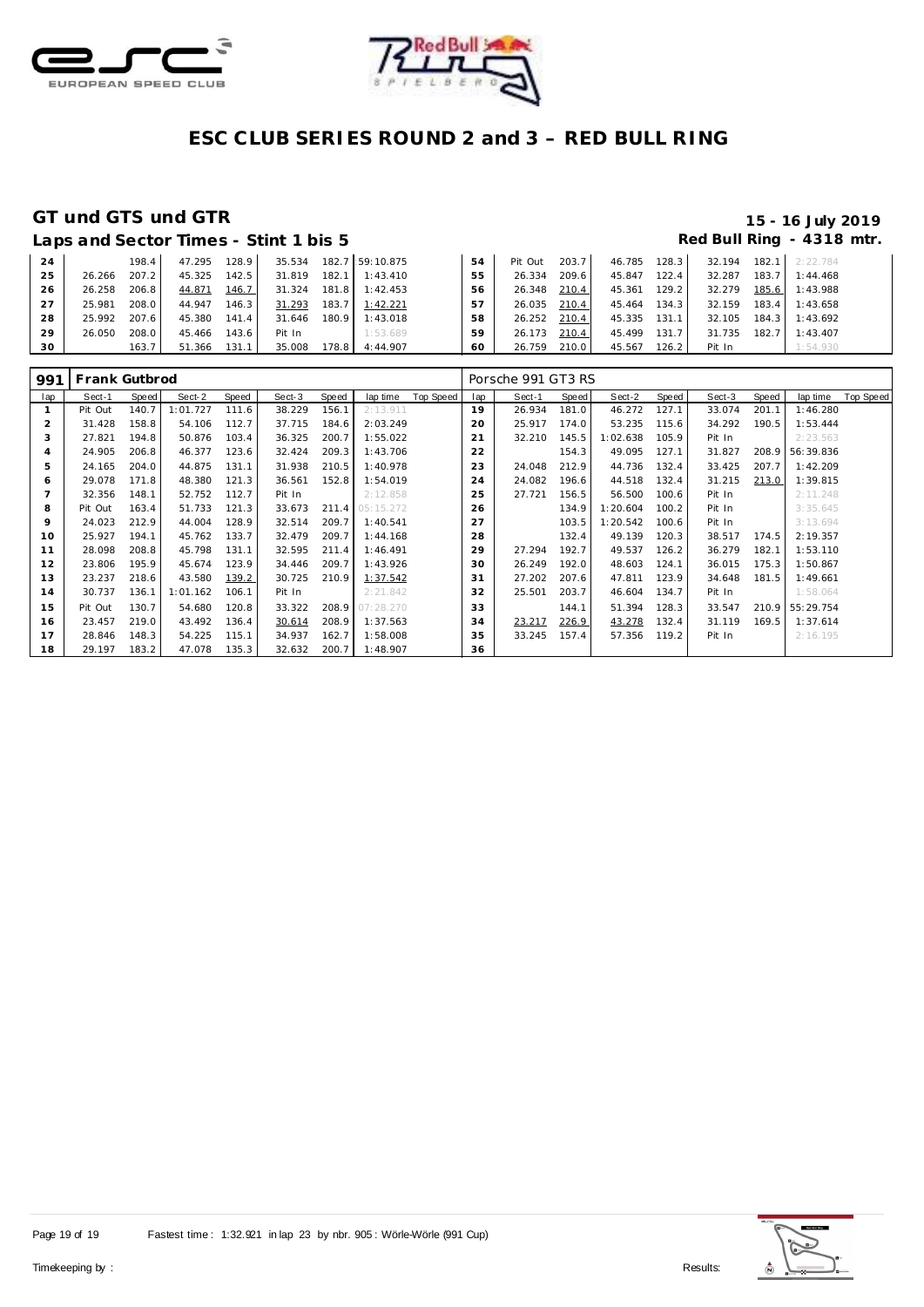# ESC CLUB SERIES ROUND 2 and 3 – RED BULL RING

## GT und GTS und GTR

**15 - 16 July 2019**

### Laps and Sector Times - Stint 1 bis 5

**Red Bull Ring - 4318 mtr.**

| lap | Sect-1 | Speed | Sect-2 | Speed | Sect-3 | Speed | lap time | Top Speed | lap | Sect-1 | Speed | Sect-2 | Speed | Sect-3 | Speed | lap time | Top Speed |
|---|---|---|---|---|---|---|---|---|---|---|---|---|---|---|---|---|---|
| 24 | | 198.4 | 47.295 | 128.9 | 35.534 | 182.7 | 59:10.875 | | 54 | Pit Out | 203.7 | 46.785 | 128.3 | 32.194 | 182.1 | 2:22.784 | |
| 25 | 26.266 | 207.2 | 45.325 | 142.5 | 31.819 | 182.1 | 1:43.410 | | 55 | 26.334 | 209.6 | 45.847 | 122.4 | 32.287 | 183.7 | 1:44.468 | |
| 26 | 26.258 | 206.8 | 44.871 | 146.7 | 31.324 | 181.8 | 1:42.453 | | 56 | 26.348 | 210.4 | 45.361 | 129.2 | 32.279 | 185.6 | 1:43.988 | |
| 27 | 25.981 | 208.0 | 44.947 | 146.3 | 31.293 | 183.7 | 1:42.221 | | 57 | 26.035 | 210.4 | 45.464 | 134.3 | 32.159 | 183.4 | 1:43.658 | |
| 28 | 25.992 | 207.6 | 45.380 | 141.4 | 31.646 | 180.9 | 1:43.018 | | 58 | 26.252 | 210.4 | 45.335 | 131.1 | 32.105 | 184.3 | 1:43.692 | |
| 29 | 26.050 | 208.0 | 45.466 | 143.6 | Pit In | | 1:53.689 | | 59 | 26.173 | 210.4 | 45.499 | 131.7 | 31.735 | 182.7 | 1:43.407 | |
| 30 | | 163.7 | 51.366 | 131.1 | 35.008 | 178.8 | 4:44.907 | | 60 | 26.759 | 210.0 | 45.567 | 126.2 | Pit In | | 1:54.930 | |

### 991 Frank Gutbrod — Porsche 991 GT3 RS

| lap | Sect-1 | Speed | Sect-2 | Speed | Sect-3 | Speed | lap time | Top Speed | lap | Sect-1 | Speed | Sect-2 | Speed | Sect-3 | Speed | lap time | Top Speed |
|---|---|---|---|---|---|---|---|---|---|---|---|---|---|---|---|---|---|
| 1 | Pit Out | 140.7 | 1:01.727 | 111.6 | 38.229 | 156.1 | 2:13.911 | | 19 | 26.934 | 181.0 | 46.272 | 127.1 | 33.074 | 201.1 | 1:46.280 | |
| 2 | 31.428 | 158.8 | 54.106 | 112.7 | 37.715 | 184.6 | 2:03.249 | | 20 | 25.917 | 174.0 | 53.235 | 115.6 | 34.292 | 190.5 | 1:53.444 | |
| 3 | 27.821 | 194.8 | 50.876 | 103.4 | 36.325 | 200.7 | 1:55.022 | | 21 | 32.210 | 145.5 | 1:02.638 | 105.9 | Pit In | | 2:23.563 | |
| 4 | 24.905 | 206.8 | 46.377 | 123.6 | 32.424 | 209.3 | 1:43.706 | | 22 | | 154.3 | 49.095 | 127.1 | 31.827 | 208.9 | 56:39.836 | |
| 5 | 24.165 | 204.0 | 44.875 | 131.1 | 31.938 | 210.5 | 1:40.978 | | 23 | 24.048 | 212.9 | 44.736 | 132.4 | 33.425 | 207.7 | 1:42.209 | |
| 6 | 29.078 | 171.8 | 48.380 | 121.3 | 36.561 | 152.8 | 1:54.019 | | 24 | 24.082 | 196.6 | 44.518 | 132.4 | 31.215 | 213.0 | 1:39.815 | |
| 7 | 32.356 | 148.1 | 52.752 | 112.7 | Pit In | | 2:12.858 | | 25 | 27.721 | 156.5 | 56.500 | 100.6 | Pit In | | 2:11.248 | |
| 8 | Pit Out | 163.4 | 51.733 | 121.3 | 33.673 | 211.4 | 05:15.272 | | 26 | | 134.9 | 1:20.604 | 100.2 | Pit In | | 3:35.645 | |
| 9 | 24.023 | 212.9 | 44.004 | 128.9 | 32.514 | 209.7 | 1:40.541 | | 27 | | 103.5 | 1:20.542 | 100.6 | Pit In | | 3:13.694 | |
| 10 | 25.927 | 194.1 | 45.762 | 133.7 | 32.479 | 209.7 | 1:44.168 | | 28 | | 132.4 | 49.139 | 120.3 | 38.517 | 174.5 | 2:19.357 | |
| 11 | 28.098 | 208.8 | 45.798 | 131.1 | 32.595 | 211.4 | 1:46.491 | | 29 | 27.294 | 192.7 | 49.537 | 126.2 | 36.279 | 182.1 | 1:53.110 | |
| 12 | 23.806 | 195.9 | 45.674 | 123.9 | 34.446 | 209.7 | 1:43.926 | | 30 | 26.249 | 192.0 | 48.603 | 124.1 | 36.015 | 175.3 | 1:50.867 | |
| 13 | 23.237 | 218.6 | 43.580 | 139.2 | 30.725 | 210.9 | 1:37.542 | | 31 | 27.202 | 207.6 | 47.811 | 123.9 | 34.648 | 181.5 | 1:49.661 | |
| 14 | 30.737 | 136.1 | 1:01.162 | 106.1 | Pit In | | 2:21.842 | | 32 | 25.501 | 203.7 | 46.604 | 134.7 | Pit In | | 1:58.064 | |
| 15 | Pit Out | 130.7 | 54.680 | 120.8 | 33.322 | 208.9 | 07:28.270 | | 33 | | 144.1 | 51.394 | 128.3 | 33.547 | 210.9 | 55:29.754 | |
| 16 | 23.457 | 219.0 | 43.492 | 136.4 | 30.614 | 208.9 | 1:37.563 | | 34 | 23.217 | 226.9 | 43.278 | 132.4 | 31.119 | 169.5 | 1:37.614 | |
| 17 | 28.846 | 148.3 | 54.225 | 115.1 | 34.937 | 162.7 | 1:58.008 | | 35 | 33.245 | 157.4 | 57.356 | 119.2 | Pit In | | 2:16.195 | |
| 18 | 29.197 | 183.2 | 47.078 | 135.3 | 32.632 | 200.7 | 1:48.907 | | 36 | | | | | | | | |

Fastest time : 1:32.921 in lap 23 by nbr. 905 : Wörle-Wörle (991 Cup)

Timekeeping by :

Results: